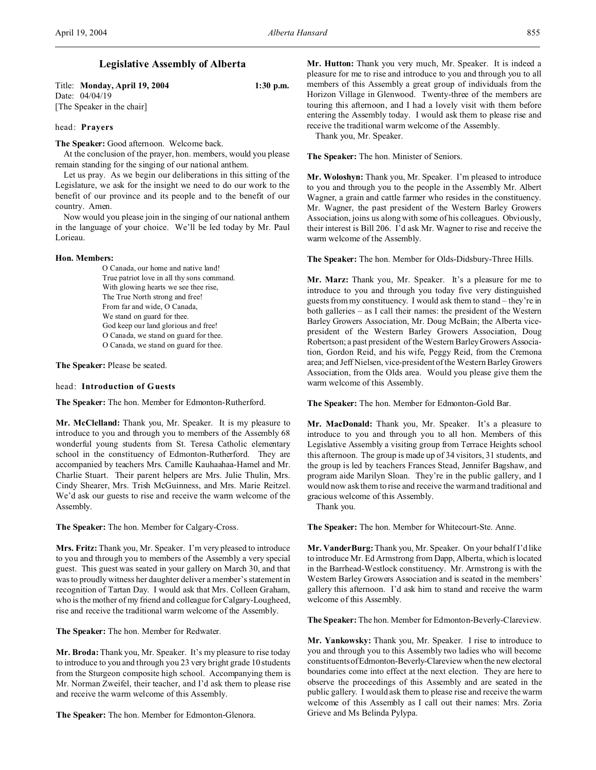## Legislative Assembly of Alberta

Title: **Monday, April 19, 2004** **1:30 p.m.**
Date: 04/04/19
[The Speaker in the chair]

head: **Prayers**

**The Speaker:** Good afternoon. Welcome back.

At the conclusion of the prayer, hon. members, would you please remain standing for the singing of our national anthem.

Let us pray. As we begin our deliberations in this sitting of the Legislature, we ask for the insight we need to do our work to the benefit of our province and its people and to the benefit of our country. Amen.

Now would you please join in the singing of our national anthem in the language of your choice. We'll be led today by Mr. Paul Lorieau.

**Hon. Members:**

O Canada, our home and native land!
True patriot love in all thy sons command.
With glowing hearts we see thee rise,
The True North strong and free!
From far and wide, O Canada,
We stand on guard for thee.
God keep our land glorious and free!
O Canada, we stand on guard for thee.
O Canada, we stand on guard for thee.

**The Speaker:** Please be seated.

head: **Introduction of Guests**

**The Speaker:** The hon. Member for Edmonton-Rutherford.

**Mr. McClelland:** Thank you, Mr. Speaker. It is my pleasure to introduce to you and through you to members of the Assembly 68 wonderful young students from St. Teresa Catholic elementary school in the constituency of Edmonton-Rutherford. They are accompanied by teachers Mrs. Camille Kauhaahaa-Hamel and Mr. Charlie Stuart. Their parent helpers are Mrs. Julie Thulin, Mrs. Cindy Shearer, Mrs. Trish McGuinness, and Mrs. Marie Reitzel. We'd ask our guests to rise and receive the warm welcome of the Assembly.

**The Speaker:** The hon. Member for Calgary-Cross.

**Mrs. Fritz:** Thank you, Mr. Speaker. I'm very pleased to introduce to you and through you to members of the Assembly a very special guest. This guest was seated in your gallery on March 30, and that was to proudly witness her daughter deliver a member's statement in recognition of Tartan Day. I would ask that Mrs. Colleen Graham, who is the mother of my friend and colleague for Calgary-Lougheed, rise and receive the traditional warm welcome of the Assembly.

**The Speaker:** The hon. Member for Redwater.

**Mr. Broda:** Thank you, Mr. Speaker. It's my pleasure to rise today to introduce to you and through you 23 very bright grade 10 students from the Sturgeon composite high school. Accompanying them is Mr. Norman Zweifel, their teacher, and I'd ask them to please rise and receive the warm welcome of this Assembly.

**The Speaker:** The hon. Member for Edmonton-Glenora.

**Mr. Hutton:** Thank you very much, Mr. Speaker. It is indeed a pleasure for me to rise and introduce to you and through you to all members of this Assembly a great group of individuals from the Horizon Village in Glenwood. Twenty-three of the members are touring this afternoon, and I had a lovely visit with them before entering the Assembly today. I would ask them to please rise and receive the traditional warm welcome of the Assembly.

Thank you, Mr. Speaker.

**The Speaker:** The hon. Minister of Seniors.

**Mr. Woloshyn:** Thank you, Mr. Speaker. I'm pleased to introduce to you and through you to the people in the Assembly Mr. Albert Wagner, a grain and cattle farmer who resides in the constituency. Mr. Wagner, the past president of the Western Barley Growers Association, joins us along with some of his colleagues. Obviously, their interest is Bill 206. I'd ask Mr. Wagner to rise and receive the warm welcome of the Assembly.

**The Speaker:** The hon. Member for Olds-Didsbury-Three Hills.

**Mr. Marz:** Thank you, Mr. Speaker. It's a pleasure for me to introduce to you and through you today five very distinguished guests from my constituency. I would ask them to stand – they're in both galleries – as I call their names: the president of the Western Barley Growers Association, Mr. Doug McBain; the Alberta vice-president of the Western Barley Growers Association, Doug Robertson; a past president of the Western Barley Growers Association, Gordon Reid, and his wife, Peggy Reid, from the Cremona area; and Jeff Nielsen, vice-president of the Western Barley Growers Association, from the Olds area. Would you please give them the warm welcome of this Assembly.

**The Speaker:** The hon. Member for Edmonton-Gold Bar.

**Mr. MacDonald:** Thank you, Mr. Speaker. It's a pleasure to introduce to you and through you to all hon. members of this Legislative Assembly a visiting group from Terrace Heights school this afternoon. The group is made up of 34 visitors, 31 students, and the group is led by teachers Frances Stead, Jennifer Bagshaw, and program aide Marilyn Sloan. They're in the public gallery, and I would now ask them to rise and receive the warm and traditional and gracious welcome of this Assembly.

Thank you.

**The Speaker:** The hon. Member for Whitecourt-Ste. Anne.

**Mr. VanderBurg:** Thank you, Mr. Speaker. On your behalf I'd like to introduce Mr. Ed Armstrong from Dapp, Alberta, which is located in the Barrhead-Westlock constituency. Mr. Armstrong is with the Western Barley Growers Association and is seated in the members' gallery this afternoon. I'd ask him to stand and receive the warm welcome of this Assembly.

**The Speaker:** The hon. Member for Edmonton-Beverly-Clareview.

**Mr. Yankowsky:** Thank you, Mr. Speaker. I rise to introduce to you and through you to this Assembly two ladies who will become constituents of Edmonton-Beverly-Clareview when the new electoral boundaries come into effect at the next election. They are here to observe the proceedings of this Assembly and are seated in the public gallery. I would ask them to please rise and receive the warm welcome of this Assembly as I call out their names: Mrs. Zoria Grieve and Ms Belinda Pylypa.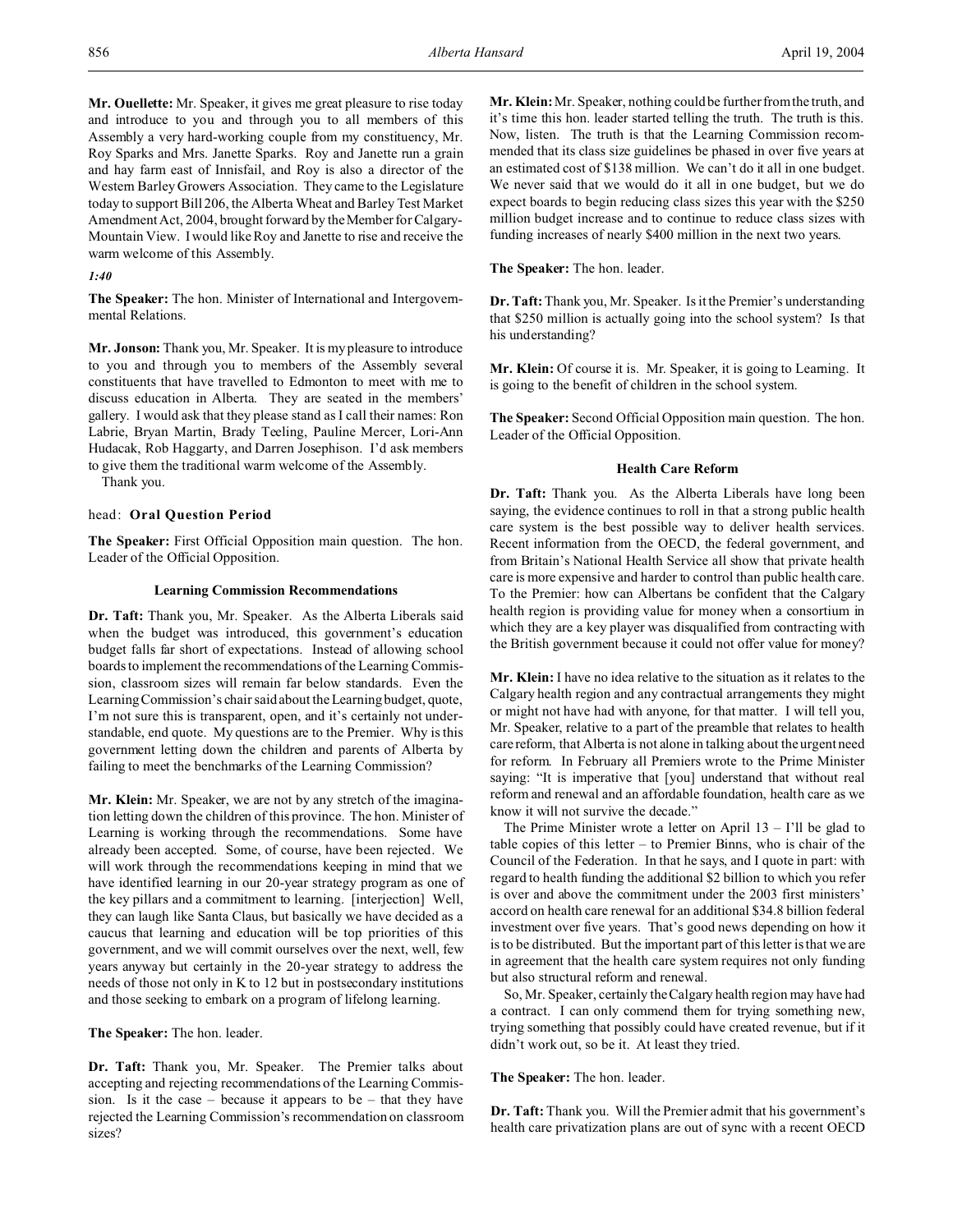**Mr. Ouellette:** Mr. Speaker, it gives me great pleasure to rise today and introduce to you and through you to all members of this Assembly a very hard-working couple from my constituency, Mr. Roy Sparks and Mrs. Janette Sparks. Roy and Janette run a grain and hay farm east of Innisfail, and Roy is also a director of the Western Barley Growers Association. They came to the Legislature today to support Bill 206, the Alberta Wheat and Barley Test Market Amendment Act, 2004, brought forward by the Member for Calgary-Mountain View. I would like Roy and Janette to rise and receive the warm welcome of this Assembly.

*1:40*

**The Speaker:** The hon. Minister of International and Intergovernmental Relations.

**Mr. Jonson:** Thank you, Mr. Speaker. It is my pleasure to introduce to you and through you to members of the Assembly several constituents that have travelled to Edmonton to meet with me to discuss education in Alberta. They are seated in the members' gallery. I would ask that they please stand as I call their names: Ron Labrie, Bryan Martin, Brady Teeling, Pauline Mercer, Lori-Ann Hudacak, Rob Haggarty, and Darren Josephison. I'd ask members to give them the traditional warm welcome of the Assembly.

Thank you.

head: **Oral Question Period**

**The Speaker:** First Official Opposition main question. The hon. Leader of the Official Opposition.

### Learning Commission Recommendations

**Dr. Taft:** Thank you, Mr. Speaker. As the Alberta Liberals said when the budget was introduced, this government's education budget falls far short of expectations. Instead of allowing school boards to implement the recommendations of the Learning Commission, classroom sizes will remain far below standards. Even the Learning Commission's chair said about the Learning budget, quote, I'm not sure this is transparent, open, and it's certainly not understandable, end quote. My questions are to the Premier. Why is this government letting down the children and parents of Alberta by failing to meet the benchmarks of the Learning Commission?

**Mr. Klein:** Mr. Speaker, we are not by any stretch of the imagination letting down the children of this province. The hon. Minister of Learning is working through the recommendations. Some have already been accepted. Some, of course, have been rejected. We will work through the recommendations keeping in mind that we have identified learning in our 20-year strategy program as one of the key pillars and a commitment to learning. [interjection] Well, they can laugh like Santa Claus, but basically we have decided as a caucus that learning and education will be top priorities of this government, and we will commit ourselves over the next, well, few years anyway but certainly in the 20-year strategy to address the needs of those not only in K to 12 but in postsecondary institutions and those seeking to embark on a program of lifelong learning.

**The Speaker:** The hon. leader.

**Dr. Taft:** Thank you, Mr. Speaker. The Premier talks about accepting and rejecting recommendations of the Learning Commission. Is it the case – because it appears to be – that they have rejected the Learning Commission's recommendation on classroom sizes?

**Mr. Klein:** Mr. Speaker, nothing could be further from the truth, and it's time this hon. leader started telling the truth. The truth is this. Now, listen. The truth is that the Learning Commission recommended that its class size guidelines be phased in over five years at an estimated cost of $138 million. We can't do it all in one budget. We never said that we would do it all in one budget, but we do expect boards to begin reducing class sizes this year with the $250 million budget increase and to continue to reduce class sizes with funding increases of nearly $400 million in the next two years.

**The Speaker:** The hon. leader.

**Dr. Taft:** Thank you, Mr. Speaker. Is it the Premier's understanding that $250 million is actually going into the school system? Is that his understanding?

**Mr. Klein:** Of course it is. Mr. Speaker, it is going to Learning. It is going to the benefit of children in the school system.

**The Speaker:** Second Official Opposition main question. The hon. Leader of the Official Opposition.

### Health Care Reform

**Dr. Taft:** Thank you. As the Alberta Liberals have long been saying, the evidence continues to roll in that a strong public health care system is the best possible way to deliver health services. Recent information from the OECD, the federal government, and from Britain's National Health Service all show that private health care is more expensive and harder to control than public health care. To the Premier: how can Albertans be confident that the Calgary health region is providing value for money when a consortium in which they are a key player was disqualified from contracting with the British government because it could not offer value for money?

**Mr. Klein:** I have no idea relative to the situation as it relates to the Calgary health region and any contractual arrangements they might or might not have had with anyone, for that matter. I will tell you, Mr. Speaker, relative to a part of the preamble that relates to health care reform, that Alberta is not alone in talking about the urgent need for reform. In February all Premiers wrote to the Prime Minister saying: "It is imperative that [you] understand that without real reform and renewal and an affordable foundation, health care as we know it will not survive the decade."

The Prime Minister wrote a letter on April 13 – I'll be glad to table copies of this letter – to Premier Binns, who is chair of the Council of the Federation. In that he says, and I quote in part: with regard to health funding the additional $2 billion to which you refer is over and above the commitment under the 2003 first ministers' accord on health care renewal for an additional $34.8 billion federal investment over five years. That's good news depending on how it is to be distributed. But the important part of this letter is that we are in agreement that the health care system requires not only funding but also structural reform and renewal.

So, Mr. Speaker, certainly the Calgary health region may have had a contract. I can only commend them for trying something new, trying something that possibly could have created revenue, but if it didn't work out, so be it. At least they tried.

**The Speaker:** The hon. leader.

**Dr. Taft:** Thank you. Will the Premier admit that his government's health care privatization plans are out of sync with a recent OECD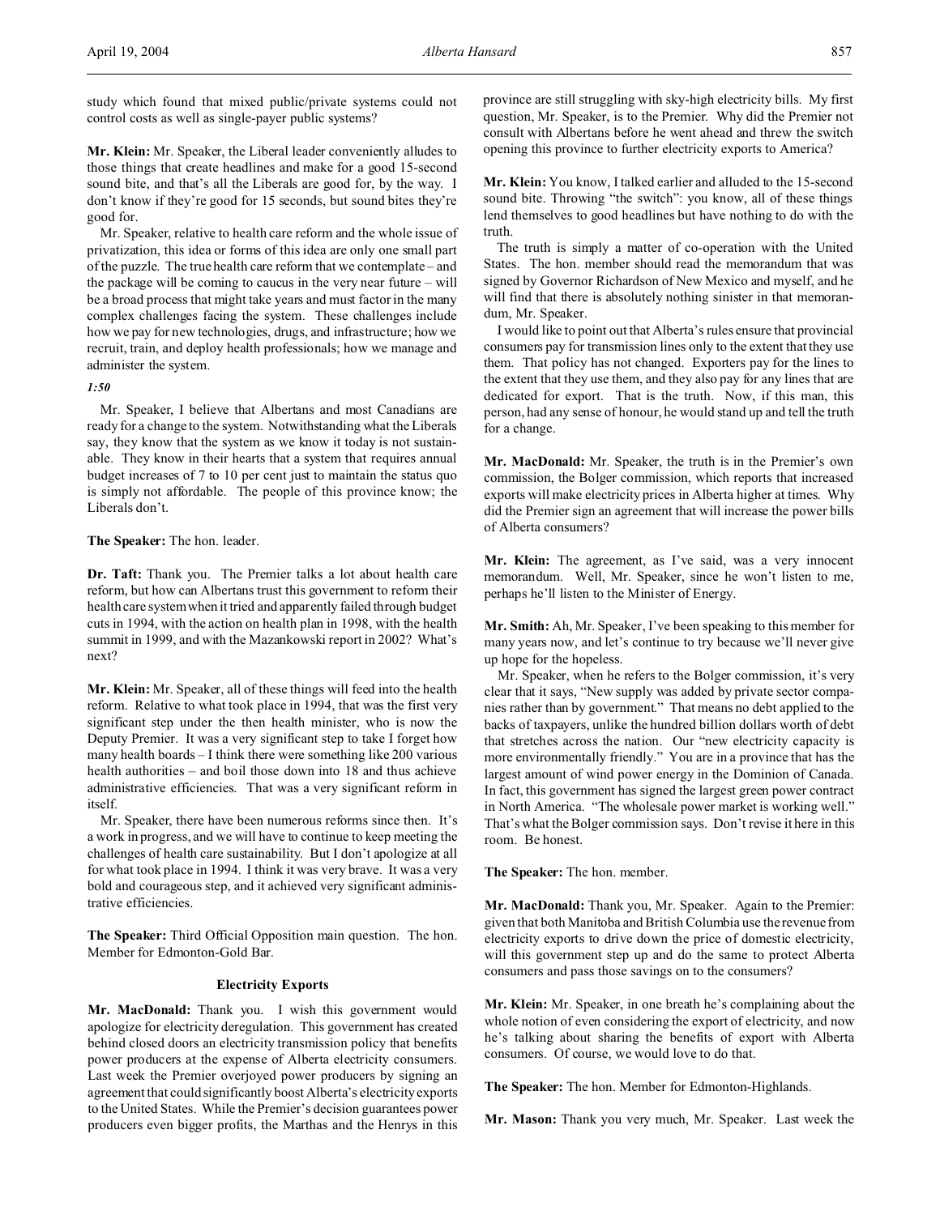study which found that mixed public/private systems could not control costs as well as single-payer public systems?

**Mr. Klein:** Mr. Speaker, the Liberal leader conveniently alludes to those things that create headlines and make for a good 15-second sound bite, and that's all the Liberals are good for, by the way. I don't know if they're good for 15 seconds, but sound bites they're good for.

Mr. Speaker, relative to health care reform and the whole issue of privatization, this idea or forms of this idea are only one small part of the puzzle. The true health care reform that we contemplate – and the package will be coming to caucus in the very near future – will be a broad process that might take years and must factor in the many complex challenges facing the system. These challenges include how we pay for new technologies, drugs, and infrastructure; how we recruit, train, and deploy health professionals; how we manage and administer the system.

*1:50*

Mr. Speaker, I believe that Albertans and most Canadians are ready for a change to the system. Notwithstanding what the Liberals say, they know that the system as we know it today is not sustainable. They know in their hearts that a system that requires annual budget increases of 7 to 10 per cent just to maintain the status quo is simply not affordable. The people of this province know; the Liberals don't.

**The Speaker:** The hon. leader.

**Dr. Taft:** Thank you. The Premier talks a lot about health care reform, but how can Albertans trust this government to reform their health care system when it tried and apparently failed through budget cuts in 1994, with the action on health plan in 1998, with the health summit in 1999, and with the Mazankowski report in 2002? What's next?

**Mr. Klein:** Mr. Speaker, all of these things will feed into the health reform. Relative to what took place in 1994, that was the first very significant step under the then health minister, who is now the Deputy Premier. It was a very significant step to take I forget how many health boards – I think there were something like 200 various health authorities – and boil those down into 18 and thus achieve administrative efficiencies. That was a very significant reform in itself.

Mr. Speaker, there have been numerous reforms since then. It's a work in progress, and we will have to continue to keep meeting the challenges of health care sustainability. But I don't apologize at all for what took place in 1994. I think it was very brave. It was a very bold and courageous step, and it achieved very significant administrative efficiencies.

**The Speaker:** Third Official Opposition main question. The hon. Member for Edmonton-Gold Bar.

### Electricity Exports

**Mr. MacDonald:** Thank you. I wish this government would apologize for electricity deregulation. This government has created behind closed doors an electricity transmission policy that benefits power producers at the expense of Alberta electricity consumers. Last week the Premier overjoyed power producers by signing an agreement that could significantly boost Alberta's electricity exports to the United States. While the Premier's decision guarantees power producers even bigger profits, the Marthas and the Henrys in this province are still struggling with sky-high electricity bills. My first question, Mr. Speaker, is to the Premier. Why did the Premier not consult with Albertans before he went ahead and threw the switch opening this province to further electricity exports to America?

**Mr. Klein:** You know, I talked earlier and alluded to the 15-second sound bite. Throwing "the switch": you know, all of these things lend themselves to good headlines but have nothing to do with the truth.

The truth is simply a matter of co-operation with the United States. The hon. member should read the memorandum that was signed by Governor Richardson of New Mexico and myself, and he will find that there is absolutely nothing sinister in that memorandum, Mr. Speaker.

I would like to point out that Alberta's rules ensure that provincial consumers pay for transmission lines only to the extent that they use them. That policy has not changed. Exporters pay for the lines to the extent that they use them, and they also pay for any lines that are dedicated for export. That is the truth. Now, if this man, this person, had any sense of honour, he would stand up and tell the truth for a change.

**Mr. MacDonald:** Mr. Speaker, the truth is in the Premier's own commission, the Bolger commission, which reports that increased exports will make electricity prices in Alberta higher at times. Why did the Premier sign an agreement that will increase the power bills of Alberta consumers?

**Mr. Klein:** The agreement, as I've said, was a very innocent memorandum. Well, Mr. Speaker, since he won't listen to me, perhaps he'll listen to the Minister of Energy.

**Mr. Smith:** Ah, Mr. Speaker, I've been speaking to this member for many years now, and let's continue to try because we'll never give up hope for the hopeless.

Mr. Speaker, when he refers to the Bolger commission, it's very clear that it says, "New supply was added by private sector companies rather than by government." That means no debt applied to the backs of taxpayers, unlike the hundred billion dollars worth of debt that stretches across the nation. Our "new electricity capacity is more environmentally friendly." You are in a province that has the largest amount of wind power energy in the Dominion of Canada. In fact, this government has signed the largest green power contract in North America. "The wholesale power market is working well." That's what the Bolger commission says. Don't revise it here in this room. Be honest.

**The Speaker:** The hon. member.

**Mr. MacDonald:** Thank you, Mr. Speaker. Again to the Premier: given that both Manitoba and British Columbia use the revenue from electricity exports to drive down the price of domestic electricity, will this government step up and do the same to protect Alberta consumers and pass those savings on to the consumers?

**Mr. Klein:** Mr. Speaker, in one breath he's complaining about the whole notion of even considering the export of electricity, and now he's talking about sharing the benefits of export with Alberta consumers. Of course, we would love to do that.

**The Speaker:** The hon. Member for Edmonton-Highlands.

**Mr. Mason:** Thank you very much, Mr. Speaker. Last week the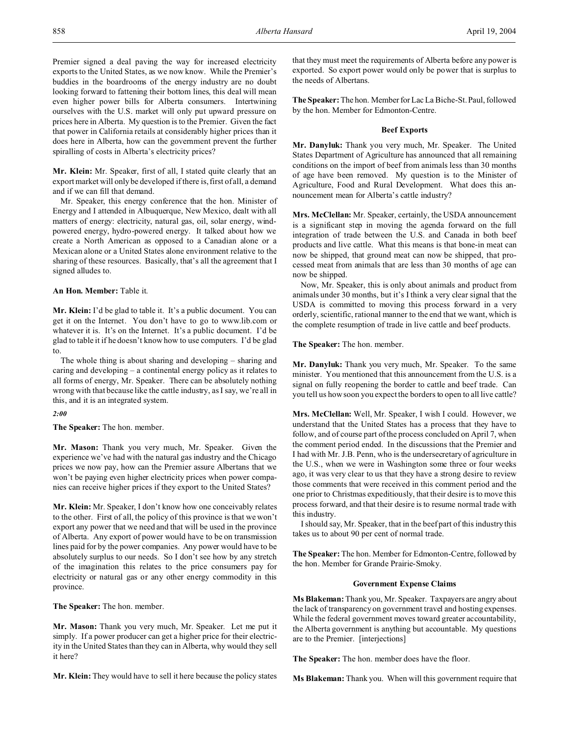Premier signed a deal paving the way for increased electricity exports to the United States, as we now know. While the Premier's buddies in the boardrooms of the energy industry are no doubt looking forward to fattening their bottom lines, this deal will mean even higher power bills for Alberta consumers. Intertwining ourselves with the U.S. market will only put upward pressure on prices here in Alberta. My question is to the Premier. Given the fact that power in California retails at considerably higher prices than it does here in Alberta, how can the government prevent the further spiralling of costs in Alberta's electricity prices?

**Mr. Klein:** Mr. Speaker, first of all, I stated quite clearly that an export market will only be developed if there is, first of all, a demand and if we can fill that demand.

Mr. Speaker, this energy conference that the hon. Minister of Energy and I attended in Albuquerque, New Mexico, dealt with all matters of energy: electricity, natural gas, oil, solar energy, wind-powered energy, hydro-powered energy. It talked about how we create a North American as opposed to a Canadian alone or a Mexican alone or a United States alone environment relative to the sharing of these resources. Basically, that's all the agreement that I signed alludes to.

**An Hon. Member:** Table it.

**Mr. Klein:** I'd be glad to table it. It's a public document. You can get it on the Internet. You don't have to go to www.lib.com or whatever it is. It's on the Internet. It's a public document. I'd be glad to table it if he doesn't know how to use computers. I'd be glad to.

The whole thing is about sharing and developing – sharing and caring and developing – a continental energy policy as it relates to all forms of energy, Mr. Speaker. There can be absolutely nothing wrong with that because like the cattle industry, as I say, we're all in this, and it is an integrated system.

*2:00*

**The Speaker:** The hon. member.

**Mr. Mason:** Thank you very much, Mr. Speaker. Given the experience we've had with the natural gas industry and the Chicago prices we now pay, how can the Premier assure Albertans that we won't be paying even higher electricity prices when power companies can receive higher prices if they export to the United States?

**Mr. Klein:** Mr. Speaker, I don't know how one conceivably relates to the other. First of all, the policy of this province is that we won't export any power that we need and that will be used in the province of Alberta. Any export of power would have to be on transmission lines paid for by the power companies. Any power would have to be absolutely surplus to our needs. So I don't see how by any stretch of the imagination this relates to the price consumers pay for electricity or natural gas or any other energy commodity in this province.

**The Speaker:** The hon. member.

**Mr. Mason:** Thank you very much, Mr. Speaker. Let me put it simply. If a power producer can get a higher price for their electricity in the United States than they can in Alberta, why would they sell it here?

**Mr. Klein:** They would have to sell it here because the policy states that they must meet the requirements of Alberta before any power is exported. So export power would only be power that is surplus to the needs of Albertans.

**The Speaker:** The hon. Member for Lac La Biche-St. Paul, followed by the hon. Member for Edmonton-Centre.

### Beef Exports

**Mr. Danyluk:** Thank you very much, Mr. Speaker. The United States Department of Agriculture has announced that all remaining conditions on the import of beef from animals less than 30 months of age have been removed. My question is to the Minister of Agriculture, Food and Rural Development. What does this announcement mean for Alberta's cattle industry?

**Mrs. McClellan:** Mr. Speaker, certainly, the USDA announcement is a significant step in moving the agenda forward on the full integration of trade between the U.S. and Canada in both beef products and live cattle. What this means is that bone-in meat can now be shipped, that ground meat can now be shipped, that processed meat from animals that are less than 30 months of age can now be shipped.

Now, Mr. Speaker, this is only about animals and product from animals under 30 months, but it's I think a very clear signal that the USDA is committed to moving this process forward in a very orderly, scientific, rational manner to the end that we want, which is the complete resumption of trade in live cattle and beef products.

**The Speaker:** The hon. member.

**Mr. Danyluk:** Thank you very much, Mr. Speaker. To the same minister. You mentioned that this announcement from the U.S. is a signal on fully reopening the border to cattle and beef trade. Can you tell us how soon you expect the borders to open to all live cattle?

**Mrs. McClellan:** Well, Mr. Speaker, I wish I could. However, we understand that the United States has a process that they have to follow, and of course part of the process concluded on April 7, when the comment period ended. In the discussions that the Premier and I had with Mr. J.B. Penn, who is the undersecretary of agriculture in the U.S., when we were in Washington some three or four weeks ago, it was very clear to us that they have a strong desire to review those comments that were received in this comment period and the one prior to Christmas expeditiously, that their desire is to move this process forward, and that their desire is to resume normal trade with this industry.

I should say, Mr. Speaker, that in the beef part of this industry this takes us to about 90 per cent of normal trade.

**The Speaker:** The hon. Member for Edmonton-Centre, followed by the hon. Member for Grande Prairie-Smoky.

### Government Expense Claims

**Ms Blakeman:** Thank you, Mr. Speaker. Taxpayers are angry about the lack of transparency on government travel and hosting expenses. While the federal government moves toward greater accountability, the Alberta government is anything but accountable. My questions are to the Premier. [interjections]

**The Speaker:** The hon. member does have the floor.

**Ms Blakeman:** Thank you. When will this government require that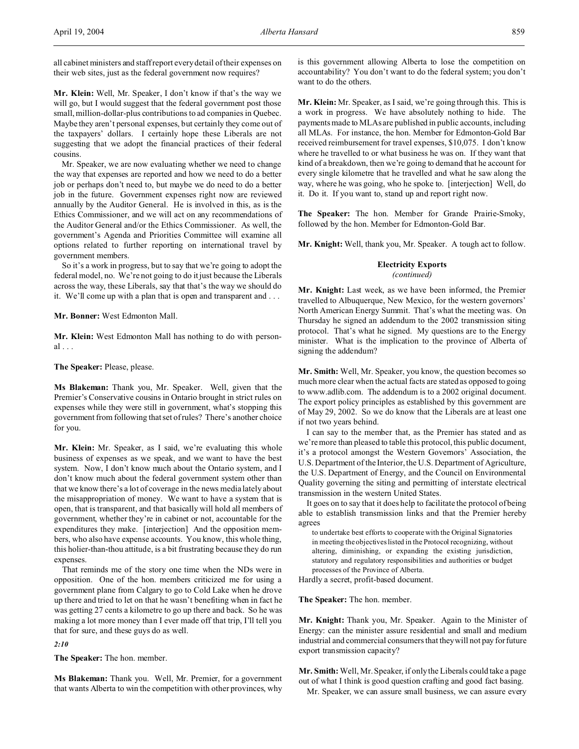all cabinet ministers and staff report every detail of their expenses on their web sites, just as the federal government now requires?

**Mr. Klein:** Well, Mr. Speaker, I don't know if that's the way we will go, but I would suggest that the federal government post those small, million-dollar-plus contributions to ad companies in Quebec. Maybe they aren't personal expenses, but certainly they come out of the taxpayers' dollars. I certainly hope these Liberals are not suggesting that we adopt the financial practices of their federal cousins.

Mr. Speaker, we are now evaluating whether we need to change the way that expenses are reported and how we need to do a better job or perhaps don't need to, but maybe we do need to do a better job in the future. Government expenses right now are reviewed annually by the Auditor General. He is involved in this, as is the Ethics Commissioner, and we will act on any recommendations of the Auditor General and/or the Ethics Commissioner. As well, the government's Agenda and Priorities Committee will examine all options related to further reporting on international travel by government members.

So it's a work in progress, but to say that we're going to adopt the federal model, no. We're not going to do it just because the Liberals across the way, these Liberals, say that that's the way we should do it. We'll come up with a plan that is open and transparent and . . .

**Mr. Bonner:** West Edmonton Mall.

**Mr. Klein:** West Edmonton Mall has nothing to do with personal . . .

**The Speaker:** Please, please.

**Ms Blakeman:** Thank you, Mr. Speaker. Well, given that the Premier's Conservative cousins in Ontario brought in strict rules on expenses while they were still in government, what's stopping this government from following that set of rules? There's another choice for you.

**Mr. Klein:** Mr. Speaker, as I said, we're evaluating this whole business of expenses as we speak, and we want to have the best system. Now, I don't know much about the Ontario system, and I don't know much about the federal government system other than that we know there's a lot of coverage in the news media lately about the misappropriation of money. We want to have a system that is open, that is transparent, and that basically will hold all members of government, whether they're in cabinet or not, accountable for the expenditures they make. [interjection] And the opposition members, who also have expense accounts. You know, this whole thing, this holier-than-thou attitude, is a bit frustrating because they do run expenses.

That reminds me of the story one time when the NDs were in opposition. One of the hon. members criticized me for using a government plane from Calgary to go to Cold Lake when he drove up there and tried to let on that he wasn't benefiting when in fact he was getting 27 cents a kilometre to go up there and back. So he was making a lot more money than I ever made off that trip, I'll tell you that for sure, and these guys do as well.

*2:10*

**The Speaker:** The hon. member.

**Ms Blakeman:** Thank you. Well, Mr. Premier, for a government that wants Alberta to win the competition with other provinces, why is this government allowing Alberta to lose the competition on accountability? You don't want to do the federal system; you don't want to do the others.

**Mr. Klein:** Mr. Speaker, as I said, we're going through this. This is a work in progress. We have absolutely nothing to hide. The payments made to MLAs are published in public accounts, including all MLAs. For instance, the hon. Member for Edmonton-Gold Bar received reimbursement for travel expenses, $10,075. I don't know where he travelled to or what business he was on. If they want that kind of a breakdown, then we're going to demand that he account for every single kilometre that he travelled and what he saw along the way, where he was going, who he spoke to. [interjection] Well, do it. Do it. If you want to, stand up and report right now.

**The Speaker:** The hon. Member for Grande Prairie-Smoky, followed by the hon. Member for Edmonton-Gold Bar.

**Mr. Knight:** Well, thank you, Mr. Speaker. A tough act to follow.

### Electricity Exports
*(continued)*

**Mr. Knight:** Last week, as we have been informed, the Premier travelled to Albuquerque, New Mexico, for the western governors' North American Energy Summit. That's what the meeting was. On Thursday he signed an addendum to the 2002 transmission siting protocol. That's what he signed. My questions are to the Energy minister. What is the implication to the province of Alberta of signing the addendum?

**Mr. Smith:** Well, Mr. Speaker, you know, the question becomes so much more clear when the actual facts are stated as opposed to going to www.adlib.com. The addendum is to a 2002 original document. The export policy principles as established by this government are of May 29, 2002. So we do know that the Liberals are at least one if not two years behind.

I can say to the member that, as the Premier has stated and as we're more than pleased to table this protocol, this public document, it's a protocol amongst the Western Governors' Association, the U.S. Department of the Interior, the U.S. Department of Agriculture, the U.S. Department of Energy, and the Council on Environmental Quality governing the siting and permitting of interstate electrical transmission in the western United States.

It goes on to say that it does help to facilitate the protocol of being able to establish transmission links and that the Premier hereby agrees

> to undertake best efforts to cooperate with the Original Signatories in meeting the objectives listed in the Protocol recognizing, without altering, diminishing, or expanding the existing jurisdiction, statutory and regulatory responsibilities and authorities or budget processes of the Province of Alberta.

Hardly a secret, profit-based document.

**The Speaker:** The hon. member.

**Mr. Knight:** Thank you, Mr. Speaker. Again to the Minister of Energy: can the minister assure residential and small and medium industrial and commercial consumers that they will not pay for future export transmission capacity?

**Mr. Smith:** Well, Mr. Speaker, if only the Liberals could take a page out of what I think is good question crafting and good fact basing.

Mr. Speaker, we can assure small business, we can assure every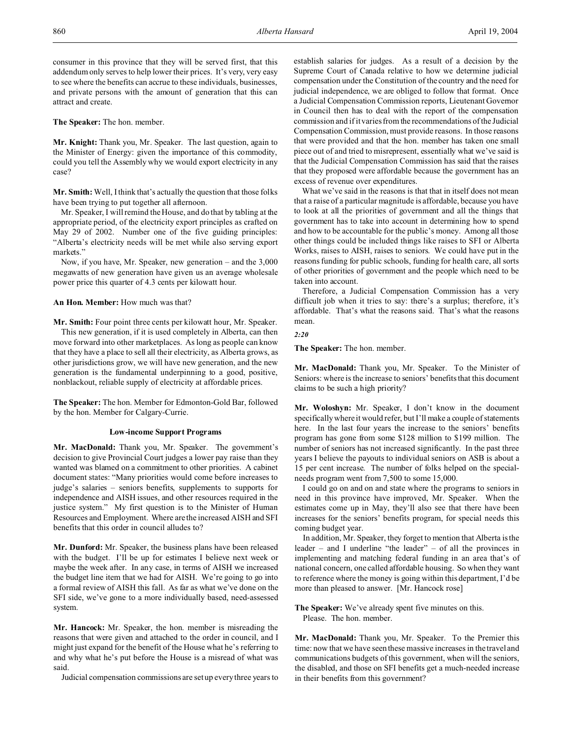consumer in this province that they will be served first, that this addendum only serves to help lower their prices. It's very, very easy to see where the benefits can accrue to these individuals, businesses, and private persons with the amount of generation that this can attract and create.

**The Speaker:** The hon. member.

**Mr. Knight:** Thank you, Mr. Speaker. The last question, again to the Minister of Energy: given the importance of this commodity, could you tell the Assembly why we would export electricity in any case?

**Mr. Smith:** Well, I think that's actually the question that those folks have been trying to put together all afternoon.

Mr. Speaker, I will remind the House, and do that by tabling at the appropriate period, of the electricity export principles as crafted on May 29 of 2002. Number one of the five guiding principles: "Alberta's electricity needs will be met while also serving export markets."

Now, if you have, Mr. Speaker, new generation – and the 3,000 megawatts of new generation have given us an average wholesale power price this quarter of 4.3 cents per kilowatt hour.

**An Hon. Member:** How much was that?

**Mr. Smith:** Four point three cents per kilowatt hour, Mr. Speaker.

This new generation, if it is used completely in Alberta, can then move forward into other marketplaces. As long as people can know that they have a place to sell all their electricity, as Alberta grows, as other jurisdictions grow, we will have new generation, and the new generation is the fundamental underpinning to a good, positive, nonblackout, reliable supply of electricity at affordable prices.

**The Speaker:** The hon. Member for Edmonton-Gold Bar, followed by the hon. Member for Calgary-Currie.

### Low-income Support Programs

**Mr. MacDonald:** Thank you, Mr. Speaker. The government's decision to give Provincial Court judges a lower pay raise than they wanted was blamed on a commitment to other priorities. A cabinet document states: "Many priorities would come before increases to judge's salaries – seniors benefits, supplements to supports for independence and AISH issues, and other resources required in the justice system." My first question is to the Minister of Human Resources and Employment. Where are the increased AISH and SFI benefits that this order in council alludes to?

**Mr. Dunford:** Mr. Speaker, the business plans have been released with the budget. I'll be up for estimates I believe next week or maybe the week after. In any case, in terms of AISH we increased the budget line item that we had for AISH. We're going to go into a formal review of AISH this fall. As far as what we've done on the SFI side, we've gone to a more individually based, need-assessed system.

**Mr. Hancock:** Mr. Speaker, the hon. member is misreading the reasons that were given and attached to the order in council, and I might just expand for the benefit of the House what he's referring to and why what he's put before the House is a misread of what was said.

Judicial compensation commissions are set up every three years to establish salaries for judges. As a result of a decision by the Supreme Court of Canada relative to how we determine judicial compensation under the Constitution of the country and the need for judicial independence, we are obliged to follow that format. Once a Judicial Compensation Commission reports, Lieutenant Governor in Council then has to deal with the report of the compensation commission and if it varies from the recommendations of the Judicial Compensation Commission, must provide reasons. In those reasons that were provided and that the hon. member has taken one small piece out of and tried to misrepresent, essentially what we've said is that the Judicial Compensation Commission has said that the raises that they proposed were affordable because the government has an excess of revenue over expenditures.

What we've said in the reasons is that that in itself does not mean that a raise of a particular magnitude is affordable, because you have to look at all the priorities of government and all the things that government has to take into account in determining how to spend and how to be accountable for the public's money. Among all those other things could be included things like raises to SFI or Alberta Works, raises to AISH, raises to seniors. We could have put in the reasons funding for public schools, funding for health care, all sorts of other priorities of government and the people which need to be taken into account.

Therefore, a Judicial Compensation Commission has a very difficult job when it tries to say: there's a surplus; therefore, it's affordable. That's what the reasons said. That's what the reasons mean.

*2:20*

**The Speaker:** The hon. member.

**Mr. MacDonald:** Thank you, Mr. Speaker. To the Minister of Seniors: where is the increase to seniors' benefits that this document claims to be such a high priority?

**Mr. Woloshyn:** Mr. Speaker, I don't know in the document specifically where it would refer, but I'll make a couple of statements here. In the last four years the increase to the seniors' benefits program has gone from some $128 million to $199 million. The number of seniors has not increased significantly. In the past three years I believe the payouts to individual seniors on ASB is about a 15 per cent increase. The number of folks helped on the special-needs program went from 7,500 to some 15,000.

I could go on and on and state where the programs to seniors in need in this province have improved, Mr. Speaker. When the estimates come up in May, they'll also see that there have been increases for the seniors' benefits program, for special needs this coming budget year.

In addition, Mr. Speaker, they forget to mention that Alberta is the leader – and I underline "the leader" – of all the provinces in implementing and matching federal funding in an area that's of national concern, one called affordable housing. So when they want to reference where the money is going within this department, I'd be more than pleased to answer. [Mr. Hancock rose]

**The Speaker:** We've already spent five minutes on this.

Please. The hon. member.

**Mr. MacDonald:** Thank you, Mr. Speaker. To the Premier this time: now that we have seen these massive increases in the travel and communications budgets of this government, when will the seniors, the disabled, and those on SFI benefits get a much-needed increase in their benefits from this government?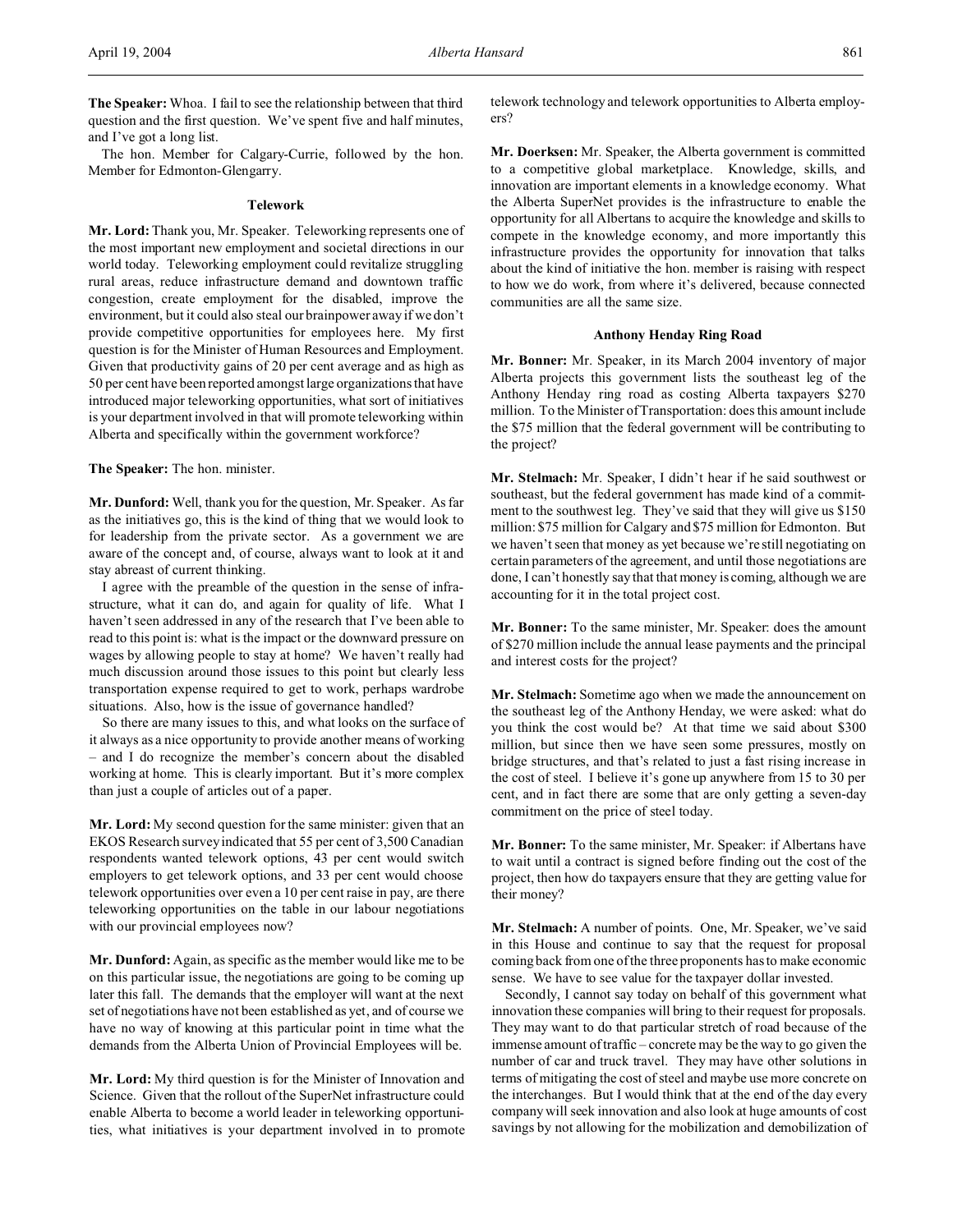**The Speaker:** Whoa. I fail to see the relationship between that third question and the first question. We've spent five and half minutes, and I've got a long list.

The hon. Member for Calgary-Currie, followed by the hon. Member for Edmonton-Glengarry.

### Telework

**Mr. Lord:** Thank you, Mr. Speaker. Teleworking represents one of the most important new employment and societal directions in our world today. Teleworking employment could revitalize struggling rural areas, reduce infrastructure demand and downtown traffic congestion, create employment for the disabled, improve the environment, but it could also steal our brainpower away if we don't provide competitive opportunities for employees here. My first question is for the Minister of Human Resources and Employment. Given that productivity gains of 20 per cent average and as high as 50 per cent have been reported amongst large organizations that have introduced major teleworking opportunities, what sort of initiatives is your department involved in that will promote teleworking within Alberta and specifically within the government workforce?

**The Speaker:** The hon. minister.

**Mr. Dunford:** Well, thank you for the question, Mr. Speaker. As far as the initiatives go, this is the kind of thing that we would look to for leadership from the private sector. As a government we are aware of the concept and, of course, always want to look at it and stay abreast of current thinking.

I agree with the preamble of the question in the sense of infrastructure, what it can do, and again for quality of life. What I haven't seen addressed in any of the research that I've been able to read to this point is: what is the impact or the downward pressure on wages by allowing people to stay at home? We haven't really had much discussion around those issues to this point but clearly less transportation expense required to get to work, perhaps wardrobe situations. Also, how is the issue of governance handled?

So there are many issues to this, and what looks on the surface of it always as a nice opportunity to provide another means of working – and I do recognize the member's concern about the disabled working at home. This is clearly important. But it's more complex than just a couple of articles out of a paper.

**Mr. Lord:** My second question for the same minister: given that an EKOS Research survey indicated that 55 per cent of 3,500 Canadian respondents wanted telework options, 43 per cent would switch employers to get telework options, and 33 per cent would choose telework opportunities over even a 10 per cent raise in pay, are there teleworking opportunities on the table in our labour negotiations with our provincial employees now?

**Mr. Dunford:** Again, as specific as the member would like me to be on this particular issue, the negotiations are going to be coming up later this fall. The demands that the employer will want at the next set of negotiations have not been established as yet, and of course we have no way of knowing at this particular point in time what the demands from the Alberta Union of Provincial Employees will be.

**Mr. Lord:** My third question is for the Minister of Innovation and Science. Given that the rollout of the SuperNet infrastructure could enable Alberta to become a world leader in teleworking opportunities, what initiatives is your department involved in to promote telework technology and telework opportunities to Alberta employers?

**Mr. Doerksen:** Mr. Speaker, the Alberta government is committed to a competitive global marketplace. Knowledge, skills, and innovation are important elements in a knowledge economy. What the Alberta SuperNet provides is the infrastructure to enable the opportunity for all Albertans to acquire the knowledge and skills to compete in the knowledge economy, and more importantly this infrastructure provides the opportunity for innovation that talks about the kind of initiative the hon. member is raising with respect to how we do work, from where it's delivered, because connected communities are all the same size.

### Anthony Henday Ring Road

**Mr. Bonner:** Mr. Speaker, in its March 2004 inventory of major Alberta projects this government lists the southeast leg of the Anthony Henday ring road as costing Alberta taxpayers $270 million. To the Minister of Transportation: does this amount include the $75 million that the federal government will be contributing to the project?

**Mr. Stelmach:** Mr. Speaker, I didn't hear if he said southwest or southeast, but the federal government has made kind of a commitment to the southwest leg. They've said that they will give us $150 million: $75 million for Calgary and $75 million for Edmonton. But we haven't seen that money as yet because we're still negotiating on certain parameters of the agreement, and until those negotiations are done, I can't honestly say that that money is coming, although we are accounting for it in the total project cost.

**Mr. Bonner:** To the same minister, Mr. Speaker: does the amount of $270 million include the annual lease payments and the principal and interest costs for the project?

**Mr. Stelmach:** Sometime ago when we made the announcement on the southeast leg of the Anthony Henday, we were asked: what do you think the cost would be? At that time we said about $300 million, but since then we have seen some pressures, mostly on bridge structures, and that's related to just a fast rising increase in the cost of steel. I believe it's gone up anywhere from 15 to 30 per cent, and in fact there are some that are only getting a seven-day commitment on the price of steel today.

**Mr. Bonner:** To the same minister, Mr. Speaker: if Albertans have to wait until a contract is signed before finding out the cost of the project, then how do taxpayers ensure that they are getting value for their money?

**Mr. Stelmach:** A number of points. One, Mr. Speaker, we've said in this House and continue to say that the request for proposal coming back from one of the three proponents has to make economic sense. We have to see value for the taxpayer dollar invested.

Secondly, I cannot say today on behalf of this government what innovation these companies will bring to their request for proposals. They may want to do that particular stretch of road because of the immense amount of traffic – concrete may be the way to go given the number of car and truck travel. They may have other solutions in terms of mitigating the cost of steel and maybe use more concrete on the interchanges. But I would think that at the end of the day every company will seek innovation and also look at huge amounts of cost savings by not allowing for the mobilization and demobilization of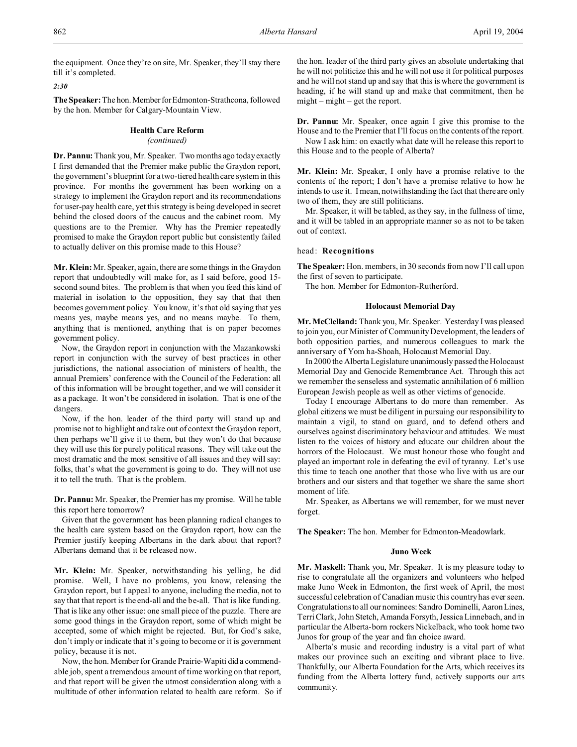the equipment. Once they're on site, Mr. Speaker, they'll stay there till it's completed.

*2:30*

**The Speaker:** The hon. Member for Edmonton-Strathcona, followed by the hon. Member for Calgary-Mountain View.

### Health Care Reform
*(continued)*

**Dr. Pannu:** Thank you, Mr. Speaker. Two months ago today exactly I first demanded that the Premier make public the Graydon report, the government's blueprint for a two-tiered health care system in this province. For months the government has been working on a strategy to implement the Graydon report and its recommendations for user-pay health care, yet this strategy is being developed in secret behind the closed doors of the caucus and the cabinet room. My questions are to the Premier. Why has the Premier repeatedly promised to make the Graydon report public but consistently failed to actually deliver on this promise made to this House?

**Mr. Klein:** Mr. Speaker, again, there are some things in the Graydon report that undoubtedly will make for, as I said before, good 15-second sound bites. The problem is that when you feed this kind of material in isolation to the opposition, they say that that then becomes government policy. You know, it's that old saying that yes means yes, maybe means yes, and no means maybe. To them, anything that is mentioned, anything that is on paper becomes government policy.

Now, the Graydon report in conjunction with the Mazankowski report in conjunction with the survey of best practices in other jurisdictions, the national association of ministers of health, the annual Premiers' conference with the Council of the Federation: all of this information will be brought together, and we will consider it as a package. It won't be considered in isolation. That is one of the dangers.

Now, if the hon. leader of the third party will stand up and promise not to highlight and take out of context the Graydon report, then perhaps we'll give it to them, but they won't do that because they will use this for purely political reasons. They will take out the most dramatic and the most sensitive of all issues and they will say: folks, that's what the government is going to do. They will not use it to tell the truth. That is the problem.

**Dr. Pannu:** Mr. Speaker, the Premier has my promise. Will he table this report here tomorrow?

Given that the government has been planning radical changes to the health care system based on the Graydon report, how can the Premier justify keeping Albertans in the dark about that report? Albertans demand that it be released now.

**Mr. Klein:** Mr. Speaker, notwithstanding his yelling, he did promise. Well, I have no problems, you know, releasing the Graydon report, but I appeal to anyone, including the media, not to say that that report is the end-all and the be-all. That is like funding. That is like any other issue: one small piece of the puzzle. There are some good things in the Graydon report, some of which might be accepted, some of which might be rejected. But, for God's sake, don't imply or indicate that it's going to become or it is government policy, because it is not.

Now, the hon. Member for Grande Prairie-Wapiti did a commendable job, spent a tremendous amount of time working on that report, and that report will be given the utmost consideration along with a multitude of other information related to health care reform. So if the hon. leader of the third party gives an absolute undertaking that he will not politicize this and he will not use it for political purposes and he will not stand up and say that this is where the government is heading, if he will stand up and make that commitment, then he might – might – get the report.

**Dr. Pannu:** Mr. Speaker, once again I give this promise to the House and to the Premier that I'll focus on the contents of the report.

Now I ask him: on exactly what date will he release this report to this House and to the people of Alberta?

**Mr. Klein:** Mr. Speaker, I only have a promise relative to the contents of the report; I don't have a promise relative to how he intends to use it. I mean, notwithstanding the fact that there are only two of them, they are still politicians.

Mr. Speaker, it will be tabled, as they say, in the fullness of time, and it will be tabled in an appropriate manner so as not to be taken out of context.

## head: Recognitions

**The Speaker:** Hon. members, in 30 seconds from now I'll call upon the first of seven to participate.

The hon. Member for Edmonton-Rutherford.

### Holocaust Memorial Day

**Mr. McClelland:** Thank you, Mr. Speaker. Yesterday I was pleased to join you, our Minister of Community Development, the leaders of both opposition parties, and numerous colleagues to mark the anniversary of Yom ha-Shoah, Holocaust Memorial Day.

In 2000 the Alberta Legislature unanimously passed the Holocaust Memorial Day and Genocide Remembrance Act. Through this act we remember the senseless and systematic annihilation of 6 million European Jewish people as well as other victims of genocide.

Today I encourage Albertans to do more than remember. As global citizens we must be diligent in pursuing our responsibility to maintain a vigil, to stand on guard, and to defend others and ourselves against discriminatory behaviour and attitudes. We must listen to the voices of history and educate our children about the horrors of the Holocaust. We must honour those who fought and played an important role in defeating the evil of tyranny. Let's use this time to teach one another that those who live with us are our brothers and our sisters and that together we share the same short moment of life.

Mr. Speaker, as Albertans we will remember, for we must never forget.

**The Speaker:** The hon. Member for Edmonton-Meadowlark.

### Juno Week

**Mr. Maskell:** Thank you, Mr. Speaker. It is my pleasure today to rise to congratulate all the organizers and volunteers who helped make Juno Week in Edmonton, the first week of April, the most successful celebration of Canadian music this country has ever seen. Congratulations to all our nominees: Sandro Dominelli, Aaron Lines, Terri Clark, John Stetch, Amanda Forsyth, Jessica Linnebach, and in particular the Alberta-born rockers Nickelback, who took home two Junos for group of the year and fan choice award.

Alberta's music and recording industry is a vital part of what makes our province such an exciting and vibrant place to live. Thankfully, our Alberta Foundation for the Arts, which receives its funding from the Alberta lottery fund, actively supports our arts community.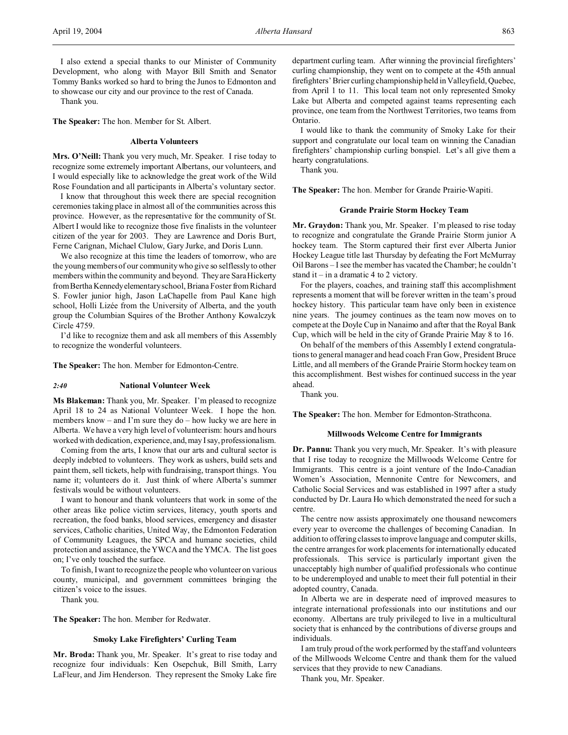I also extend a special thanks to our Minister of Community Development, who along with Mayor Bill Smith and Senator Tommy Banks worked so hard to bring the Junos to Edmonton and to showcase our city and our province to the rest of Canada.

Thank you.

**The Speaker:** The hon. Member for St. Albert.

### Alberta Volunteers

**Mrs. O'Neill:** Thank you very much, Mr. Speaker. I rise today to recognize some extremely important Albertans, our volunteers, and I would especially like to acknowledge the great work of the Wild Rose Foundation and all participants in Alberta's voluntary sector.

I know that throughout this week there are special recognition ceremonies taking place in almost all of the communities across this province. However, as the representative for the community of St. Albert I would like to recognize those five finalists in the volunteer citizen of the year for 2003. They are Lawrence and Doris Burt, Ferne Carignan, Michael Clulow, Gary Jurke, and Doris Lunn.

We also recognize at this time the leaders of tomorrow, who are the young members of our community who give so selflessly to other members within the community and beyond. They are Sara Hickerty from Bertha Kennedy elementary school, Briana Foster from Richard S. Fowler junior high, Jason LaChapelle from Paul Kane high school, Holli Lizée from the University of Alberta, and the youth group the Columbian Squires of the Brother Anthony Kowalczyk Circle 4759.

I'd like to recognize them and ask all members of this Assembly to recognize the wonderful volunteers.

**The Speaker:** The hon. Member for Edmonton-Centre.

### *2:40* National Volunteer Week

**Ms Blakeman:** Thank you, Mr. Speaker. I'm pleased to recognize April 18 to 24 as National Volunteer Week. I hope the hon. members know – and I'm sure they do – how lucky we are here in Alberta. We have a very high level of volunteerism: hours and hours worked with dedication, experience, and, may I say, professionalism.

Coming from the arts, I know that our arts and cultural sector is deeply indebted to volunteers. They work as ushers, build sets and paint them, sell tickets, help with fundraising, transport things. You name it; volunteers do it. Just think of where Alberta's summer festivals would be without volunteers.

I want to honour and thank volunteers that work in some of the other areas like police victim services, literacy, youth sports and recreation, the food banks, blood services, emergency and disaster services, Catholic charities, United Way, the Edmonton Federation of Community Leagues, the SPCA and humane societies, child protection and assistance, the YWCA and the YMCA. The list goes on; I've only touched the surface.

To finish, I want to recognize the people who volunteer on various county, municipal, and government committees bringing the citizen's voice to the issues.

Thank you.

**The Speaker:** The hon. Member for Redwater.

### Smoky Lake Firefighters' Curling Team

**Mr. Broda:** Thank you, Mr. Speaker. It's great to rise today and recognize four individuals: Ken Osepchuk, Bill Smith, Larry LaFleur, and Jim Henderson. They represent the Smoky Lake fire department curling team. After winning the provincial firefighters' curling championship, they went on to compete at the 45th annual firefighters' Brier curling championship held in Valleyfield, Quebec, from April 1 to 11. This local team not only represented Smoky Lake but Alberta and competed against teams representing each province, one team from the Northwest Territories, two teams from Ontario.

I would like to thank the community of Smoky Lake for their support and congratulate our local team on winning the Canadian firefighters' championship curling bonspiel. Let's all give them a hearty congratulations.

Thank you.

**The Speaker:** The hon. Member for Grande Prairie-Wapiti.

### Grande Prairie Storm Hockey Team

**Mr. Graydon:** Thank you, Mr. Speaker. I'm pleased to rise today to recognize and congratulate the Grande Prairie Storm junior A hockey team. The Storm captured their first ever Alberta Junior Hockey League title last Thursday by defeating the Fort McMurray Oil Barons – I see the member has vacated the Chamber; he couldn't stand it – in a dramatic 4 to 2 victory.

For the players, coaches, and training staff this accomplishment represents a moment that will be forever written in the team's proud hockey history. This particular team have only been in existence nine years. The journey continues as the team now moves on to compete at the Doyle Cup in Nanaimo and after that the Royal Bank Cup, which will be held in the city of Grande Prairie May 8 to 16.

On behalf of the members of this Assembly I extend congratulations to general manager and head coach Fran Gow, President Bruce Little, and all members of the Grande Prairie Storm hockey team on this accomplishment. Best wishes for continued success in the year ahead.

Thank you.

**The Speaker:** The hon. Member for Edmonton-Strathcona.

### Millwoods Welcome Centre for Immigrants

**Dr. Pannu:** Thank you very much, Mr. Speaker. It's with pleasure that I rise today to recognize the Millwoods Welcome Centre for Immigrants. This centre is a joint venture of the Indo-Canadian Women's Association, Mennonite Centre for Newcomers, and Catholic Social Services and was established in 1997 after a study conducted by Dr. Laura Ho which demonstrated the need for such a centre.

The centre now assists approximately one thousand newcomers every year to overcome the challenges of becoming Canadian. In addition to offering classes to improve language and computer skills, the centre arranges for work placements for internationally educated professionals. This service is particularly important given the unacceptably high number of qualified professionals who continue to be underemployed and unable to meet their full potential in their adopted country, Canada.

In Alberta we are in desperate need of improved measures to integrate international professionals into our institutions and our economy. Albertans are truly privileged to live in a multicultural society that is enhanced by the contributions of diverse groups and individuals.

I am truly proud of the work performed by the staff and volunteers of the Millwoods Welcome Centre and thank them for the valued services that they provide to new Canadians.

Thank you, Mr. Speaker.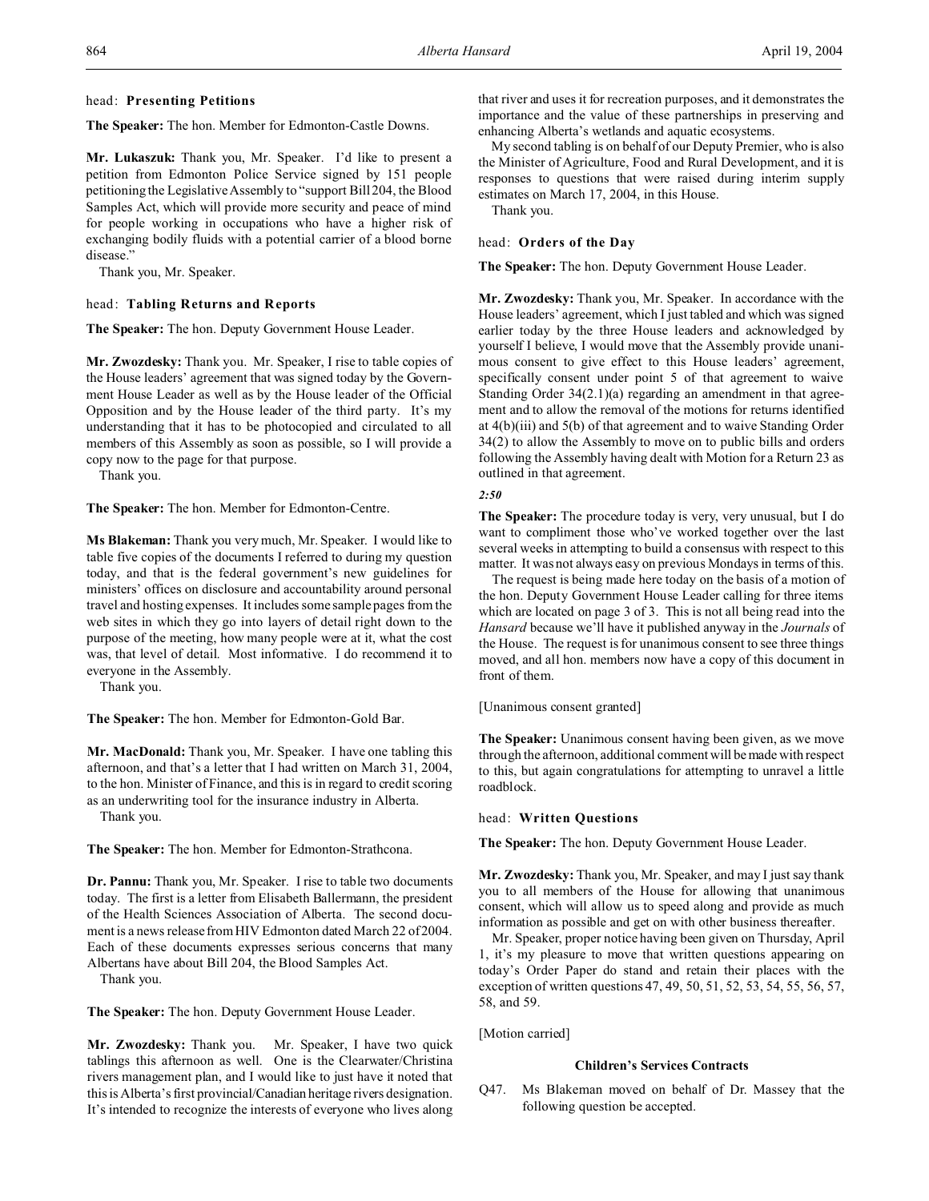head: **Presenting Petitions**

**The Speaker:** The hon. Member for Edmonton-Castle Downs.

**Mr. Lukaszuk:** Thank you, Mr. Speaker. I'd like to present a petition from Edmonton Police Service signed by 151 people petitioning the Legislative Assembly to "support Bill 204, the Blood Samples Act, which will provide more security and peace of mind for people working in occupations who have a higher risk of exchanging bodily fluids with a potential carrier of a blood borne disease."

Thank you, Mr. Speaker.

head: **Tabling Returns and Reports**

**The Speaker:** The hon. Deputy Government House Leader.

**Mr. Zwozdesky:** Thank you. Mr. Speaker, I rise to table copies of the House leaders' agreement that was signed today by the Government House Leader as well as by the House leader of the Official Opposition and by the House leader of the third party. It's my understanding that it has to be photocopied and circulated to all members of this Assembly as soon as possible, so I will provide a copy now to the page for that purpose.

Thank you.

**The Speaker:** The hon. Member for Edmonton-Centre.

**Ms Blakeman:** Thank you very much, Mr. Speaker. I would like to table five copies of the documents I referred to during my question today, and that is the federal government's new guidelines for ministers' offices on disclosure and accountability around personal travel and hosting expenses. It includes some sample pages from the web sites in which they go into layers of detail right down to the purpose of the meeting, how many people were at it, what the cost was, that level of detail. Most informative. I do recommend it to everyone in the Assembly.

Thank you.

**The Speaker:** The hon. Member for Edmonton-Gold Bar.

**Mr. MacDonald:** Thank you, Mr. Speaker. I have one tabling this afternoon, and that's a letter that I had written on March 31, 2004, to the hon. Minister of Finance, and this is in regard to credit scoring as an underwriting tool for the insurance industry in Alberta.

Thank you.

**The Speaker:** The hon. Member for Edmonton-Strathcona.

**Dr. Pannu:** Thank you, Mr. Speaker. I rise to table two documents today. The first is a letter from Elisabeth Ballermann, the president of the Health Sciences Association of Alberta. The second document is a news release from HIV Edmonton dated March 22 of 2004. Each of these documents expresses serious concerns that many Albertans have about Bill 204, the Blood Samples Act.

Thank you.

**The Speaker:** The hon. Deputy Government House Leader.

**Mr. Zwozdesky:** Thank you. Mr. Speaker, I have two quick tablings this afternoon as well. One is the Clearwater/Christina rivers management plan, and I would like to just have it noted that this is Alberta's first provincial/Canadian heritage rivers designation. It's intended to recognize the interests of everyone who lives along that river and uses it for recreation purposes, and it demonstrates the importance and the value of these partnerships in preserving and enhancing Alberta's wetlands and aquatic ecosystems.

My second tabling is on behalf of our Deputy Premier, who is also the Minister of Agriculture, Food and Rural Development, and it is responses to questions that were raised during interim supply estimates on March 17, 2004, in this House.

Thank you.

head: **Orders of the Day**

**The Speaker:** The hon. Deputy Government House Leader.

**Mr. Zwozdesky:** Thank you, Mr. Speaker. In accordance with the House leaders' agreement, which I just tabled and which was signed earlier today by the three House leaders and acknowledged by yourself I believe, I would move that the Assembly provide unanimous consent to give effect to this House leaders' agreement, specifically consent under point 5 of that agreement to waive Standing Order 34(2.1)(a) regarding an amendment in that agreement and to allow the removal of the motions for returns identified at 4(b)(iii) and 5(b) of that agreement and to waive Standing Order 34(2) to allow the Assembly to move on to public bills and orders following the Assembly having dealt with Motion for a Return 23 as outlined in that agreement.

*2:50*

**The Speaker:** The procedure today is very, very unusual, but I do want to compliment those who've worked together over the last several weeks in attempting to build a consensus with respect to this matter. It was not always easy on previous Mondays in terms of this.

The request is being made here today on the basis of a motion of the hon. Deputy Government House Leader calling for three items which are located on page 3 of 3. This is not all being read into the *Hansard* because we'll have it published anyway in the *Journals* of the House. The request is for unanimous consent to see three things moved, and all hon. members now have a copy of this document in front of them.

[Unanimous consent granted]

**The Speaker:** Unanimous consent having been given, as we move through the afternoon, additional comment will be made with respect to this, but again congratulations for attempting to unravel a little roadblock.

head: **Written Questions**

**The Speaker:** The hon. Deputy Government House Leader.

**Mr. Zwozdesky:** Thank you, Mr. Speaker, and may I just say thank you to all members of the House for allowing that unanimous consent, which will allow us to speed along and provide as much information as possible and get on with other business thereafter.

Mr. Speaker, proper notice having been given on Thursday, April 1, it's my pleasure to move that written questions appearing on today's Order Paper do stand and retain their places with the exception of written questions 47, 49, 50, 51, 52, 53, 54, 55, 56, 57, 58, and 59.

[Motion carried]

### Children's Services Contracts

Q47. Ms Blakeman moved on behalf of Dr. Massey that the following question be accepted.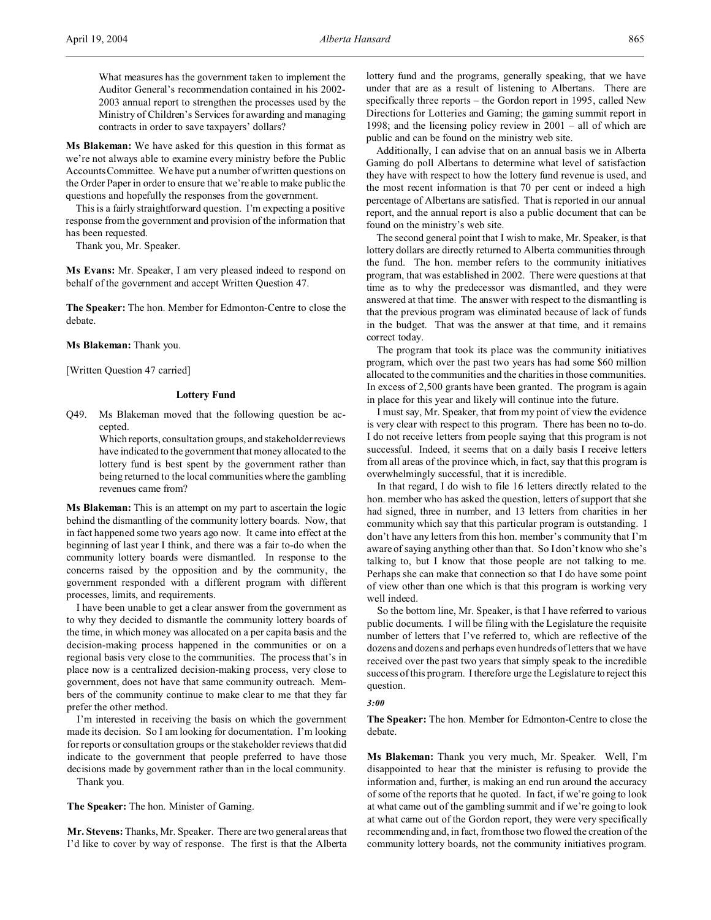What measures has the government taken to implement the Auditor General's recommendation contained in his 2002-2003 annual report to strengthen the processes used by the Ministry of Children's Services for awarding and managing contracts in order to save taxpayers' dollars?

**Ms Blakeman:** We have asked for this question in this format as we're not always able to examine every ministry before the Public Accounts Committee. We have put a number of written questions on the Order Paper in order to ensure that we're able to make public the questions and hopefully the responses from the government.

This is a fairly straightforward question. I'm expecting a positive response from the government and provision of the information that has been requested.

Thank you, Mr. Speaker.

**Ms Evans:** Mr. Speaker, I am very pleased indeed to respond on behalf of the government and accept Written Question 47.

**The Speaker:** The hon. Member for Edmonton-Centre to close the debate.

**Ms Blakeman:** Thank you.

[Written Question 47 carried]

### Lottery Fund

Q49. Ms Blakeman moved that the following question be accepted.

Which reports, consultation groups, and stakeholder reviews have indicated to the government that money allocated to the lottery fund is best spent by the government rather than being returned to the local communities where the gambling revenues came from?

**Ms Blakeman:** This is an attempt on my part to ascertain the logic behind the dismantling of the community lottery boards. Now, that in fact happened some two years ago now. It came into effect at the beginning of last year I think, and there was a fair to-do when the community lottery boards were dismantled. In response to the concerns raised by the opposition and by the community, the government responded with a different program with different processes, limits, and requirements.

I have been unable to get a clear answer from the government as to why they decided to dismantle the community lottery boards of the time, in which money was allocated on a per capita basis and the decision-making process happened in the communities or on a regional basis very close to the communities. The process that's in place now is a centralized decision-making process, very close to government, does not have that same community outreach. Members of the community continue to make clear to me that they far prefer the other method.

I'm interested in receiving the basis on which the government made its decision. So I am looking for documentation. I'm looking for reports or consultation groups or the stakeholder reviews that did indicate to the government that people preferred to have those decisions made by government rather than in the local community.

Thank you.

**The Speaker:** The hon. Minister of Gaming.

**Mr. Stevens:** Thanks, Mr. Speaker. There are two general areas that I'd like to cover by way of response. The first is that the Alberta lottery fund and the programs, generally speaking, that we have under that are as a result of listening to Albertans. There are specifically three reports – the Gordon report in 1995, called New Directions for Lotteries and Gaming; the gaming summit report in 1998; and the licensing policy review in 2001 – all of which are public and can be found on the ministry web site.

Additionally, I can advise that on an annual basis we in Alberta Gaming do poll Albertans to determine what level of satisfaction they have with respect to how the lottery fund revenue is used, and the most recent information is that 70 per cent or indeed a high percentage of Albertans are satisfied. That is reported in our annual report, and the annual report is also a public document that can be found on the ministry's web site.

The second general point that I wish to make, Mr. Speaker, is that lottery dollars are directly returned to Alberta communities through the fund. The hon. member refers to the community initiatives program, that was established in 2002. There were questions at that time as to why the predecessor was dismantled, and they were answered at that time. The answer with respect to the dismantling is that the previous program was eliminated because of lack of funds in the budget. That was the answer at that time, and it remains correct today.

The program that took its place was the community initiatives program, which over the past two years has had some $60 million allocated to the communities and the charities in those communities. In excess of 2,500 grants have been granted. The program is again in place for this year and likely will continue into the future.

I must say, Mr. Speaker, that from my point of view the evidence is very clear with respect to this program. There has been no to-do. I do not receive letters from people saying that this program is not successful. Indeed, it seems that on a daily basis I receive letters from all areas of the province which, in fact, say that this program is overwhelmingly successful, that it is incredible.

In that regard, I do wish to file 16 letters directly related to the hon. member who has asked the question, letters of support that she had signed, three in number, and 13 letters from charities in her community which say that this particular program is outstanding. I don't have any letters from this hon. member's community that I'm aware of saying anything other than that. So I don't know who she's talking to, but I know that those people are not talking to me. Perhaps she can make that connection so that I do have some point of view other than one which is that this program is working very well indeed.

So the bottom line, Mr. Speaker, is that I have referred to various public documents. I will be filing with the Legislature the requisite number of letters that I've referred to, which are reflective of the dozens and dozens and perhaps even hundreds of letters that we have received over the past two years that simply speak to the incredible success of this program. I therefore urge the Legislature to reject this question.

*3:00*

**The Speaker:** The hon. Member for Edmonton-Centre to close the debate.

**Ms Blakeman:** Thank you very much, Mr. Speaker. Well, I'm disappointed to hear that the minister is refusing to provide the information and, further, is making an end run around the accuracy of some of the reports that he quoted. In fact, if we're going to look at what came out of the gambling summit and if we're going to look at what came out of the Gordon report, they were very specifically recommending and, in fact, from those two flowed the creation of the community lottery boards, not the community initiatives program.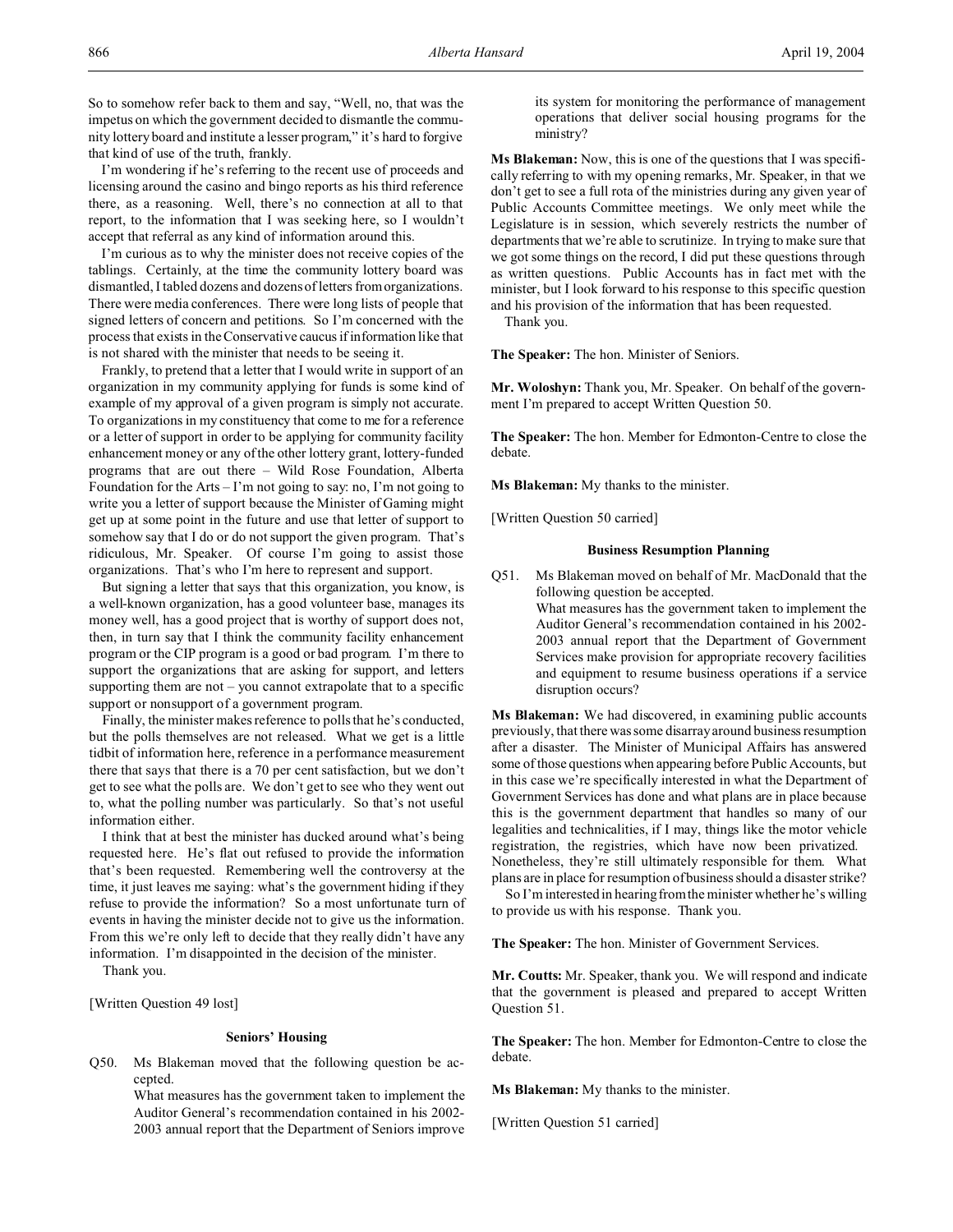So to somehow refer back to them and say, "Well, no, that was the impetus on which the government decided to dismantle the community lottery board and institute a lesser program," it's hard to forgive that kind of use of the truth, frankly.

I'm wondering if he's referring to the recent use of proceeds and licensing around the casino and bingo reports as his third reference there, as a reasoning. Well, there's no connection at all to that report, to the information that I was seeking here, so I wouldn't accept that referral as any kind of information around this.

I'm curious as to why the minister does not receive copies of the tablings. Certainly, at the time the community lottery board was dismantled, I tabled dozens and dozens of letters from organizations. There were media conferences. There were long lists of people that signed letters of concern and petitions. So I'm concerned with the process that exists in the Conservative caucus if information like that is not shared with the minister that needs to be seeing it.

Frankly, to pretend that a letter that I would write in support of an organization in my community applying for funds is some kind of example of my approval of a given program is simply not accurate. To organizations in my constituency that come to me for a reference or a letter of support in order to be applying for community facility enhancement money or any of the other lottery grant, lottery-funded programs that are out there – Wild Rose Foundation, Alberta Foundation for the Arts – I'm not going to say: no, I'm not going to write you a letter of support because the Minister of Gaming might get up at some point in the future and use that letter of support to somehow say that I do or do not support the given program. That's ridiculous, Mr. Speaker. Of course I'm going to assist those organizations. That's who I'm here to represent and support.

But signing a letter that says that this organization, you know, is a well-known organization, has a good volunteer base, manages its money well, has a good project that is worthy of support does not, then, in turn say that I think the community facility enhancement program or the CIP program is a good or bad program. I'm there to support the organizations that are asking for support, and letters supporting them are not – you cannot extrapolate that to a specific support or nonsupport of a government program.

Finally, the minister makes reference to polls that he's conducted, but the polls themselves are not released. What we get is a little tidbit of information here, reference in a performance measurement there that says that there is a 70 per cent satisfaction, but we don't get to see what the polls are. We don't get to see who they went out to, what the polling number was particularly. So that's not useful information either.

I think that at best the minister has ducked around what's being requested here. He's flat out refused to provide the information that's been requested. Remembering well the controversy at the time, it just leaves me saying: what's the government hiding if they refuse to provide the information? So a most unfortunate turn of events in having the minister decide not to give us the information. From this we're only left to decide that they really didn't have any information. I'm disappointed in the decision of the minister.

Thank you.

[Written Question 49 lost]

### Seniors' Housing

Q50. Ms Blakeman moved that the following question be accepted.

What measures has the government taken to implement the Auditor General's recommendation contained in his 2002-2003 annual report that the Department of Seniors improve its system for monitoring the performance of management operations that deliver social housing programs for the ministry?

**Ms Blakeman:** Now, this is one of the questions that I was specifically referring to with my opening remarks, Mr. Speaker, in that we don't get to see a full rota of the ministries during any given year of Public Accounts Committee meetings. We only meet while the Legislature is in session, which severely restricts the number of departments that we're able to scrutinize. In trying to make sure that we got some things on the record, I did put these questions through as written questions. Public Accounts has in fact met with the minister, but I look forward to his response to this specific question and his provision of the information that has been requested.

Thank you.

**The Speaker:** The hon. Minister of Seniors.

**Mr. Woloshyn:** Thank you, Mr. Speaker. On behalf of the government I'm prepared to accept Written Question 50.

**The Speaker:** The hon. Member for Edmonton-Centre to close the debate.

**Ms Blakeman:** My thanks to the minister.

[Written Question 50 carried]

### Business Resumption Planning

Q51. Ms Blakeman moved on behalf of Mr. MacDonald that the following question be accepted.

What measures has the government taken to implement the Auditor General's recommendation contained in his 2002-2003 annual report that the Department of Government Services make provision for appropriate recovery facilities and equipment to resume business operations if a service disruption occurs?

**Ms Blakeman:** We had discovered, in examining public accounts previously, that there was some disarray around business resumption after a disaster. The Minister of Municipal Affairs has answered some of those questions when appearing before Public Accounts, but in this case we're specifically interested in what the Department of Government Services has done and what plans are in place because this is the government department that handles so many of our legalities and technicalities, if I may, things like the motor vehicle registration, the registries, which have now been privatized. Nonetheless, they're still ultimately responsible for them. What plans are in place for resumption of business should a disaster strike?

So I'm interested in hearing from the minister whether he's willing to provide us with his response. Thank you.

**The Speaker:** The hon. Minister of Government Services.

**Mr. Coutts:** Mr. Speaker, thank you. We will respond and indicate that the government is pleased and prepared to accept Written Question 51.

**The Speaker:** The hon. Member for Edmonton-Centre to close the debate.

**Ms Blakeman:** My thanks to the minister.

[Written Question 51 carried]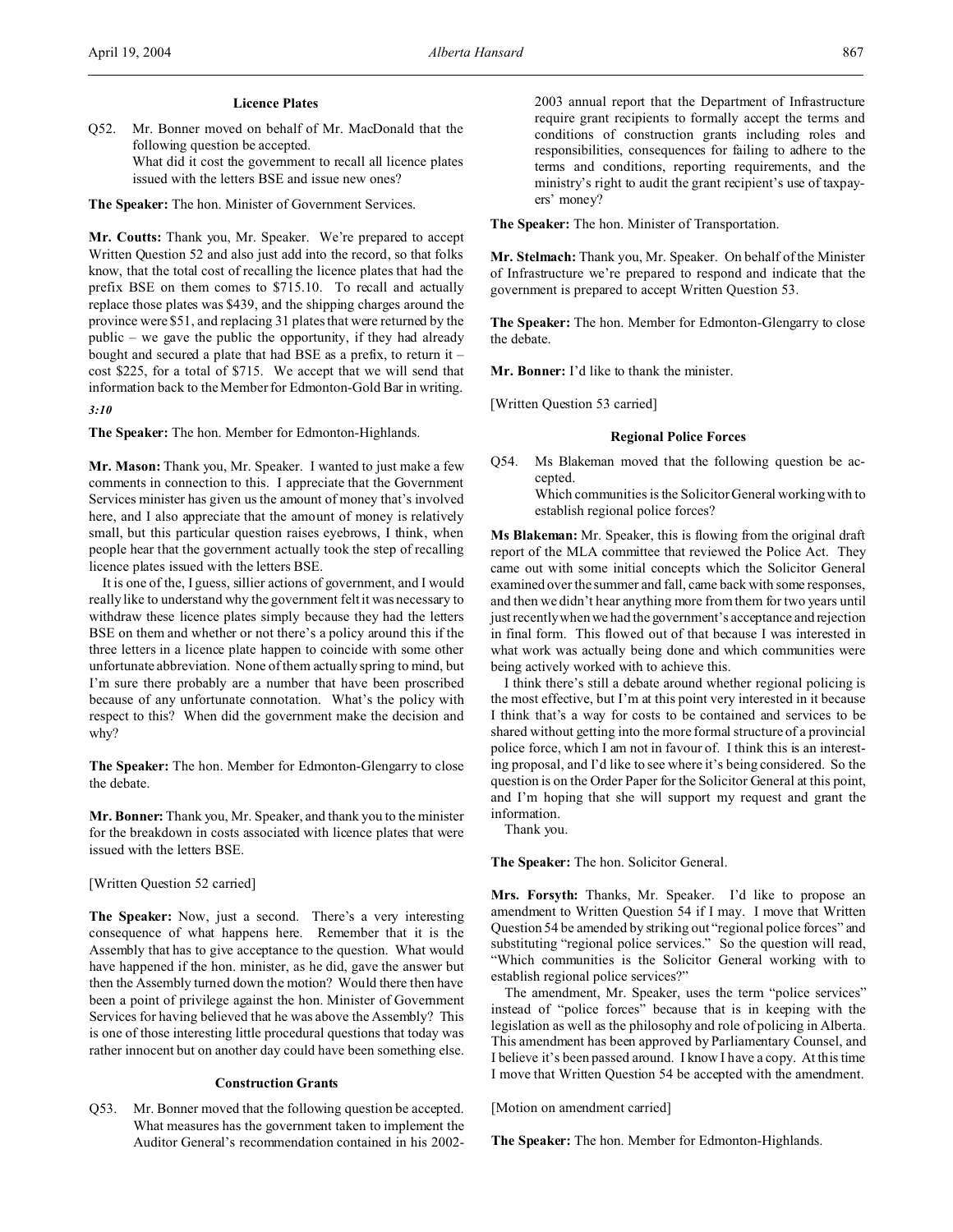### Licence Plates

Q52. Mr. Bonner moved on behalf of Mr. MacDonald that the following question be accepted.
What did it cost the government to recall all licence plates issued with the letters BSE and issue new ones?

**The Speaker:** The hon. Minister of Government Services.

**Mr. Coutts:** Thank you, Mr. Speaker. We're prepared to accept Written Question 52 and also just add into the record, so that folks know, that the total cost of recalling the licence plates that had the prefix BSE on them comes to $715.10. To recall and actually replace those plates was $439, and the shipping charges around the province were $51, and replacing 31 plates that were returned by the public – we gave the public the opportunity, if they had already bought and secured a plate that had BSE as a prefix, to return it – cost $225, for a total of $715. We accept that we will send that information back to the Member for Edmonton-Gold Bar in writing.

*3:10*

**The Speaker:** The hon. Member for Edmonton-Highlands.

**Mr. Mason:** Thank you, Mr. Speaker. I wanted to just make a few comments in connection to this. I appreciate that the Government Services minister has given us the amount of money that's involved here, and I also appreciate that the amount of money is relatively small, but this particular question raises eyebrows, I think, when people hear that the government actually took the step of recalling licence plates issued with the letters BSE.

It is one of the, I guess, sillier actions of government, and I would really like to understand why the government felt it was necessary to withdraw these licence plates simply because they had the letters BSE on them and whether or not there's a policy around this if the three letters in a licence plate happen to coincide with some other unfortunate abbreviation. None of them actually spring to mind, but I'm sure there probably are a number that have been proscribed because of any unfortunate connotation. What's the policy with respect to this? When did the government make the decision and why?

**The Speaker:** The hon. Member for Edmonton-Glengarry to close the debate.

**Mr. Bonner:** Thank you, Mr. Speaker, and thank you to the minister for the breakdown in costs associated with licence plates that were issued with the letters BSE.

[Written Question 52 carried]

**The Speaker:** Now, just a second. There's a very interesting consequence of what happens here. Remember that it is the Assembly that has to give acceptance to the question. What would have happened if the hon. minister, as he did, gave the answer but then the Assembly turned down the motion? Would there then have been a point of privilege against the hon. Minister of Government Services for having believed that he was above the Assembly? This is one of those interesting little procedural questions that today was rather innocent but on another day could have been something else.

### Construction Grants

Q53. Mr. Bonner moved that the following question be accepted.
What measures has the government taken to implement the Auditor General's recommendation contained in his 2002-2003 annual report that the Department of Infrastructure require grant recipients to formally accept the terms and conditions of construction grants including roles and responsibilities, consequences for failing to adhere to the terms and conditions, reporting requirements, and the ministry's right to audit the grant recipient's use of taxpayers' money?

**The Speaker:** The hon. Minister of Transportation.

**Mr. Stelmach:** Thank you, Mr. Speaker. On behalf of the Minister of Infrastructure we're prepared to respond and indicate that the government is prepared to accept Written Question 53.

**The Speaker:** The hon. Member for Edmonton-Glengarry to close the debate.

**Mr. Bonner:** I'd like to thank the minister.

[Written Question 53 carried]

### Regional Police Forces

Q54. Ms Blakeman moved that the following question be accepted.
Which communities is the Solicitor General working with to establish regional police forces?

**Ms Blakeman:** Mr. Speaker, this is flowing from the original draft report of the MLA committee that reviewed the Police Act. They came out with some initial concepts which the Solicitor General examined over the summer and fall, came back with some responses, and then we didn't hear anything more from them for two years until just recently when we had the government's acceptance and rejection in final form. This flowed out of that because I was interested in what work was actually being done and which communities were being actively worked with to achieve this.

I think there's still a debate around whether regional policing is the most effective, but I'm at this point very interested in it because I think that's a way for costs to be contained and services to be shared without getting into the more formal structure of a provincial police force, which I am not in favour of. I think this is an interesting proposal, and I'd like to see where it's being considered. So the question is on the Order Paper for the Solicitor General at this point, and I'm hoping that she will support my request and grant the information.

Thank you.

**The Speaker:** The hon. Solicitor General.

**Mrs. Forsyth:** Thanks, Mr. Speaker. I'd like to propose an amendment to Written Question 54 if I may. I move that Written Question 54 be amended by striking out "regional police forces" and substituting "regional police services." So the question will read, "Which communities is the Solicitor General working with to establish regional police services?"

The amendment, Mr. Speaker, uses the term "police services" instead of "police forces" because that is in keeping with the legislation as well as the philosophy and role of policing in Alberta. This amendment has been approved by Parliamentary Counsel, and I believe it's been passed around. I know I have a copy. At this time I move that Written Question 54 be accepted with the amendment.

[Motion on amendment carried]

**The Speaker:** The hon. Member for Edmonton-Highlands.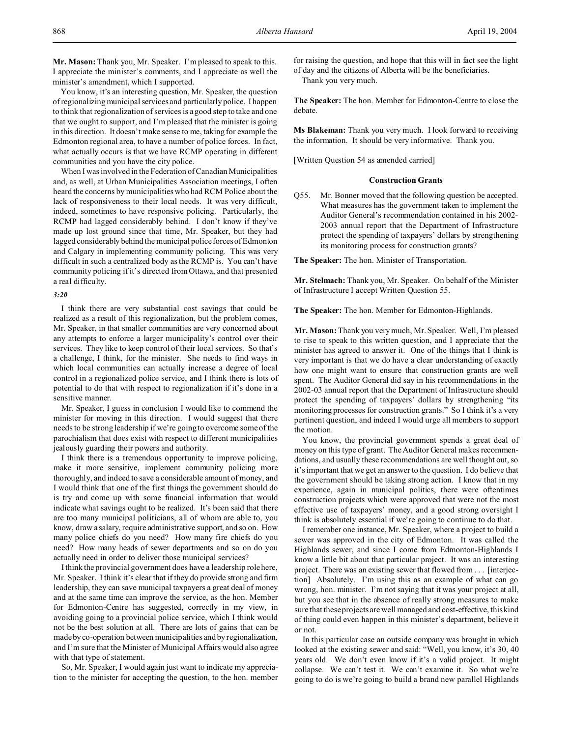**Mr. Mason:** Thank you, Mr. Speaker. I'm pleased to speak to this. I appreciate the minister's comments, and I appreciate as well the minister's amendment, which I supported.

You know, it's an interesting question, Mr. Speaker, the question of regionalizing municipal services and particularly police. I happen to think that regionalization of services is a good step to take and one that we ought to support, and I'm pleased that the minister is going in this direction. It doesn't make sense to me, taking for example the Edmonton regional area, to have a number of police forces. In fact, what actually occurs is that we have RCMP operating in different communities and you have the city police.

When I was involved in the Federation of Canadian Municipalities and, as well, at Urban Municipalities Association meetings, I often heard the concerns by municipalities who had RCM Police about the lack of responsiveness to their local needs. It was very difficult, indeed, sometimes to have responsive policing. Particularly, the RCMP had lagged considerably behind. I don't know if they've made up lost ground since that time, Mr. Speaker, but they had lagged considerably behind the municipal police forces of Edmonton and Calgary in implementing community policing. This was very difficult in such a centralized body as the RCMP is. You can't have community policing if it's directed from Ottawa, and that presented a real difficulty.

*3:20*

I think there are very substantial cost savings that could be realized as a result of this regionalization, but the problem comes, Mr. Speaker, in that smaller communities are very concerned about any attempts to enforce a larger municipality's control over their services. They like to keep control of their local services. So that's a challenge, I think, for the minister. She needs to find ways in which local communities can actually increase a degree of local control in a regionalized police service, and I think there is lots of potential to do that with respect to regionalization if it's done in a sensitive manner.

Mr. Speaker, I guess in conclusion I would like to commend the minister for moving in this direction. I would suggest that there needs to be strong leadership if we're going to overcome some of the parochialism that does exist with respect to different municipalities jealously guarding their powers and authority.

I think there is a tremendous opportunity to improve policing, make it more sensitive, implement community policing more thoroughly, and indeed to save a considerable amount of money, and I would think that one of the first things the government should do is try and come up with some financial information that would indicate what savings ought to be realized. It's been said that there are too many municipal politicians, all of whom are able to, you know, draw a salary, require administrative support, and so on. How many police chiefs do you need? How many fire chiefs do you need? How many heads of sewer departments and so on do you actually need in order to deliver those municipal services?

I think the provincial government does have a leadership role here, Mr. Speaker. I think it's clear that if they do provide strong and firm leadership, they can save municipal taxpayers a great deal of money and at the same time can improve the service, as the hon. Member for Edmonton-Centre has suggested, correctly in my view, in avoiding going to a provincial police service, which I think would not be the best solution at all. There are lots of gains that can be made by co-operation between municipalities and by regionalization, and I'm sure that the Minister of Municipal Affairs would also agree with that type of statement.

So, Mr. Speaker, I would again just want to indicate my appreciation to the minister for accepting the question, to the hon. member for raising the question, and hope that this will in fact see the light of day and the citizens of Alberta will be the beneficiaries.

Thank you very much.

**The Speaker:** The hon. Member for Edmonton-Centre to close the debate.

**Ms Blakeman:** Thank you very much. I look forward to receiving the information. It should be very informative. Thank you.

[Written Question 54 as amended carried]

## Construction Grants

Q55. Mr. Bonner moved that the following question be accepted.
What measures has the government taken to implement the Auditor General's recommendation contained in his 2002-2003 annual report that the Department of Infrastructure protect the spending of taxpayers' dollars by strengthening its monitoring process for construction grants?

**The Speaker:** The hon. Minister of Transportation.

**Mr. Stelmach:** Thank you, Mr. Speaker. On behalf of the Minister of Infrastructure I accept Written Question 55.

**The Speaker:** The hon. Member for Edmonton-Highlands.

**Mr. Mason:** Thank you very much, Mr. Speaker. Well, I'm pleased to rise to speak to this written question, and I appreciate that the minister has agreed to answer it. One of the things that I think is very important is that we do have a clear understanding of exactly how one might want to ensure that construction grants are well spent. The Auditor General did say in his recommendations in the 2002-03 annual report that the Department of Infrastructure should protect the spending of taxpayers' dollars by strengthening "its monitoring processes for construction grants." So I think it's a very pertinent question, and indeed I would urge all members to support the motion.

You know, the provincial government spends a great deal of money on this type of grant. The Auditor General makes recommendations, and usually these recommendations are well thought out, so it's important that we get an answer to the question. I do believe that the government should be taking strong action. I know that in my experience, again in municipal politics, there were oftentimes construction projects which were approved that were not the most effective use of taxpayers' money, and a good strong oversight I think is absolutely essential if we're going to continue to do that.

I remember one instance, Mr. Speaker, where a project to build a sewer was approved in the city of Edmonton. It was called the Highlands sewer, and since I come from Edmonton-Highlands I know a little bit about that particular project. It was an interesting project. There was an existing sewer that flowed from . . . [interjection] Absolutely. I'm using this as an example of what can go wrong, hon. minister. I'm not saying that it was your project at all, but you see that in the absence of really strong measures to make sure that these projects are well managed and cost-effective, this kind of thing could even happen in this minister's department, believe it or not.

In this particular case an outside company was brought in which looked at the existing sewer and said: "Well, you know, it's 30, 40 years old. We don't even know if it's a valid project. It might collapse. We can't test it. We can't examine it. So what we're going to do is we're going to build a brand new parallel Highlands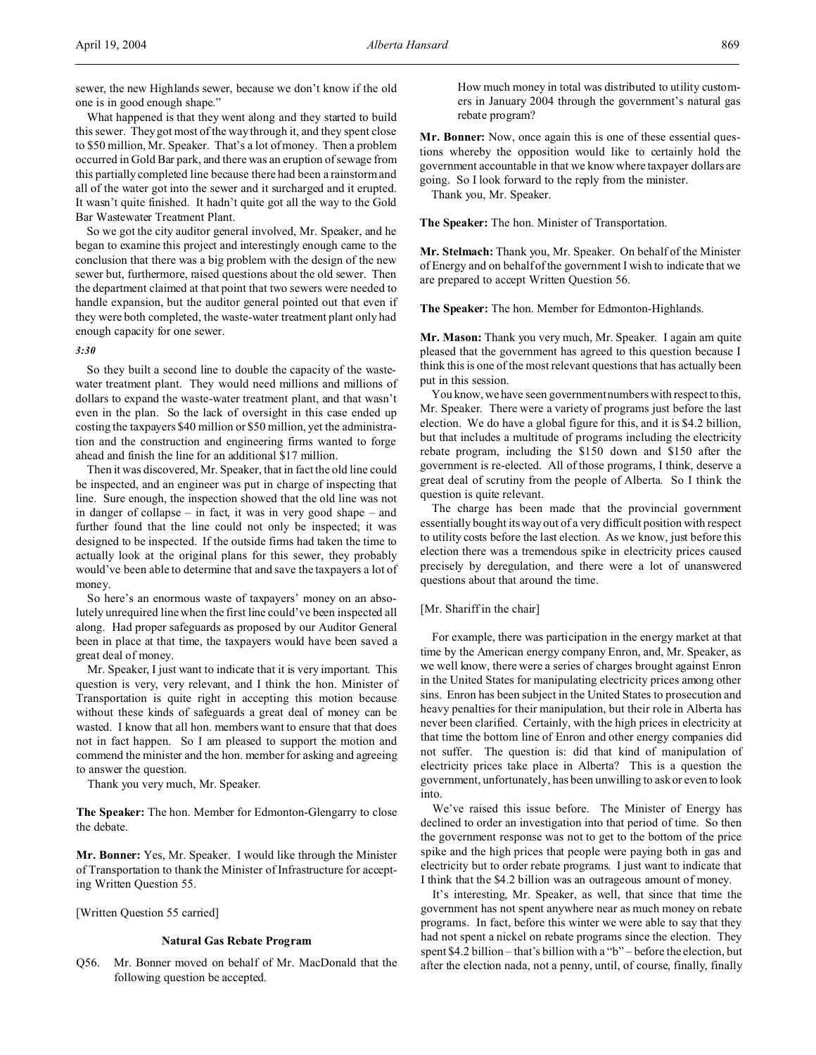sewer, the new Highlands sewer, because we don't know if the old one is in good enough shape."

What happened is that they went along and they started to build this sewer. They got most of the way through it, and they spent close to $50 million, Mr. Speaker. That's a lot of money. Then a problem occurred in Gold Bar park, and there was an eruption of sewage from this partially completed line because there had been a rainstorm and all of the water got into the sewer and it surcharged and it erupted. It wasn't quite finished. It hadn't quite got all the way to the Gold Bar Wastewater Treatment Plant.

So we got the city auditor general involved, Mr. Speaker, and he began to examine this project and interestingly enough came to the conclusion that there was a big problem with the design of the new sewer but, furthermore, raised questions about the old sewer. Then the department claimed at that point that two sewers were needed to handle expansion, but the auditor general pointed out that even if they were both completed, the waste-water treatment plant only had enough capacity for one sewer.

*3:30*

So they built a second line to double the capacity of the waste-water treatment plant. They would need millions and millions of dollars to expand the waste-water treatment plant, and that wasn't even in the plan. So the lack of oversight in this case ended up costing the taxpayers $40 million or $50 million, yet the administration and the construction and engineering firms wanted to forge ahead and finish the line for an additional $17 million.

Then it was discovered, Mr. Speaker, that in fact the old line could be inspected, and an engineer was put in charge of inspecting that line. Sure enough, the inspection showed that the old line was not in danger of collapse – in fact, it was in very good shape – and further found that the line could not only be inspected; it was designed to be inspected. If the outside firms had taken the time to actually look at the original plans for this sewer, they probably would've been able to determine that and save the taxpayers a lot of money.

So here's an enormous waste of taxpayers' money on an absolutely unrequired line when the first line could've been inspected all along. Had proper safeguards as proposed by our Auditor General been in place at that time, the taxpayers would have been saved a great deal of money.

Mr. Speaker, I just want to indicate that it is very important. This question is very, very relevant, and I think the hon. Minister of Transportation is quite right in accepting this motion because without these kinds of safeguards a great deal of money can be wasted. I know that all hon. members want to ensure that that does not in fact happen. So I am pleased to support the motion and commend the minister and the hon. member for asking and agreeing to answer the question.

Thank you very much, Mr. Speaker.

**The Speaker:** The hon. Member for Edmonton-Glengarry to close the debate.

**Mr. Bonner:** Yes, Mr. Speaker. I would like through the Minister of Transportation to thank the Minister of Infrastructure for accepting Written Question 55.

[Written Question 55 carried]

### Natural Gas Rebate Program

Q56. Mr. Bonner moved on behalf of Mr. MacDonald that the following question be accepted.

> How much money in total was distributed to utility customers in January 2004 through the government's natural gas rebate program?

**Mr. Bonner:** Now, once again this is one of these essential questions whereby the opposition would like to certainly hold the government accountable in that we know where taxpayer dollars are going. So I look forward to the reply from the minister.

Thank you, Mr. Speaker.

**The Speaker:** The hon. Minister of Transportation.

**Mr. Stelmach:** Thank you, Mr. Speaker. On behalf of the Minister of Energy and on behalf of the government I wish to indicate that we are prepared to accept Written Question 56.

**The Speaker:** The hon. Member for Edmonton-Highlands.

**Mr. Mason:** Thank you very much, Mr. Speaker. I again am quite pleased that the government has agreed to this question because I think this is one of the most relevant questions that has actually been put in this session.

You know, we have seen government numbers with respect to this, Mr. Speaker. There were a variety of programs just before the last election. We do have a global figure for this, and it is $4.2 billion, but that includes a multitude of programs including the electricity rebate program, including the $150 down and $150 after the government is re-elected. All of those programs, I think, deserve a great deal of scrutiny from the people of Alberta. So I think the question is quite relevant.

The charge has been made that the provincial government essentially bought its way out of a very difficult position with respect to utility costs before the last election. As we know, just before this election there was a tremendous spike in electricity prices caused precisely by deregulation, and there were a lot of unanswered questions about that around the time.

[Mr. Shariff in the chair]

For example, there was participation in the energy market at that time by the American energy company Enron, and, Mr. Speaker, as we well know, there were a series of charges brought against Enron in the United States for manipulating electricity prices among other sins. Enron has been subject in the United States to prosecution and heavy penalties for their manipulation, but their role in Alberta has never been clarified. Certainly, with the high prices in electricity at that time the bottom line of Enron and other energy companies did not suffer. The question is: did that kind of manipulation of electricity prices take place in Alberta? This is a question the government, unfortunately, has been unwilling to ask or even to look into.

We've raised this issue before. The Minister of Energy has declined to order an investigation into that period of time. So then the government response was not to get to the bottom of the price spike and the high prices that people were paying both in gas and electricity but to order rebate programs. I just want to indicate that I think that the $4.2 billion was an outrageous amount of money.

It's interesting, Mr. Speaker, as well, that since that time the government has not spent anywhere near as much money on rebate programs. In fact, before this winter we were able to say that they had not spent a nickel on rebate programs since the election. They spent $4.2 billion – that's billion with a "b" – before the election, but after the election nada, not a penny, until, of course, finally, finally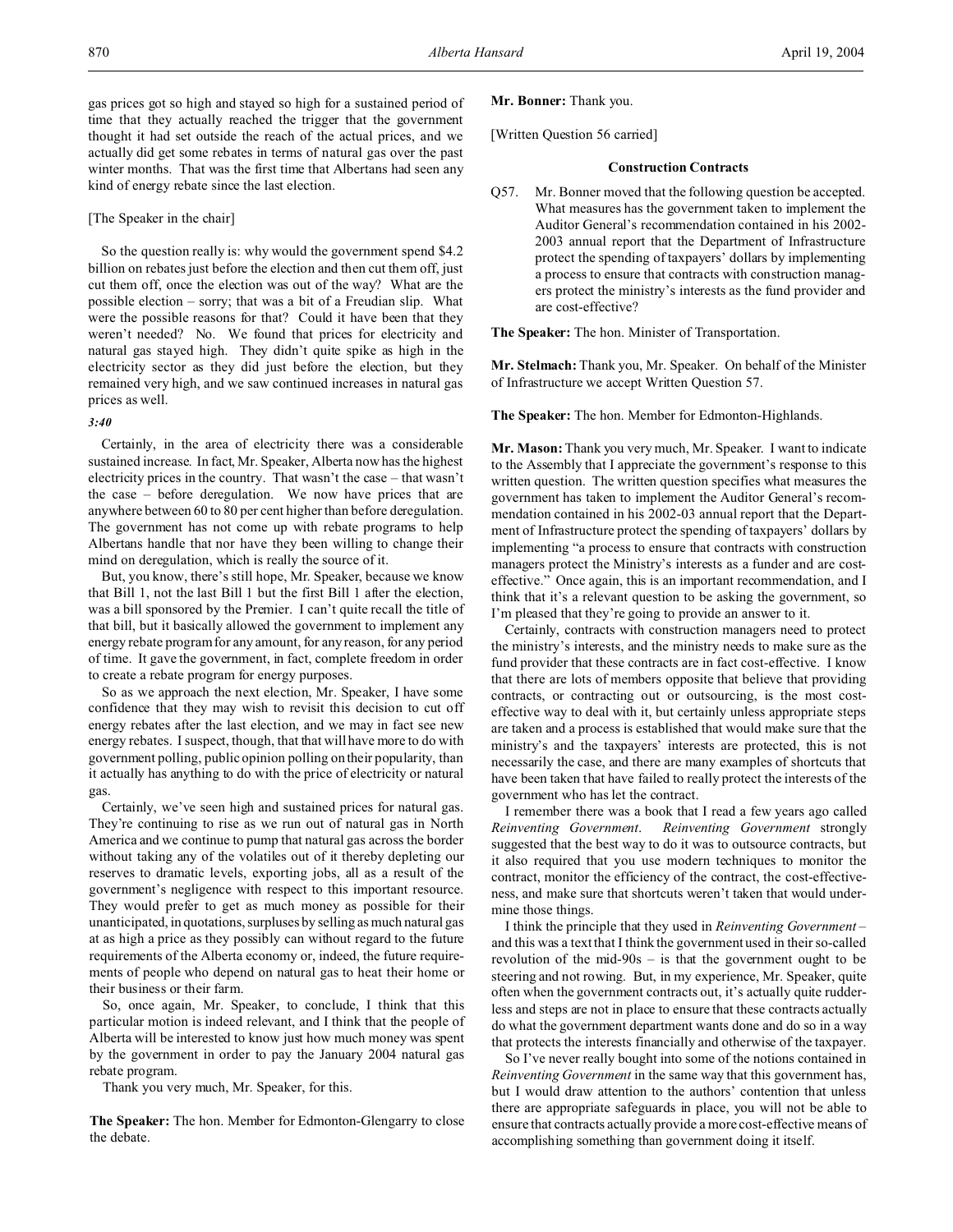gas prices got so high and stayed so high for a sustained period of time that they actually reached the trigger that the government thought it had set outside the reach of the actual prices, and we actually did get some rebates in terms of natural gas over the past winter months. That was the first time that Albertans had seen any kind of energy rebate since the last election.

[The Speaker in the chair]

So the question really is: why would the government spend $4.2 billion on rebates just before the election and then cut them off, just cut them off, once the election was out of the way? What are the possible election – sorry; that was a bit of a Freudian slip. What were the possible reasons for that? Could it have been that they weren't needed? No. We found that prices for electricity and natural gas stayed high. They didn't quite spike as high in the electricity sector as they did just before the election, but they remained very high, and we saw continued increases in natural gas prices as well.

*3:40*

Certainly, in the area of electricity there was a considerable sustained increase. In fact, Mr. Speaker, Alberta now has the highest electricity prices in the country. That wasn't the case – that wasn't the case – before deregulation. We now have prices that are anywhere between 60 to 80 per cent higher than before deregulation. The government has not come up with rebate programs to help Albertans handle that nor have they been willing to change their mind on deregulation, which is really the source of it.

But, you know, there's still hope, Mr. Speaker, because we know that Bill 1, not the last Bill 1 but the first Bill 1 after the election, was a bill sponsored by the Premier. I can't quite recall the title of that bill, but it basically allowed the government to implement any energy rebate program for any amount, for any reason, for any period of time. It gave the government, in fact, complete freedom in order to create a rebate program for energy purposes.

So as we approach the next election, Mr. Speaker, I have some confidence that they may wish to revisit this decision to cut off energy rebates after the last election, and we may in fact see new energy rebates. I suspect, though, that that will have more to do with government polling, public opinion polling on their popularity, than it actually has anything to do with the price of electricity or natural gas.

Certainly, we've seen high and sustained prices for natural gas. They're continuing to rise as we run out of natural gas in North America and we continue to pump that natural gas across the border without taking any of the volatiles out of it thereby depleting our reserves to dramatic levels, exporting jobs, all as a result of the government's negligence with respect to this important resource. They would prefer to get as much money as possible for their unanticipated, in quotations, surpluses by selling as much natural gas at as high a price as they possibly can without regard to the future requirements of the Alberta economy or, indeed, the future requirements of people who depend on natural gas to heat their home or their business or their farm.

So, once again, Mr. Speaker, to conclude, I think that this particular motion is indeed relevant, and I think that the people of Alberta will be interested to know just how much money was spent by the government in order to pay the January 2004 natural gas rebate program.

Thank you very much, Mr. Speaker, for this.

**The Speaker:** The hon. Member for Edmonton-Glengarry to close the debate.

**Mr. Bonner:** Thank you.

[Written Question 56 carried]

### Construction Contracts

Q57. Mr. Bonner moved that the following question be accepted. What measures has the government taken to implement the Auditor General's recommendation contained in his 2002-2003 annual report that the Department of Infrastructure protect the spending of taxpayers' dollars by implementing a process to ensure that contracts with construction managers protect the ministry's interests as the fund provider and are cost-effective?

**The Speaker:** The hon. Minister of Transportation.

**Mr. Stelmach:** Thank you, Mr. Speaker. On behalf of the Minister of Infrastructure we accept Written Question 57.

**The Speaker:** The hon. Member for Edmonton-Highlands.

**Mr. Mason:** Thank you very much, Mr. Speaker. I want to indicate to the Assembly that I appreciate the government's response to this written question. The written question specifies what measures the government has taken to implement the Auditor General's recommendation contained in his 2002-03 annual report that the Department of Infrastructure protect the spending of taxpayers' dollars by implementing "a process to ensure that contracts with construction managers protect the Ministry's interests as a funder and are cost-effective." Once again, this is an important recommendation, and I think that it's a relevant question to be asking the government, so I'm pleased that they're going to provide an answer to it.

Certainly, contracts with construction managers need to protect the ministry's interests, and the ministry needs to make sure as the fund provider that these contracts are in fact cost-effective. I know that there are lots of members opposite that believe that providing contracts, or contracting out or outsourcing, is the most cost-effective way to deal with it, but certainly unless appropriate steps are taken and a process is established that would make sure that the ministry's and the taxpayers' interests are protected, this is not necessarily the case, and there are many examples of shortcuts that have been taken that have failed to really protect the interests of the government who has let the contract.

I remember there was a book that I read a few years ago called *Reinventing Government*. *Reinventing Government* strongly suggested that the best way to do it was to outsource contracts, but it also required that you use modern techniques to monitor the contract, monitor the efficiency of the contract, the cost-effectiveness, and make sure that shortcuts weren't taken that would undermine those things.

I think the principle that they used in *Reinventing Government* – and this was a text that I think the government used in their so-called revolution of the mid-90s – is that the government ought to be steering and not rowing. But, in my experience, Mr. Speaker, quite often when the government contracts out, it's actually quite rudderless and steps are not in place to ensure that these contracts actually do what the government department wants done and do so in a way that protects the interests financially and otherwise of the taxpayer.

So I've never really bought into some of the notions contained in *Reinventing Government* in the same way that this government has, but I would draw attention to the authors' contention that unless there are appropriate safeguards in place, you will not be able to ensure that contracts actually provide a more cost-effective means of accomplishing something than government doing it itself.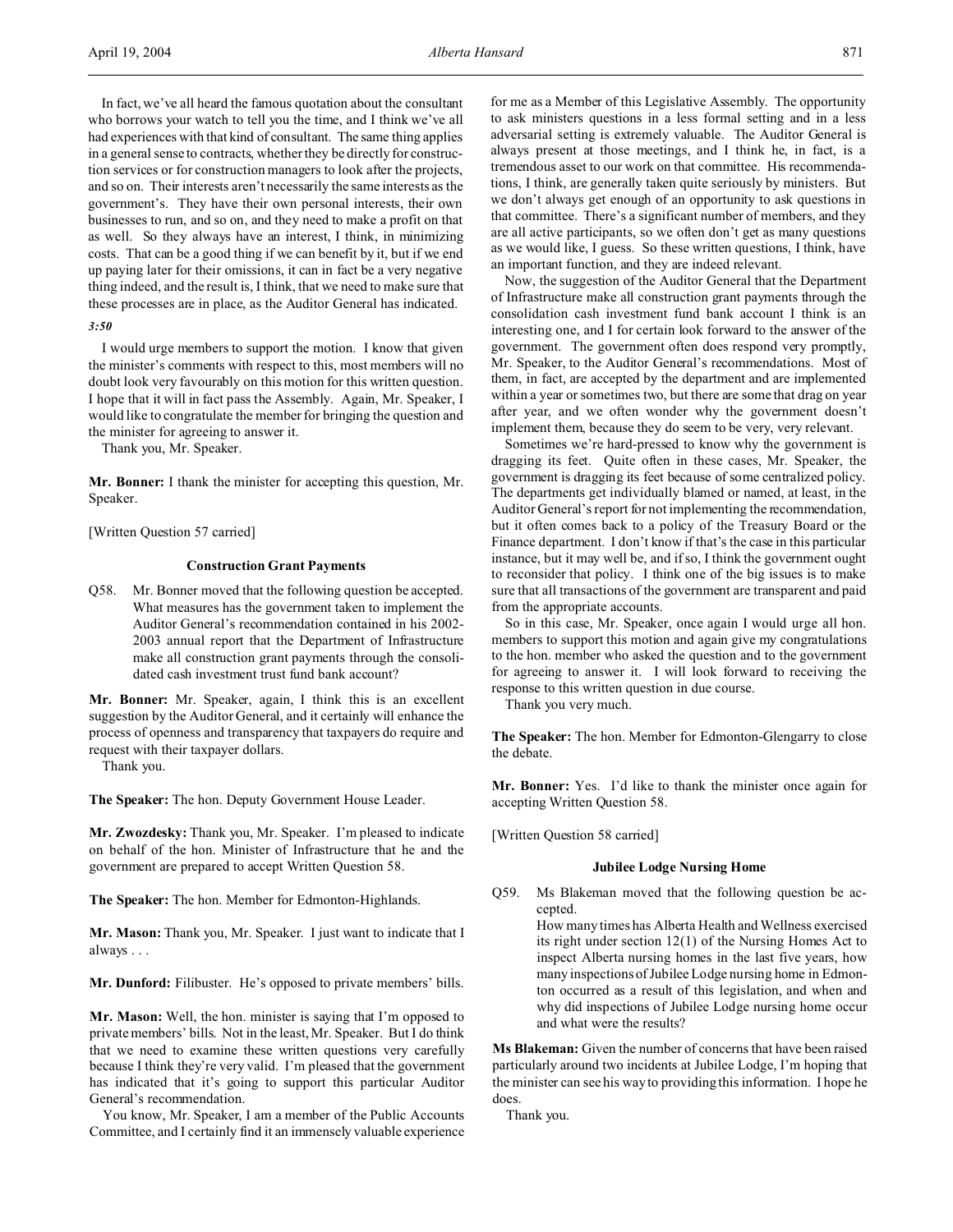In fact, we've all heard the famous quotation about the consultant who borrows your watch to tell you the time, and I think we've all had experiences with that kind of consultant. The same thing applies in a general sense to contracts, whether they be directly for construction services or for construction managers to look after the projects, and so on. Their interests aren't necessarily the same interests as the government's. They have their own personal interests, their own businesses to run, and so on, and they need to make a profit on that as well. So they always have an interest, I think, in minimizing costs. That can be a good thing if we can benefit by it, but if we end up paying later for their omissions, it can in fact be a very negative thing indeed, and the result is, I think, that we need to make sure that these processes are in place, as the Auditor General has indicated.

*3:50*

I would urge members to support the motion. I know that given the minister's comments with respect to this, most members will no doubt look very favourably on this motion for this written question. I hope that it will in fact pass the Assembly. Again, Mr. Speaker, I would like to congratulate the member for bringing the question and the minister for agreeing to answer it.

Thank you, Mr. Speaker.

**Mr. Bonner:** I thank the minister for accepting this question, Mr. Speaker.

[Written Question 57 carried]

### Construction Grant Payments

Q58. Mr. Bonner moved that the following question be accepted. What measures has the government taken to implement the Auditor General's recommendation contained in his 2002-2003 annual report that the Department of Infrastructure make all construction grant payments through the consolidated cash investment trust fund bank account?

**Mr. Bonner:** Mr. Speaker, again, I think this is an excellent suggestion by the Auditor General, and it certainly will enhance the process of openness and transparency that taxpayers do require and request with their taxpayer dollars.

Thank you.

**The Speaker:** The hon. Deputy Government House Leader.

**Mr. Zwozdesky:** Thank you, Mr. Speaker. I'm pleased to indicate on behalf of the hon. Minister of Infrastructure that he and the government are prepared to accept Written Question 58.

**The Speaker:** The hon. Member for Edmonton-Highlands.

**Mr. Mason:** Thank you, Mr. Speaker. I just want to indicate that I always . . .

**Mr. Dunford:** Filibuster. He's opposed to private members' bills.

**Mr. Mason:** Well, the hon. minister is saying that I'm opposed to private members' bills. Not in the least, Mr. Speaker. But I do think that we need to examine these written questions very carefully because I think they're very valid. I'm pleased that the government has indicated that it's going to support this particular Auditor General's recommendation.

You know, Mr. Speaker, I am a member of the Public Accounts Committee, and I certainly find it an immensely valuable experience for me as a Member of this Legislative Assembly. The opportunity to ask ministers questions in a less formal setting and in a less adversarial setting is extremely valuable. The Auditor General is always present at those meetings, and I think he, in fact, is a tremendous asset to our work on that committee. His recommendations, I think, are generally taken quite seriously by ministers. But we don't always get enough of an opportunity to ask questions in that committee. There's a significant number of members, and they are all active participants, so we often don't get as many questions as we would like, I guess. So these written questions, I think, have an important function, and they are indeed relevant.

Now, the suggestion of the Auditor General that the Department of Infrastructure make all construction grant payments through the consolidation cash investment fund bank account I think is an interesting one, and I for certain look forward to the answer of the government. The government often does respond very promptly, Mr. Speaker, to the Auditor General's recommendations. Most of them, in fact, are accepted by the department and are implemented within a year or sometimes two, but there are some that drag on year after year, and we often wonder why the government doesn't implement them, because they do seem to be very, very relevant.

Sometimes we're hard-pressed to know why the government is dragging its feet. Quite often in these cases, Mr. Speaker, the government is dragging its feet because of some centralized policy. The departments get individually blamed or named, at least, in the Auditor General's report for not implementing the recommendation, but it often comes back to a policy of the Treasury Board or the Finance department. I don't know if that's the case in this particular instance, but it may well be, and if so, I think the government ought to reconsider that policy. I think one of the big issues is to make sure that all transactions of the government are transparent and paid from the appropriate accounts.

So in this case, Mr. Speaker, once again I would urge all hon. members to support this motion and again give my congratulations to the hon. member who asked the question and to the government for agreeing to answer it. I will look forward to receiving the response to this written question in due course.

Thank you very much.

**The Speaker:** The hon. Member for Edmonton-Glengarry to close the debate.

**Mr. Bonner:** Yes. I'd like to thank the minister once again for accepting Written Question 58.

[Written Question 58 carried]

### Jubilee Lodge Nursing Home

Q59. Ms Blakeman moved that the following question be accepted.
How many times has Alberta Health and Wellness exercised its right under section 12(1) of the Nursing Homes Act to inspect Alberta nursing homes in the last five years, how many inspections of Jubilee Lodge nursing home in Edmonton occurred as a result of this legislation, and when and why did inspections of Jubilee Lodge nursing home occur and what were the results?

**Ms Blakeman:** Given the number of concerns that have been raised particularly around two incidents at Jubilee Lodge, I'm hoping that the minister can see his way to providing this information. I hope he does.

Thank you.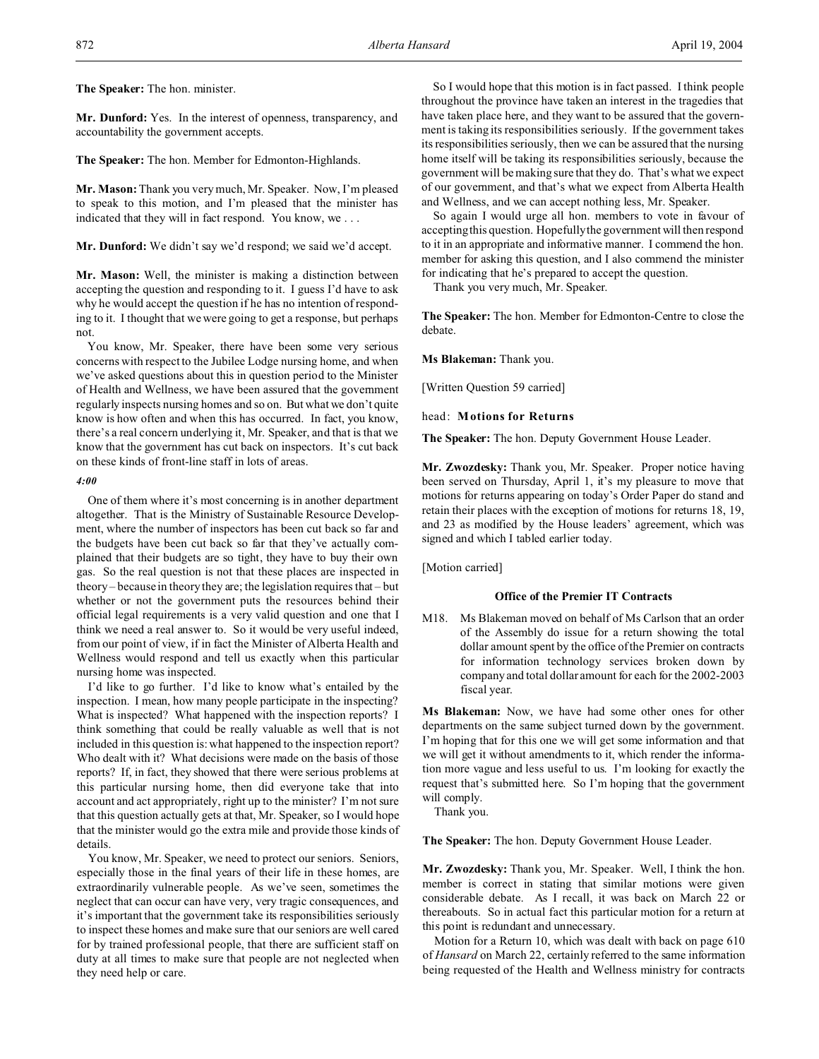**The Speaker:** The hon. minister.

**Mr. Dunford:** Yes. In the interest of openness, transparency, and accountability the government accepts.

**The Speaker:** The hon. Member for Edmonton-Highlands.

**Mr. Mason:** Thank you very much, Mr. Speaker. Now, I'm pleased to speak to this motion, and I'm pleased that the minister has indicated that they will in fact respond. You know, we . . .

**Mr. Dunford:** We didn't say we'd respond; we said we'd accept.

**Mr. Mason:** Well, the minister is making a distinction between accepting the question and responding to it. I guess I'd have to ask why he would accept the question if he has no intention of responding to it. I thought that we were going to get a response, but perhaps not.

You know, Mr. Speaker, there have been some very serious concerns with respect to the Jubilee Lodge nursing home, and when we've asked questions about this in question period to the Minister of Health and Wellness, we have been assured that the government regularly inspects nursing homes and so on. But what we don't quite know is how often and when this has occurred. In fact, you know, there's a real concern underlying it, Mr. Speaker, and that is that we know that the government has cut back on inspectors. It's cut back on these kinds of front-line staff in lots of areas.

*4:00*

One of them where it's most concerning is in another department altogether. That is the Ministry of Sustainable Resource Development, where the number of inspectors has been cut back so far and the budgets have been cut back so far that they've actually complained that their budgets are so tight, they have to buy their own gas. So the real question is not that these places are inspected in theory – because in theory they are; the legislation requires that – but whether or not the government puts the resources behind their official legal requirements is a very valid question and one that I think we need a real answer to. So it would be very useful indeed, from our point of view, if in fact the Minister of Alberta Health and Wellness would respond and tell us exactly when this particular nursing home was inspected.

I'd like to go further. I'd like to know what's entailed by the inspection. I mean, how many people participate in the inspecting? What is inspected? What happened with the inspection reports? I think something that could be really valuable as well that is not included in this question is: what happened to the inspection report? Who dealt with it? What decisions were made on the basis of those reports? If, in fact, they showed that there were serious problems at this particular nursing home, then did everyone take that into account and act appropriately, right up to the minister? I'm not sure that this question actually gets at that, Mr. Speaker, so I would hope that the minister would go the extra mile and provide those kinds of details.

You know, Mr. Speaker, we need to protect our seniors. Seniors, especially those in the final years of their life in these homes, are extraordinarily vulnerable people. As we've seen, sometimes the neglect that can occur can have very, very tragic consequences, and it's important that the government take its responsibilities seriously to inspect these homes and make sure that our seniors are well cared for by trained professional people, that there are sufficient staff on duty at all times to make sure that people are not neglected when they need help or care.

So I would hope that this motion is in fact passed. I think people throughout the province have taken an interest in the tragedies that have taken place here, and they want to be assured that the government is taking its responsibilities seriously. If the government takes its responsibilities seriously, then we can be assured that the nursing home itself will be taking its responsibilities seriously, because the government will be making sure that they do. That's what we expect of our government, and that's what we expect from Alberta Health and Wellness, and we can accept nothing less, Mr. Speaker.

So again I would urge all hon. members to vote in favour of accepting this question. Hopefully the government will then respond to it in an appropriate and informative manner. I commend the hon. member for asking this question, and I also commend the minister for indicating that he's prepared to accept the question.

Thank you very much, Mr. Speaker.

**The Speaker:** The hon. Member for Edmonton-Centre to close the debate.

**Ms Blakeman:** Thank you.

[Written Question 59 carried]

head: **Motions for Returns**

**The Speaker:** The hon. Deputy Government House Leader.

**Mr. Zwozdesky:** Thank you, Mr. Speaker. Proper notice having been served on Thursday, April 1, it's my pleasure to move that motions for returns appearing on today's Order Paper do stand and retain their places with the exception of motions for returns 18, 19, and 23 as modified by the House leaders' agreement, which was signed and which I tabled earlier today.

[Motion carried]

### Office of the Premier IT Contracts

M18. Ms Blakeman moved on behalf of Ms Carlson that an order of the Assembly do issue for a return showing the total dollar amount spent by the office of the Premier on contracts for information technology services broken down by company and total dollar amount for each for the 2002-2003 fiscal year.

**Ms Blakeman:** Now, we have had some other ones for other departments on the same subject turned down by the government. I'm hoping that for this one we will get some information and that we will get it without amendments to it, which render the information more vague and less useful to us. I'm looking for exactly the request that's submitted here. So I'm hoping that the government will comply.

Thank you.

**The Speaker:** The hon. Deputy Government House Leader.

**Mr. Zwozdesky:** Thank you, Mr. Speaker. Well, I think the hon. member is correct in stating that similar motions were given considerable debate. As I recall, it was back on March 22 or thereabouts. So in actual fact this particular motion for a return at this point is redundant and unnecessary.

Motion for a Return 10, which was dealt with back on page 610 of *Hansard* on March 22, certainly referred to the same information being requested of the Health and Wellness ministry for contracts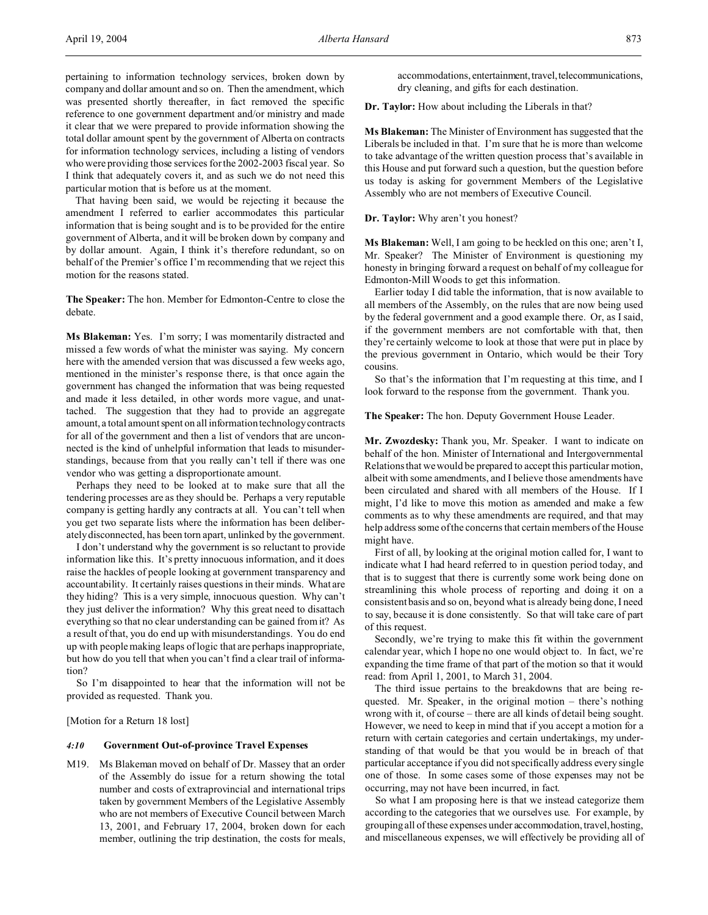pertaining to information technology services, broken down by company and dollar amount and so on. Then the amendment, which was presented shortly thereafter, in fact removed the specific reference to one government department and/or ministry and made it clear that we were prepared to provide information showing the total dollar amount spent by the government of Alberta on contracts for information technology services, including a listing of vendors who were providing those services for the 2002-2003 fiscal year. So I think that adequately covers it, and as such we do not need this particular motion that is before us at the moment.

That having been said, we would be rejecting it because the amendment I referred to earlier accommodates this particular information that is being sought and is to be provided for the entire government of Alberta, and it will be broken down by company and by dollar amount. Again, I think it's therefore redundant, so on behalf of the Premier's office I'm recommending that we reject this motion for the reasons stated.

**The Speaker:** The hon. Member for Edmonton-Centre to close the debate.

**Ms Blakeman:** Yes. I'm sorry; I was momentarily distracted and missed a few words of what the minister was saying. My concern here with the amended version that was discussed a few weeks ago, mentioned in the minister's response there, is that once again the government has changed the information that was being requested and made it less detailed, in other words more vague, and unattached. The suggestion that they had to provide an aggregate amount, a total amount spent on all information technology contracts for all of the government and then a list of vendors that are unconnected is the kind of unhelpful information that leads to misunderstandings, because from that you really can't tell if there was one vendor who was getting a disproportionate amount.

Perhaps they need to be looked at to make sure that all the tendering processes are as they should be. Perhaps a very reputable company is getting hardly any contracts at all. You can't tell when you get two separate lists where the information has been deliberately disconnected, has been torn apart, unlinked by the government.

I don't understand why the government is so reluctant to provide information like this. It's pretty innocuous information, and it does raise the hackles of people looking at government transparency and accountability. It certainly raises questions in their minds. What are they hiding? This is a very simple, innocuous question. Why can't they just deliver the information? Why this great need to disattach everything so that no clear understanding can be gained from it? As a result of that, you do end up with misunderstandings. You do end up with people making leaps of logic that are perhaps inappropriate, but how do you tell that when you can't find a clear trail of information?

So I'm disappointed to hear that the information will not be provided as requested. Thank you.

[Motion for a Return 18 lost]

### *4:10* Government Out-of-province Travel Expenses

M19. Ms Blakeman moved on behalf of Dr. Massey that an order of the Assembly do issue for a return showing the total number and costs of extraprovincial and international trips taken by government Members of the Legislative Assembly who are not members of Executive Council between March 13, 2001, and February 17, 2004, broken down for each member, outlining the trip destination, the costs for meals, accommodations, entertainment, travel, telecommunications, dry cleaning, and gifts for each destination.

**Dr. Taylor:** How about including the Liberals in that?

**Ms Blakeman:** The Minister of Environment has suggested that the Liberals be included in that. I'm sure that he is more than welcome to take advantage of the written question process that's available in this House and put forward such a question, but the question before us today is asking for government Members of the Legislative Assembly who are not members of Executive Council.

**Dr. Taylor:** Why aren't you honest?

**Ms Blakeman:** Well, I am going to be heckled on this one; aren't I, Mr. Speaker? The Minister of Environment is questioning my honesty in bringing forward a request on behalf of my colleague for Edmonton-Mill Woods to get this information.

Earlier today I did table the information, that is now available to all members of the Assembly, on the rules that are now being used by the federal government and a good example there. Or, as I said, if the government members are not comfortable with that, then they're certainly welcome to look at those that were put in place by the previous government in Ontario, which would be their Tory cousins.

So that's the information that I'm requesting at this time, and I look forward to the response from the government. Thank you.

**The Speaker:** The hon. Deputy Government House Leader.

**Mr. Zwozdesky:** Thank you, Mr. Speaker. I want to indicate on behalf of the hon. Minister of International and Intergovernmental Relations that we would be prepared to accept this particular motion, albeit with some amendments, and I believe those amendments have been circulated and shared with all members of the House. If I might, I'd like to move this motion as amended and make a few comments as to why these amendments are required, and that may help address some of the concerns that certain members of the House might have.

First of all, by looking at the original motion called for, I want to indicate what I had heard referred to in question period today, and that is to suggest that there is currently some work being done on streamlining this whole process of reporting and doing it on a consistent basis and so on, beyond what is already being done, I need to say, because it is done consistently. So that will take care of part of this request.

Secondly, we're trying to make this fit within the government calendar year, which I hope no one would object to. In fact, we're expanding the time frame of that part of the motion so that it would read: from April 1, 2001, to March 31, 2004.

The third issue pertains to the breakdowns that are being requested. Mr. Speaker, in the original motion – there's nothing wrong with it, of course – there are all kinds of detail being sought. However, we need to keep in mind that if you accept a motion for a return with certain categories and certain undertakings, my understanding of that would be that you would be in breach of that particular acceptance if you did not specifically address every single one of those. In some cases some of those expenses may not be occurring, may not have been incurred, in fact.

So what I am proposing here is that we instead categorize them according to the categories that we ourselves use. For example, by grouping all of these expenses under accommodation, travel, hosting, and miscellaneous expenses, we will effectively be providing all of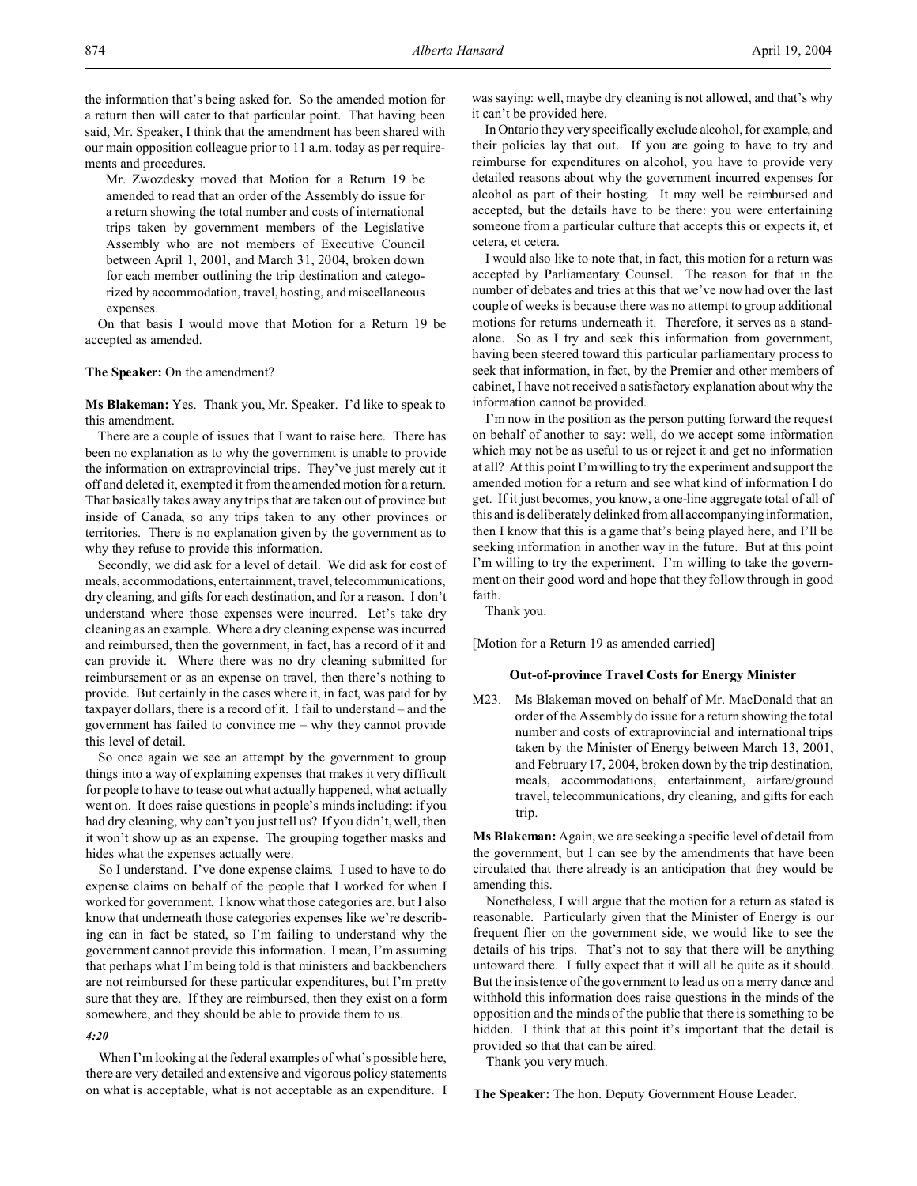the information that's being asked for. So the amended motion for a return then will cater to that particular point. That having been said, Mr. Speaker, I think that the amendment has been shared with our main opposition colleague prior to 11 a.m. today as per requirements and procedures.

> Mr. Zwozdesky moved that Motion for a Return 19 be amended to read that an order of the Assembly do issue for a return showing the total number and costs of international trips taken by government members of the Legislative Assembly who are not members of Executive Council between April 1, 2001, and March 31, 2004, broken down for each member outlining the trip destination and categorized by accommodation, travel, hosting, and miscellaneous expenses.

On that basis I would move that Motion for a Return 19 be accepted as amended.

**The Speaker:** On the amendment?

**Ms Blakeman:** Yes. Thank you, Mr. Speaker. I'd like to speak to this amendment.

There are a couple of issues that I want to raise here. There has been no explanation as to why the government is unable to provide the information on extraprovincial trips. They've just merely cut it off and deleted it, exempted it from the amended motion for a return. That basically takes away any trips that are taken out of province but inside of Canada, so any trips taken to any other provinces or territories. There is no explanation given by the government as to why they refuse to provide this information.

Secondly, we did ask for a level of detail. We did ask for cost of meals, accommodations, entertainment, travel, telecommunications, dry cleaning, and gifts for each destination, and for a reason. I don't understand where those expenses were incurred. Let's take dry cleaning as an example. Where a dry cleaning expense was incurred and reimbursed, then the government, in fact, has a record of it and can provide it. Where there was no dry cleaning submitted for reimbursement or as an expense on travel, then there's nothing to provide. But certainly in the cases where it, in fact, was paid for by taxpayer dollars, there is a record of it. I fail to understand – and the government has failed to convince me – why they cannot provide this level of detail.

So once again we see an attempt by the government to group things into a way of explaining expenses that makes it very difficult for people to have to tease out what actually happened, what actually went on. It does raise questions in people's minds including: if you had dry cleaning, why can't you just tell us? If you didn't, well, then it won't show up as an expense. The grouping together masks and hides what the expenses actually were.

So I understand. I've done expense claims. I used to have to do expense claims on behalf of the people that I worked for when I worked for government. I know what those categories are, but I also know that underneath those categories expenses like we're describing can in fact be stated, so I'm failing to understand why the government cannot provide this information. I mean, I'm assuming that perhaps what I'm being told is that ministers and backbenchers are not reimbursed for these particular expenditures, but I'm pretty sure that they are. If they are reimbursed, then they exist on a form somewhere, and they should be able to provide them to us.

*4:20*

When I'm looking at the federal examples of what's possible here, there are very detailed and extensive and vigorous policy statements on what is acceptable, what is not acceptable as an expenditure. I was saying: well, maybe dry cleaning is not allowed, and that's why it can't be provided here.

In Ontario they very specifically exclude alcohol, for example, and their policies lay that out. If you are going to have to try and reimburse for expenditures on alcohol, you have to provide very detailed reasons about why the government incurred expenses for alcohol as part of their hosting. It may well be reimbursed and accepted, but the details have to be there: you were entertaining someone from a particular culture that accepts this or expects it, et cetera, et cetera.

I would also like to note that, in fact, this motion for a return was accepted by Parliamentary Counsel. The reason for that in the number of debates and tries at this that we've now had over the last couple of weeks is because there was no attempt to group additional motions for returns underneath it. Therefore, it serves as a standalone. So as I try and seek this information from government, having been steered toward this particular parliamentary process to seek that information, in fact, by the Premier and other members of cabinet, I have not received a satisfactory explanation about why the information cannot be provided.

I'm now in the position as the person putting forward the request on behalf of another to say: well, do we accept some information which may not be as useful to us or reject it and get no information at all? At this point I'm willing to try the experiment and support the amended motion for a return and see what kind of information I do get. If it just becomes, you know, a one-line aggregate total of all of this and is deliberately delinked from all accompanying information, then I know that this is a game that's being played here, and I'll be seeking information in another way in the future. But at this point I'm willing to try the experiment. I'm willing to take the government on their good word and hope that they follow through in good faith.

Thank you.

[Motion for a Return 19 as amended carried]

### Out-of-province Travel Costs for Energy Minister

M23. Ms Blakeman moved on behalf of Mr. MacDonald that an order of the Assembly do issue for a return showing the total number and costs of extraprovincial and international trips taken by the Minister of Energy between March 13, 2001, and February 17, 2004, broken down by the trip destination, meals, accommodations, entertainment, airfare/ground travel, telecommunications, dry cleaning, and gifts for each trip.

**Ms Blakeman:** Again, we are seeking a specific level of detail from the government, but I can see by the amendments that have been circulated that there already is an anticipation that they would be amending this.

Nonetheless, I will argue that the motion for a return as stated is reasonable. Particularly given that the Minister of Energy is our frequent flier on the government side, we would like to see the details of his trips. That's not to say that there will be anything untoward there. I fully expect that it will all be quite as it should. But the insistence of the government to lead us on a merry dance and withhold this information does raise questions in the minds of the opposition and the minds of the public that there is something to be hidden. I think that at this point it's important that the detail is provided so that that can be aired.

Thank you very much.

**The Speaker:** The hon. Deputy Government House Leader.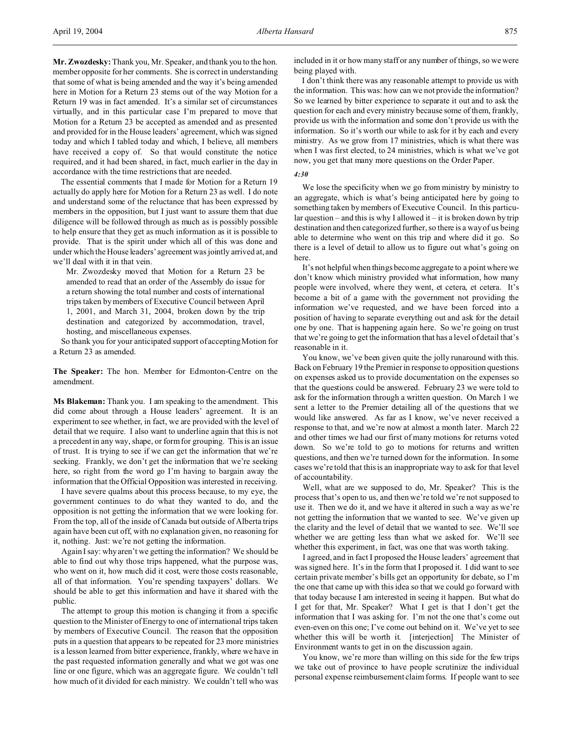**Mr. Zwozdesky:** Thank you, Mr. Speaker, and thank you to the hon. member opposite for her comments. She is correct in understanding that some of what is being amended and the way it's being amended here in Motion for a Return 23 stems out of the way Motion for a Return 19 was in fact amended. It's a similar set of circumstances virtually, and in this particular case I'm prepared to move that Motion for a Return 23 be accepted as amended and as presented and provided for in the House leaders' agreement, which was signed today and which I tabled today and which, I believe, all members have received a copy of. So that would constitute the notice required, and it had been shared, in fact, much earlier in the day in accordance with the time restrictions that are needed.

The essential comments that I made for Motion for a Return 19 actually do apply here for Motion for a Return 23 as well. I do note and understand some of the reluctance that has been expressed by members in the opposition, but I just want to assure them that due diligence will be followed through as much as is possibly possible to help ensure that they get as much information as it is possible to provide. That is the spirit under which all of this was done and under which the House leaders' agreement was jointly arrived at, and we'll deal with it in that vein.

> Mr. Zwozdesky moved that Motion for a Return 23 be amended to read that an order of the Assembly do issue for a return showing the total number and costs of international trips taken by members of Executive Council between April 1, 2001, and March 31, 2004, broken down by the trip destination and categorized by accommodation, travel, hosting, and miscellaneous expenses.

So thank you for your anticipated support of accepting Motion for a Return 23 as amended.

**The Speaker:** The hon. Member for Edmonton-Centre on the amendment.

**Ms Blakeman:** Thank you. I am speaking to the amendment. This did come about through a House leaders' agreement. It is an experiment to see whether, in fact, we are provided with the level of detail that we require. I also want to underline again that this is not a precedent in any way, shape, or form for grouping. This is an issue of trust. It is trying to see if we can get the information that we're seeking. Frankly, we don't get the information that we're seeking here, so right from the word go I'm having to bargain away the information that the Official Opposition was interested in receiving.

I have severe qualms about this process because, to my eye, the government continues to do what they wanted to do, and the opposition is not getting the information that we were looking for. From the top, all of the inside of Canada but outside of Alberta trips again have been cut off, with no explanation given, no reasoning for it, nothing. Just: we're not getting the information.

Again I say: why aren't we getting the information? We should be able to find out why those trips happened, what the purpose was, who went on it, how much did it cost, were those costs reasonable, all of that information. You're spending taxpayers' dollars. We should be able to get this information and have it shared with the public.

The attempt to group this motion is changing it from a specific question to the Minister of Energy to one of international trips taken by members of Executive Council. The reason that the opposition puts in a question that appears to be repeated for 23 more ministries is a lesson learned from bitter experience, frankly, where we have in the past requested information generally and what we got was one line or one figure, which was an aggregate figure. We couldn't tell how much of it divided for each ministry. We couldn't tell who was included in it or how many staff or any number of things, so we were being played with.

I don't think there was any reasonable attempt to provide us with the information. This was: how can we not provide the information? So we learned by bitter experience to separate it out and to ask the question for each and every ministry because some of them, frankly, provide us with the information and some don't provide us with the information. So it's worth our while to ask for it by each and every ministry. As we grow from 17 ministries, which is what there was when I was first elected, to 24 ministries, which is what we've got now, you get that many more questions on the Order Paper.

*4:30*

We lose the specificity when we go from ministry by ministry to an aggregate, which is what's being anticipated here by going to something taken by members of Executive Council. In this particular question – and this is why I allowed it – it is broken down by trip destination and then categorized further, so there is a way of us being able to determine who went on this trip and where did it go. So there is a level of detail to allow us to figure out what's going on here.

It's not helpful when things become aggregate to a point where we don't know which ministry provided what information, how many people were involved, where they went, et cetera, et cetera. It's become a bit of a game with the government not providing the information we've requested, and we have been forced into a position of having to separate everything out and ask for the detail one by one. That is happening again here. So we're going on trust that we're going to get the information that has a level of detail that's reasonable in it.

You know, we've been given quite the jolly runaround with this. Back on February 19 the Premier in response to opposition questions on expenses asked us to provide documentation on the expenses so that the questions could be answered. February 23 we were told to ask for the information through a written question. On March 1 we sent a letter to the Premier detailing all of the questions that we would like answered. As far as I know, we've never received a response to that, and we're now at almost a month later. March 22 and other times we had our first of many motions for returns voted down. So we're told to go to motions for returns and written questions, and then we're turned down for the information. In some cases we're told that this is an inappropriate way to ask for that level of accountability.

Well, what are we supposed to do, Mr. Speaker? This is the process that's open to us, and then we're told we're not supposed to use it. Then we do it, and we have it altered in such a way as we're not getting the information that we wanted to see. We've given up the clarity and the level of detail that we wanted to see. We'll see whether we are getting less than what we asked for. We'll see whether this experiment, in fact, was one that was worth taking.

I agreed, and in fact I proposed the House leaders' agreement that was signed here. It's in the form that I proposed it. I did want to see certain private member's bills get an opportunity for debate, so I'm the one that came up with this idea so that we could go forward with that today because I am interested in seeing it happen. But what do I get for that, Mr. Speaker? What I get is that I don't get the information that I was asking for. I'm not the one that's come out even-even on this one; I've come out behind on it. We've yet to see whether this will be worth it. [interjection] The Minister of Environment wants to get in on the discussion again.

You know, we're more than willing on this side for the few trips we take out of province to have people scrutinize the individual personal expense reimbursement claim forms. If people want to see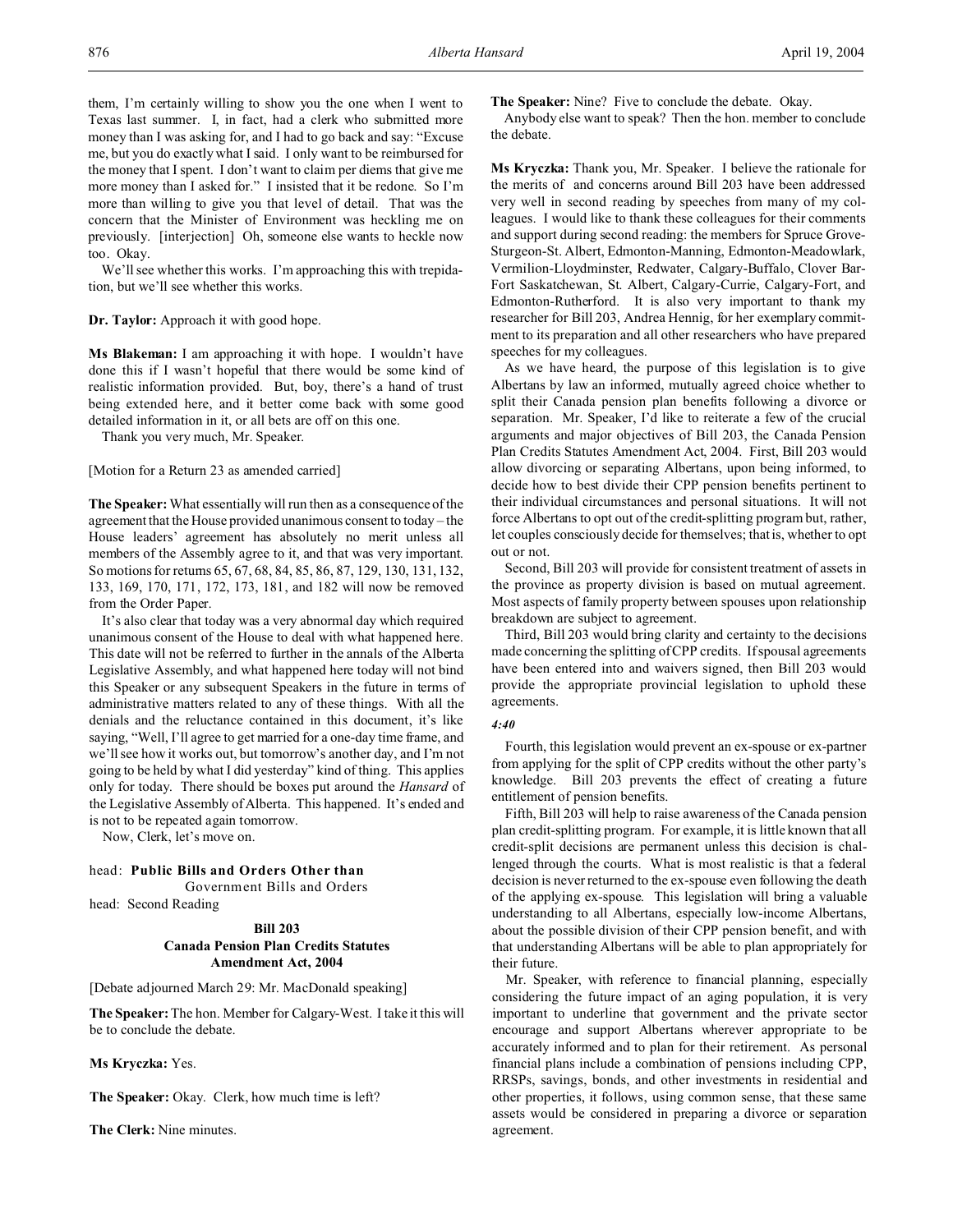them, I'm certainly willing to show you the one when I went to Texas last summer. I, in fact, had a clerk who submitted more money than I was asking for, and I had to go back and say: "Excuse me, but you do exactly what I said. I only want to be reimbursed for the money that I spent. I don't want to claim per diems that give me more money than I asked for." I insisted that it be redone. So I'm more than willing to give you that level of detail. That was the concern that the Minister of Environment was heckling me on previously. [interjection] Oh, someone else wants to heckle now too. Okay.

We'll see whether this works. I'm approaching this with trepidation, but we'll see whether this works.

**Dr. Taylor:** Approach it with good hope.

**Ms Blakeman:** I am approaching it with hope. I wouldn't have done this if I wasn't hopeful that there would be some kind of realistic information provided. But, boy, there's a hand of trust being extended here, and it better come back with some good detailed information in it, or all bets are off on this one.

Thank you very much, Mr. Speaker.

[Motion for a Return 23 as amended carried]

**The Speaker:** What essentially will run then as a consequence of the agreement that the House provided unanimous consent to today – the House leaders' agreement has absolutely no merit unless all members of the Assembly agree to it, and that was very important. So motions for returns 65, 67, 68, 84, 85, 86, 87, 129, 130, 131, 132, 133, 169, 170, 171, 172, 173, 181, and 182 will now be removed from the Order Paper.

It's also clear that today was a very abnormal day which required unanimous consent of the House to deal with what happened here. This date will not be referred to further in the annals of the Alberta Legislative Assembly, and what happened here today will not bind this Speaker or any subsequent Speakers in the future in terms of administrative matters related to any of these things. With all the denials and the reluctance contained in this document, it's like saying, "Well, I'll agree to get married for a one-day time frame, and we'll see how it works out, but tomorrow's another day, and I'm not going to be held by what I did yesterday" kind of thing. This applies only for today. There should be boxes put around the *Hansard* of the Legislative Assembly of Alberta. This happened. It's ended and is not to be repeated again tomorrow.

Now, Clerk, let's move on.

head: **Public Bills and Orders Other than**
Government Bills and Orders
head: Second Reading

**Bill 203**
**Canada Pension Plan Credits Statutes Amendment Act, 2004**

[Debate adjourned March 29: Mr. MacDonald speaking]

**The Speaker:** The hon. Member for Calgary-West. I take it this will be to conclude the debate.

**Ms Kryczka:** Yes.

**The Speaker:** Okay. Clerk, how much time is left?

**The Clerk:** Nine minutes.

**The Speaker:** Nine? Five to conclude the debate. Okay.

Anybody else want to speak? Then the hon. member to conclude the debate.

**Ms Kryczka:** Thank you, Mr. Speaker. I believe the rationale for the merits of and concerns around Bill 203 have been addressed very well in second reading by speeches from many of my colleagues. I would like to thank these colleagues for their comments and support during second reading: the members for Spruce Grove-Sturgeon-St. Albert, Edmonton-Manning, Edmonton-Meadowlark, Vermilion-Lloydminster, Redwater, Calgary-Buffalo, Clover Bar-Fort Saskatchewan, St. Albert, Calgary-Currie, Calgary-Fort, and Edmonton-Rutherford. It is also very important to thank my researcher for Bill 203, Andrea Hennig, for her exemplary commitment to its preparation and all other researchers who have prepared speeches for my colleagues.

As we have heard, the purpose of this legislation is to give Albertans by law an informed, mutually agreed choice whether to split their Canada pension plan benefits following a divorce or separation. Mr. Speaker, I'd like to reiterate a few of the crucial arguments and major objectives of Bill 203, the Canada Pension Plan Credits Statutes Amendment Act, 2004. First, Bill 203 would allow divorcing or separating Albertans, upon being informed, to decide how to best divide their CPP pension benefits pertinent to their individual circumstances and personal situations. It will not force Albertans to opt out of the credit-splitting program but, rather, let couples consciously decide for themselves; that is, whether to opt out or not.

Second, Bill 203 will provide for consistent treatment of assets in the province as property division is based on mutual agreement. Most aspects of family property between spouses upon relationship breakdown are subject to agreement.

Third, Bill 203 would bring clarity and certainty to the decisions made concerning the splitting of CPP credits. If spousal agreements have been entered into and waivers signed, then Bill 203 would provide the appropriate provincial legislation to uphold these agreements.

*4:40*

Fourth, this legislation would prevent an ex-spouse or ex-partner from applying for the split of CPP credits without the other party's knowledge. Bill 203 prevents the effect of creating a future entitlement of pension benefits.

Fifth, Bill 203 will help to raise awareness of the Canada pension plan credit-splitting program. For example, it is little known that all credit-split decisions are permanent unless this decision is challenged through the courts. What is most realistic is that a federal decision is never returned to the ex-spouse even following the death of the applying ex-spouse. This legislation will bring a valuable understanding to all Albertans, especially low-income Albertans, about the possible division of their CPP pension benefit, and with that understanding Albertans will be able to plan appropriately for their future.

Mr. Speaker, with reference to financial planning, especially considering the future impact of an aging population, it is very important to underline that government and the private sector encourage and support Albertans wherever appropriate to be accurately informed and to plan for their retirement. As personal financial plans include a combination of pensions including CPP, RRSPs, savings, bonds, and other investments in residential and other properties, it follows, using common sense, that these same assets would be considered in preparing a divorce or separation agreement.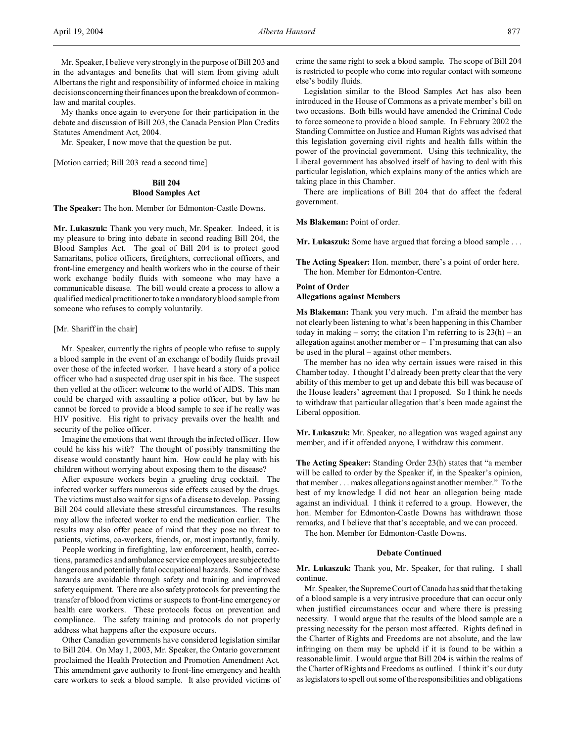Mr. Speaker, I believe very strongly in the purpose of Bill 203 and in the advantages and benefits that will stem from giving adult Albertans the right and responsibility of informed choice in making decisions concerning their finances upon the breakdown of common-law and marital couples.

My thanks once again to everyone for their participation in the debate and discussion of Bill 203, the Canada Pension Plan Credits Statutes Amendment Act, 2004.

Mr. Speaker, I now move that the question be put.

[Motion carried; Bill 203 read a second time]

### Bill 204
### Blood Samples Act

**The Speaker:** The hon. Member for Edmonton-Castle Downs.

**Mr. Lukaszuk:** Thank you very much, Mr. Speaker. Indeed, it is my pleasure to bring into debate in second reading Bill 204, the Blood Samples Act. The goal of Bill 204 is to protect good Samaritans, police officers, firefighters, correctional officers, and front-line emergency and health workers who in the course of their work exchange bodily fluids with someone who may have a communicable disease. The bill would create a process to allow a qualified medical practitioner to take a mandatory blood sample from someone who refuses to comply voluntarily.

[Mr. Shariff in the chair]

Mr. Speaker, currently the rights of people who refuse to supply a blood sample in the event of an exchange of bodily fluids prevail over those of the infected worker. I have heard a story of a police officer who had a suspected drug user spit in his face. The suspect then yelled at the officer: welcome to the world of AIDS. This man could be charged with assaulting a police officer, but by law he cannot be forced to provide a blood sample to see if he really was HIV positive. His right to privacy prevails over the health and security of the police officer.

Imagine the emotions that went through the infected officer. How could he kiss his wife? The thought of possibly transmitting the disease would constantly haunt him. How could he play with his children without worrying about exposing them to the disease?

After exposure workers begin a grueling drug cocktail. The infected worker suffers numerous side effects caused by the drugs. The victims must also wait for signs of a disease to develop. Passing Bill 204 could alleviate these stressful circumstances. The results may allow the infected worker to end the medication earlier. The results may also offer peace of mind that they pose no threat to patients, victims, co-workers, friends, or, most importantly, family.

People working in firefighting, law enforcement, health, corrections, paramedics and ambulance service employees are subjected to dangerous and potentially fatal occupational hazards. Some of these hazards are avoidable through safety and training and improved safety equipment. There are also safety protocols for preventing the transfer of blood from victims or suspects to front-line emergency or health care workers. These protocols focus on prevention and compliance. The safety training and protocols do not properly address what happens after the exposure occurs.

Other Canadian governments have considered legislation similar to Bill 204. On May 1, 2003, Mr. Speaker, the Ontario government proclaimed the Health Protection and Promotion Amendment Act. This amendment gave authority to front-line emergency and health care workers to seek a blood sample. It also provided victims of crime the same right to seek a blood sample. The scope of Bill 204 is restricted to people who come into regular contact with someone else's bodily fluids.

Legislation similar to the Blood Samples Act has also been introduced in the House of Commons as a private member's bill on two occasions. Both bills would have amended the Criminal Code to force someone to provide a blood sample. In February 2002 the Standing Committee on Justice and Human Rights was advised that this legislation governing civil rights and health falls within the power of the provincial government. Using this technicality, the Liberal government has absolved itself of having to deal with this particular legislation, which explains many of the antics which are taking place in this Chamber.

There are implications of Bill 204 that do affect the federal government.

**Ms Blakeman:** Point of order.

**Mr. Lukaszuk:** Some have argued that forcing a blood sample . . .

**The Acting Speaker:** Hon. member, there's a point of order here. The hon. Member for Edmonton-Centre.

#### Point of Order
#### Allegations against Members

**Ms Blakeman:** Thank you very much. I'm afraid the member has not clearly been listening to what's been happening in this Chamber today in making – sorry; the citation I'm referring to is 23(h) – an allegation against another member or – I'm presuming that can also be used in the plural – against other members.

The member has no idea why certain issues were raised in this Chamber today. I thought I'd already been pretty clear that the very ability of this member to get up and debate this bill was because of the House leaders' agreement that I proposed. So I think he needs to withdraw that particular allegation that's been made against the Liberal opposition.

**Mr. Lukaszuk:** Mr. Speaker, no allegation was waged against any member, and if it offended anyone, I withdraw this comment.

**The Acting Speaker:** Standing Order 23(h) states that "a member will be called to order by the Speaker if, in the Speaker's opinion, that member . . . makes allegations against another member." To the best of my knowledge I did not hear an allegation being made against an individual. I think it referred to a group. However, the hon. Member for Edmonton-Castle Downs has withdrawn those remarks, and I believe that that's acceptable, and we can proceed.

The hon. Member for Edmonton-Castle Downs.

#### Debate Continued

**Mr. Lukaszuk:** Thank you, Mr. Speaker, for that ruling. I shall continue.

Mr. Speaker, the Supreme Court of Canada has said that the taking of a blood sample is a very intrusive procedure that can occur only when justified circumstances occur and where there is pressing necessity. I would argue that the results of the blood sample are a pressing necessity for the person most affected. Rights defined in the Charter of Rights and Freedoms are not absolute, and the law infringing on them may be upheld if it is found to be within a reasonable limit. I would argue that Bill 204 is within the realms of the Charter of Rights and Freedoms as outlined. I think it's our duty as legislators to spell out some of the responsibilities and obligations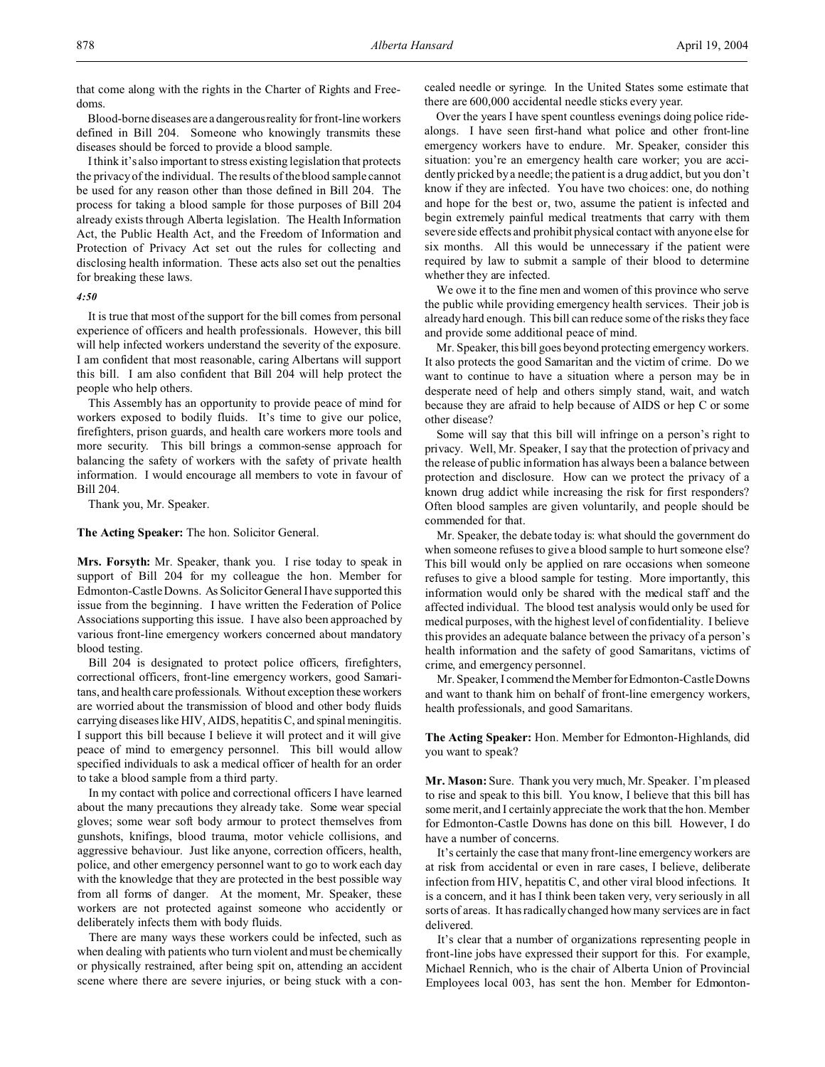that come along with the rights in the Charter of Rights and Freedoms.

Blood-borne diseases are a dangerous reality for front-line workers defined in Bill 204. Someone who knowingly transmits these diseases should be forced to provide a blood sample.

I think it's also important to stress existing legislation that protects the privacy of the individual. The results of the blood sample cannot be used for any reason other than those defined in Bill 204. The process for taking a blood sample for those purposes of Bill 204 already exists through Alberta legislation. The Health Information Act, the Public Health Act, and the Freedom of Information and Protection of Privacy Act set out the rules for collecting and disclosing health information. These acts also set out the penalties for breaking these laws.

*4:50*

It is true that most of the support for the bill comes from personal experience of officers and health professionals. However, this bill will help infected workers understand the severity of the exposure. I am confident that most reasonable, caring Albertans will support this bill. I am also confident that Bill 204 will help protect the people who help others.

This Assembly has an opportunity to provide peace of mind for workers exposed to bodily fluids. It's time to give our police, firefighters, prison guards, and health care workers more tools and more security. This bill brings a common-sense approach for balancing the safety of workers with the safety of private health information. I would encourage all members to vote in favour of Bill 204.

Thank you, Mr. Speaker.

**The Acting Speaker:** The hon. Solicitor General.

**Mrs. Forsyth:** Mr. Speaker, thank you. I rise today to speak in support of Bill 204 for my colleague the hon. Member for Edmonton-Castle Downs. As Solicitor General I have supported this issue from the beginning. I have written the Federation of Police Associations supporting this issue. I have also been approached by various front-line emergency workers concerned about mandatory blood testing.

Bill 204 is designated to protect police officers, firefighters, correctional officers, front-line emergency workers, good Samaritans, and health care professionals. Without exception these workers are worried about the transmission of blood and other body fluids carrying diseases like HIV, AIDS, hepatitis C, and spinal meningitis. I support this bill because I believe it will protect and it will give peace of mind to emergency personnel. This bill would allow specified individuals to ask a medical officer of health for an order to take a blood sample from a third party.

In my contact with police and correctional officers I have learned about the many precautions they already take. Some wear special gloves; some wear soft body armour to protect themselves from gunshots, knifings, blood trauma, motor vehicle collisions, and aggressive behaviour. Just like anyone, correction officers, health, police, and other emergency personnel want to go to work each day with the knowledge that they are protected in the best possible way from all forms of danger. At the moment, Mr. Speaker, these workers are not protected against someone who accidently or deliberately infects them with body fluids.

There are many ways these workers could be infected, such as when dealing with patients who turn violent and must be chemically or physically restrained, after being spit on, attending an accident scene where there are severe injuries, or being stuck with a concealed needle or syringe. In the United States some estimate that there are 600,000 accidental needle sticks every year.

Over the years I have spent countless evenings doing police ride-alongs. I have seen first-hand what police and other front-line emergency workers have to endure. Mr. Speaker, consider this situation: you're an emergency health care worker; you are accidently pricked by a needle; the patient is a drug addict, but you don't know if they are infected. You have two choices: one, do nothing and hope for the best or, two, assume the patient is infected and begin extremely painful medical treatments that carry with them severe side effects and prohibit physical contact with anyone else for six months. All this would be unnecessary if the patient were required by law to submit a sample of their blood to determine whether they are infected.

We owe it to the fine men and women of this province who serve the public while providing emergency health services. Their job is already hard enough. This bill can reduce some of the risks they face and provide some additional peace of mind.

Mr. Speaker, this bill goes beyond protecting emergency workers. It also protects the good Samaritan and the victim of crime. Do we want to continue to have a situation where a person may be in desperate need of help and others simply stand, wait, and watch because they are afraid to help because of AIDS or hep C or some other disease?

Some will say that this bill will infringe on a person's right to privacy. Well, Mr. Speaker, I say that the protection of privacy and the release of public information has always been a balance between protection and disclosure. How can we protect the privacy of a known drug addict while increasing the risk for first responders? Often blood samples are given voluntarily, and people should be commended for that.

Mr. Speaker, the debate today is: what should the government do when someone refuses to give a blood sample to hurt someone else? This bill would only be applied on rare occasions when someone refuses to give a blood sample for testing. More importantly, this information would only be shared with the medical staff and the affected individual. The blood test analysis would only be used for medical purposes, with the highest level of confidentiality. I believe this provides an adequate balance between the privacy of a person's health information and the safety of good Samaritans, victims of crime, and emergency personnel.

Mr. Speaker, I commend the Member for Edmonton-Castle Downs and want to thank him on behalf of front-line emergency workers, health professionals, and good Samaritans.

**The Acting Speaker:** Hon. Member for Edmonton-Highlands, did you want to speak?

**Mr. Mason:** Sure. Thank you very much, Mr. Speaker. I'm pleased to rise and speak to this bill. You know, I believe that this bill has some merit, and I certainly appreciate the work that the hon. Member for Edmonton-Castle Downs has done on this bill. However, I do have a number of concerns.

It's certainly the case that many front-line emergency workers are at risk from accidental or even in rare cases, I believe, deliberate infection from HIV, hepatitis C, and other viral blood infections. It is a concern, and it has I think been taken very, very seriously in all sorts of areas. It has radically changed how many services are in fact delivered.

It's clear that a number of organizations representing people in front-line jobs have expressed their support for this. For example, Michael Rennich, who is the chair of Alberta Union of Provincial Employees local 003, has sent the hon. Member for Edmonton-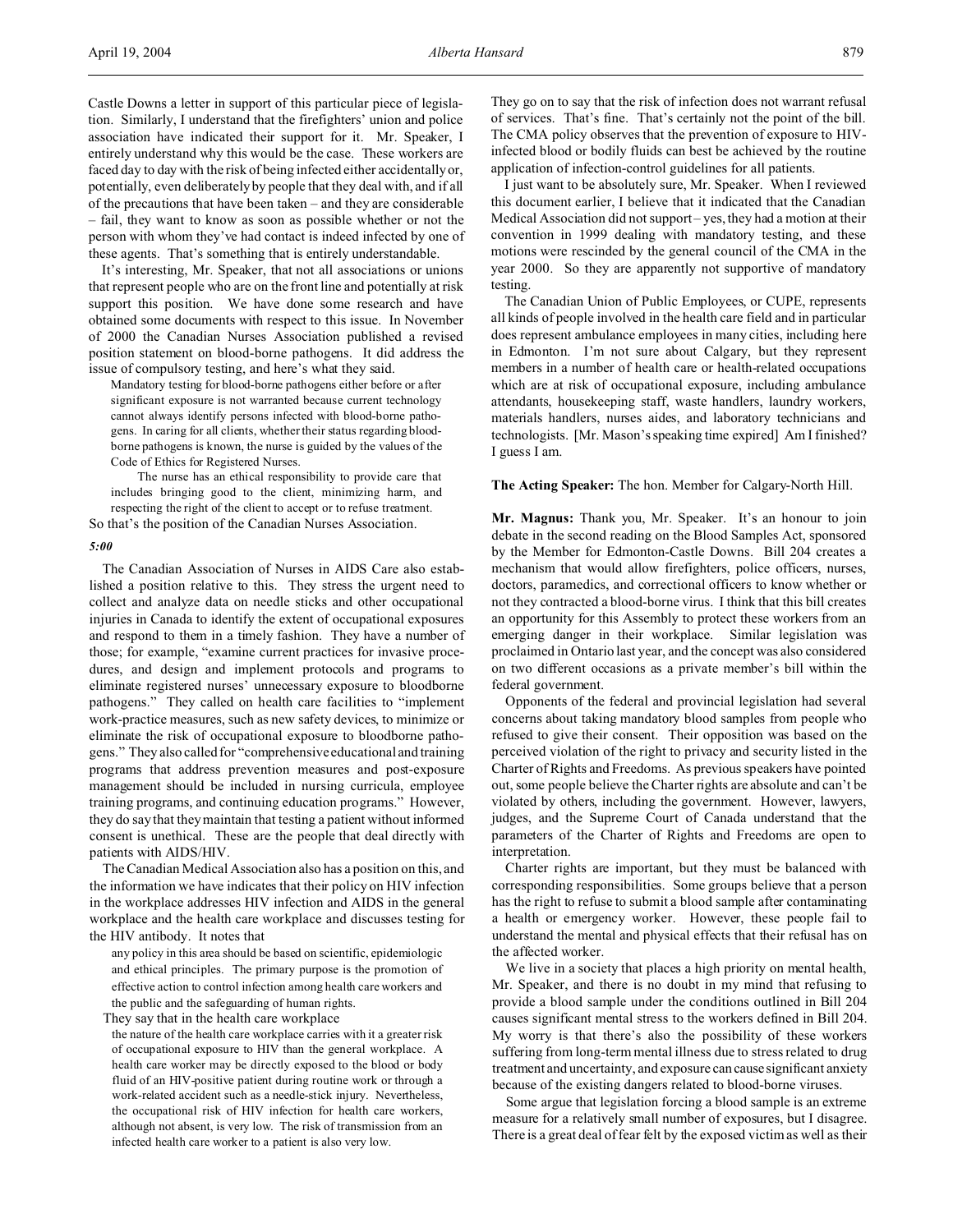Castle Downs a letter in support of this particular piece of legislation. Similarly, I understand that the firefighters' union and police association have indicated their support for it. Mr. Speaker, I entirely understand why this would be the case. These workers are faced day to day with the risk of being infected either accidentally or, potentially, even deliberately by people that they deal with, and if all of the precautions that have been taken – and they are considerable – fail, they want to know as soon as possible whether or not the person with whom they've had contact is indeed infected by one of these agents. That's something that is entirely understandable.

It's interesting, Mr. Speaker, that not all associations or unions that represent people who are on the front line and potentially at risk support this position. We have done some research and have obtained some documents with respect to this issue. In November of 2000 the Canadian Nurses Association published a revised position statement on blood-borne pathogens. It did address the issue of compulsory testing, and here's what they said.

> Mandatory testing for blood-borne pathogens either before or after significant exposure is not warranted because current technology cannot always identify persons infected with blood-borne pathogens. In caring for all clients, whether their status regarding blood-borne pathogens is known, the nurse is guided by the values of the Code of Ethics for Registered Nurses.
>
> The nurse has an ethical responsibility to provide care that includes bringing good to the client, minimizing harm, and respecting the right of the client to accept or to refuse treatment.

So that's the position of the Canadian Nurses Association.

*5:00*

The Canadian Association of Nurses in AIDS Care also established a position relative to this. They stress the urgent need to collect and analyze data on needle sticks and other occupational injuries in Canada to identify the extent of occupational exposures and respond to them in a timely fashion. They have a number of those; for example, "examine current practices for invasive procedures, and design and implement protocols and programs to eliminate registered nurses' unnecessary exposure to bloodborne pathogens." They called on health care facilities to "implement work-practice measures, such as new safety devices, to minimize or eliminate the risk of occupational exposure to bloodborne pathogens." They also called for "comprehensive educational and training programs that address prevention measures and post-exposure management should be included in nursing curricula, employee training programs, and continuing education programs." However, they do say that they maintain that testing a patient without informed consent is unethical. These are the people that deal directly with patients with AIDS/HIV.

The Canadian Medical Association also has a position on this, and the information we have indicates that their policy on HIV infection in the workplace addresses HIV infection and AIDS in the general workplace and the health care workplace and discusses testing for the HIV antibody. It notes that

> any policy in this area should be based on scientific, epidemiologic and ethical principles. The primary purpose is the promotion of effective action to control infection among health care workers and the public and the safeguarding of human rights.

They say that in the health care workplace

> the nature of the health care workplace carries with it a greater risk of occupational exposure to HIV than the general workplace. A health care worker may be directly exposed to the blood or body fluid of an HIV-positive patient during routine work or through a work-related accident such as a needle-stick injury. Nevertheless, the occupational risk of HIV infection for health care workers, although not absent, is very low. The risk of transmission from an infected health care worker to a patient is also very low.

They go on to say that the risk of infection does not warrant refusal of services. That's fine. That's certainly not the point of the bill. The CMA policy observes that the prevention of exposure to HIV-infected blood or bodily fluids can best be achieved by the routine application of infection-control guidelines for all patients.

I just want to be absolutely sure, Mr. Speaker. When I reviewed this document earlier, I believe that it indicated that the Canadian Medical Association did not support – yes, they had a motion at their convention in 1999 dealing with mandatory testing, and these motions were rescinded by the general council of the CMA in the year 2000. So they are apparently not supportive of mandatory testing.

The Canadian Union of Public Employees, or CUPE, represents all kinds of people involved in the health care field and in particular does represent ambulance employees in many cities, including here in Edmonton. I'm not sure about Calgary, but they represent members in a number of health care or health-related occupations which are at risk of occupational exposure, including ambulance attendants, housekeeping staff, waste handlers, laundry workers, materials handlers, nurses aides, and laboratory technicians and technologists. [Mr. Mason's speaking time expired] Am I finished? I guess I am.

**The Acting Speaker:** The hon. Member for Calgary-North Hill.

**Mr. Magnus:** Thank you, Mr. Speaker. It's an honour to join debate in the second reading on the Blood Samples Act, sponsored by the Member for Edmonton-Castle Downs. Bill 204 creates a mechanism that would allow firefighters, police officers, nurses, doctors, paramedics, and correctional officers to know whether or not they contracted a blood-borne virus. I think that this bill creates an opportunity for this Assembly to protect these workers from an emerging danger in their workplace. Similar legislation was proclaimed in Ontario last year, and the concept was also considered on two different occasions as a private member's bill within the federal government.

Opponents of the federal and provincial legislation had several concerns about taking mandatory blood samples from people who refused to give their consent. Their opposition was based on the perceived violation of the right to privacy and security listed in the Charter of Rights and Freedoms. As previous speakers have pointed out, some people believe the Charter rights are absolute and can't be violated by others, including the government. However, lawyers, judges, and the Supreme Court of Canada understand that the parameters of the Charter of Rights and Freedoms are open to interpretation.

Charter rights are important, but they must be balanced with corresponding responsibilities. Some groups believe that a person has the right to refuse to submit a blood sample after contaminating a health or emergency worker. However, these people fail to understand the mental and physical effects that their refusal has on the affected worker.

We live in a society that places a high priority on mental health, Mr. Speaker, and there is no doubt in my mind that refusing to provide a blood sample under the conditions outlined in Bill 204 causes significant mental stress to the workers defined in Bill 204. My worry is that there's also the possibility of these workers suffering from long-term mental illness due to stress related to drug treatment and uncertainty, and exposure can cause significant anxiety because of the existing dangers related to blood-borne viruses.

Some argue that legislation forcing a blood sample is an extreme measure for a relatively small number of exposures, but I disagree. There is a great deal of fear felt by the exposed victim as well as their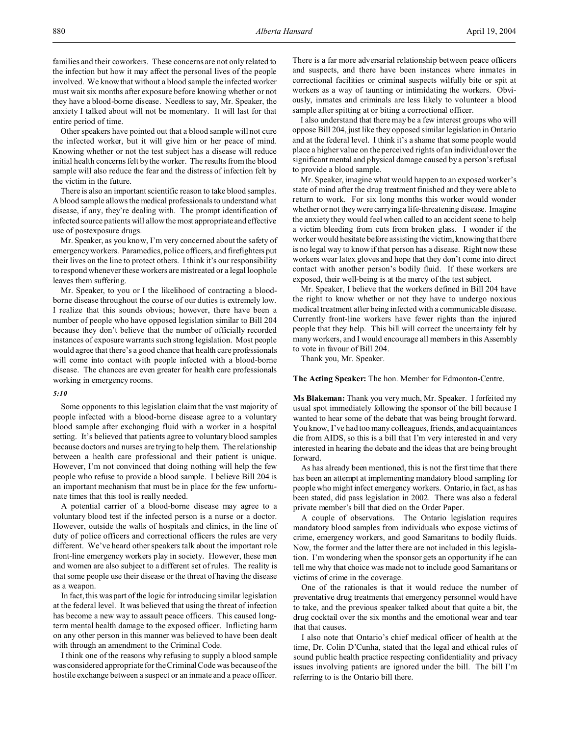families and their coworkers. These concerns are not only related to the infection but how it may affect the personal lives of the people involved. We know that without a blood sample the infected worker must wait six months after exposure before knowing whether or not they have a blood-borne disease. Needless to say, Mr. Speaker, the anxiety I talked about will not be momentary. It will last for that entire period of time.

Other speakers have pointed out that a blood sample will not cure the infected worker, but it will give him or her peace of mind. Knowing whether or not the test subject has a disease will reduce initial health concerns felt by the worker. The results from the blood sample will also reduce the fear and the distress of infection felt by the victim in the future.

There is also an important scientific reason to take blood samples. A blood sample allows the medical professionals to understand what disease, if any, they're dealing with. The prompt identification of infected source patients will allow the most appropriate and effective use of postexposure drugs.

Mr. Speaker, as you know, I'm very concerned about the safety of emergency workers. Paramedics, police officers, and firefighters put their lives on the line to protect others. I think it's our responsibility to respond whenever these workers are mistreated or a legal loophole leaves them suffering.

Mr. Speaker, to you or I the likelihood of contracting a blood-borne disease throughout the course of our duties is extremely low. I realize that this sounds obvious; however, there have been a number of people who have opposed legislation similar to Bill 204 because they don't believe that the number of officially recorded instances of exposure warrants such strong legislation. Most people would agree that there's a good chance that health care professionals will come into contact with people infected with a blood-borne disease. The chances are even greater for health care professionals working in emergency rooms.

*5:10*

Some opponents to this legislation claim that the vast majority of people infected with a blood-borne disease agree to a voluntary blood sample after exchanging fluid with a worker in a hospital setting. It's believed that patients agree to voluntary blood samples because doctors and nurses are trying to help them. The relationship between a health care professional and their patient is unique. However, I'm not convinced that doing nothing will help the few people who refuse to provide a blood sample. I believe Bill 204 is an important mechanism that must be in place for the few unfortunate times that this tool is really needed.

A potential carrier of a blood-borne disease may agree to a voluntary blood test if the infected person is a nurse or a doctor. However, outside the walls of hospitals and clinics, in the line of duty of police officers and correctional officers the rules are very different. We've heard other speakers talk about the important role front-line emergency workers play in society. However, these men and women are also subject to a different set of rules. The reality is that some people use their disease or the threat of having the disease as a weapon.

In fact, this was part of the logic for introducing similar legislation at the federal level. It was believed that using the threat of infection has become a new way to assault peace officers. This caused long-term mental health damage to the exposed officer. Inflicting harm on any other person in this manner was believed to have been dealt with through an amendment to the Criminal Code.

I think one of the reasons why refusing to supply a blood sample was considered appropriate for the Criminal Code was because of the hostile exchange between a suspect or an inmate and a peace officer. There is a far more adversarial relationship between peace officers and suspects, and there have been instances where inmates in correctional facilities or criminal suspects wilfully bite or spit at workers as a way of taunting or intimidating the workers. Obviously, inmates and criminals are less likely to volunteer a blood sample after spitting at or biting a correctional officer.

I also understand that there may be a few interest groups who will oppose Bill 204, just like they opposed similar legislation in Ontario and at the federal level. I think it's a shame that some people would place a higher value on the perceived rights of an individual over the significant mental and physical damage caused by a person's refusal to provide a blood sample.

Mr. Speaker, imagine what would happen to an exposed worker's state of mind after the drug treatment finished and they were able to return to work. For six long months this worker would wonder whether or not they were carrying a life-threatening disease. Imagine the anxiety they would feel when called to an accident scene to help a victim bleeding from cuts from broken glass. I wonder if the worker would hesitate before assisting the victim, knowing that there is no legal way to know if that person has a disease. Right now these workers wear latex gloves and hope that they don't come into direct contact with another person's bodily fluid. If these workers are exposed, their well-being is at the mercy of the test subject.

Mr. Speaker, I believe that the workers defined in Bill 204 have the right to know whether or not they have to undergo noxious medical treatment after being infected with a communicable disease. Currently front-line workers have fewer rights than the injured people that they help. This bill will correct the uncertainty felt by many workers, and I would encourage all members in this Assembly to vote in favour of Bill 204.

Thank you, Mr. Speaker.

**The Acting Speaker:** The hon. Member for Edmonton-Centre.

**Ms Blakeman:** Thank you very much, Mr. Speaker. I forfeited my usual spot immediately following the sponsor of the bill because I wanted to hear some of the debate that was being brought forward. You know, I've had too many colleagues, friends, and acquaintances die from AIDS, so this is a bill that I'm very interested in and very interested in hearing the debate and the ideas that are being brought forward.

As has already been mentioned, this is not the first time that there has been an attempt at implementing mandatory blood sampling for people who might infect emergency workers. Ontario, in fact, as has been stated, did pass legislation in 2002. There was also a federal private member's bill that died on the Order Paper.

A couple of observations. The Ontario legislation requires mandatory blood samples from individuals who expose victims of crime, emergency workers, and good Samaritans to bodily fluids. Now, the former and the latter there are not included in this legislation. I'm wondering when the sponsor gets an opportunity if he can tell me why that choice was made not to include good Samaritans or victims of crime in the coverage.

One of the rationales is that it would reduce the number of preventative drug treatments that emergency personnel would have to take, and the previous speaker talked about that quite a bit, the drug cocktail over the six months and the emotional wear and tear that that causes.

I also note that Ontario's chief medical officer of health at the time, Dr. Colin D'Cunha, stated that the legal and ethical rules of sound public health practice respecting confidentiality and privacy issues involving patients are ignored under the bill. The bill I'm referring to is the Ontario bill there.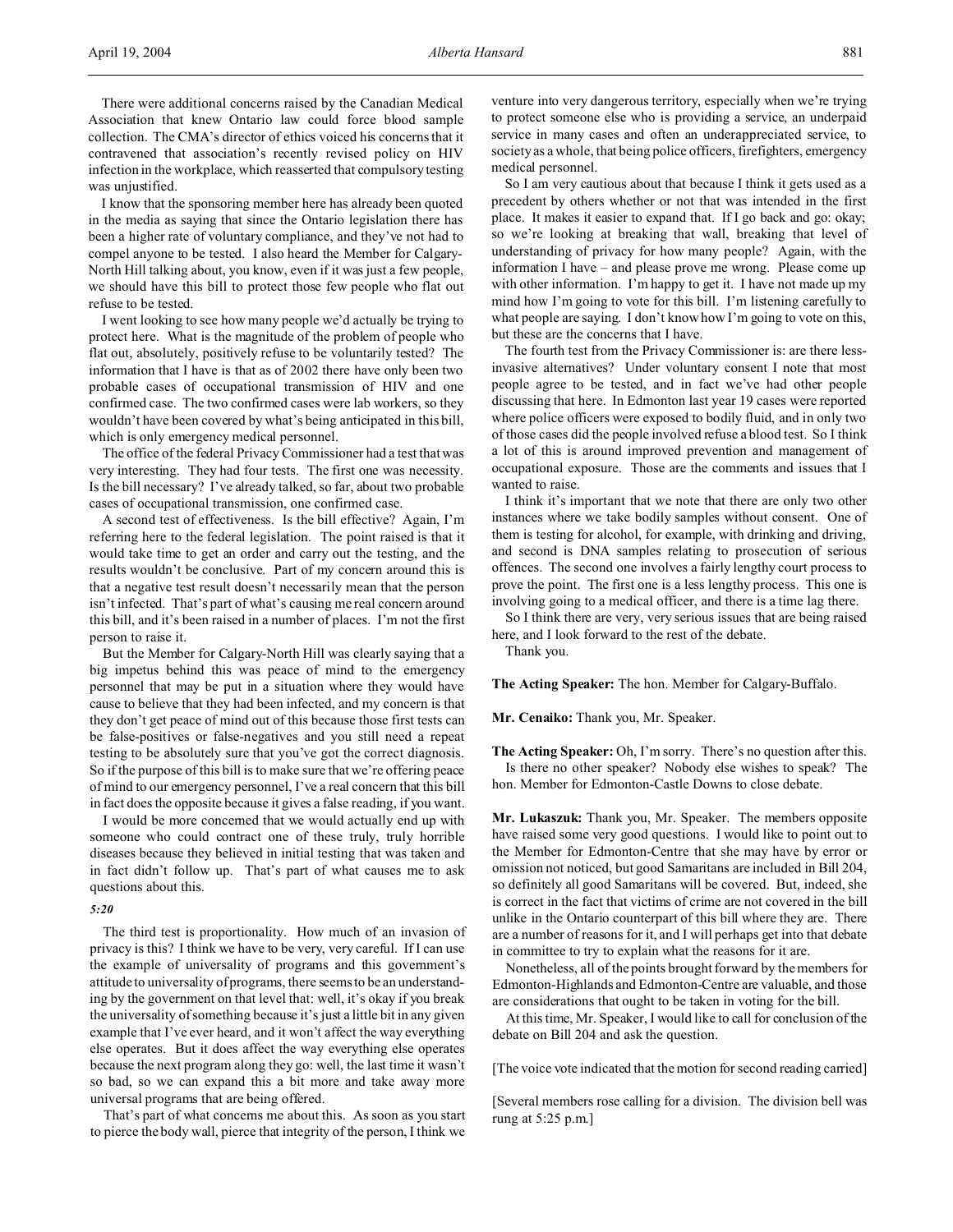There were additional concerns raised by the Canadian Medical Association that knew Ontario law could force blood sample collection. The CMA's director of ethics voiced his concerns that it contravened that association's recently revised policy on HIV infection in the workplace, which reasserted that compulsory testing was unjustified.

I know that the sponsoring member here has already been quoted in the media as saying that since the Ontario legislation there has been a higher rate of voluntary compliance, and they've not had to compel anyone to be tested. I also heard the Member for Calgary-North Hill talking about, you know, even if it was just a few people, we should have this bill to protect those few people who flat out refuse to be tested.

I went looking to see how many people we'd actually be trying to protect here. What is the magnitude of the problem of people who flat out, absolutely, positively refuse to be voluntarily tested? The information that I have is that as of 2002 there have only been two probable cases of occupational transmission of HIV and one confirmed case. The two confirmed cases were lab workers, so they wouldn't have been covered by what's being anticipated in this bill, which is only emergency medical personnel.

The office of the federal Privacy Commissioner had a test that was very interesting. They had four tests. The first one was necessity. Is the bill necessary? I've already talked, so far, about two probable cases of occupational transmission, one confirmed case.

A second test of effectiveness. Is the bill effective? Again, I'm referring here to the federal legislation. The point raised is that it would take time to get an order and carry out the testing, and the results wouldn't be conclusive. Part of my concern around this is that a negative test result doesn't necessarily mean that the person isn't infected. That's part of what's causing me real concern around this bill, and it's been raised in a number of places. I'm not the first person to raise it.

But the Member for Calgary-North Hill was clearly saying that a big impetus behind this was peace of mind to the emergency personnel that may be put in a situation where they would have cause to believe that they had been infected, and my concern is that they don't get peace of mind out of this because those first tests can be false-positives or false-negatives and you still need a repeat testing to be absolutely sure that you've got the correct diagnosis. So if the purpose of this bill is to make sure that we're offering peace of mind to our emergency personnel, I've a real concern that this bill in fact does the opposite because it gives a false reading, if you want.

I would be more concerned that we would actually end up with someone who could contract one of these truly, truly horrible diseases because they believed in initial testing that was taken and in fact didn't follow up. That's part of what causes me to ask questions about this.

*5:20*

The third test is proportionality. How much of an invasion of privacy is this? I think we have to be very, very careful. If I can use the example of universality of programs and this government's attitude to universality of programs, there seems to be an understanding by the government on that level that: well, it's okay if you break the universality of something because it's just a little bit in any given example that I've ever heard, and it won't affect the way everything else operates. But it does affect the way everything else operates because the next program along they go: well, the last time it wasn't so bad, so we can expand this a bit more and take away more universal programs that are being offered.

That's part of what concerns me about this. As soon as you start to pierce the body wall, pierce that integrity of the person, I think we venture into very dangerous territory, especially when we're trying to protect someone else who is providing a service, an underpaid service in many cases and often an underappreciated service, to society as a whole, that being police officers, firefighters, emergency medical personnel.

So I am very cautious about that because I think it gets used as a precedent by others whether or not that was intended in the first place. It makes it easier to expand that. If I go back and go: okay; so we're looking at breaking that wall, breaking that level of understanding of privacy for how many people? Again, with the information I have – and please prove me wrong. Please come up with other information. I'm happy to get it. I have not made up my mind how I'm going to vote for this bill. I'm listening carefully to what people are saying. I don't know how I'm going to vote on this, but these are the concerns that I have.

The fourth test from the Privacy Commissioner is: are there less-invasive alternatives? Under voluntary consent I note that most people agree to be tested, and in fact we've had other people discussing that here. In Edmonton last year 19 cases were reported where police officers were exposed to bodily fluid, and in only two of those cases did the people involved refuse a blood test. So I think a lot of this is around improved prevention and management of occupational exposure. Those are the comments and issues that I wanted to raise.

I think it's important that we note that there are only two other instances where we take bodily samples without consent. One of them is testing for alcohol, for example, with drinking and driving, and second is DNA samples relating to prosecution of serious offences. The second one involves a fairly lengthy court process to prove the point. The first one is a less lengthy process. This one is involving going to a medical officer, and there is a time lag there.

So I think there are very, very serious issues that are being raised here, and I look forward to the rest of the debate.

Thank you.

**The Acting Speaker:** The hon. Member for Calgary-Buffalo.

**Mr. Cenaiko:** Thank you, Mr. Speaker.

**The Acting Speaker:** Oh, I'm sorry. There's no question after this.

Is there no other speaker? Nobody else wishes to speak? The hon. Member for Edmonton-Castle Downs to close debate.

**Mr. Lukaszuk:** Thank you, Mr. Speaker. The members opposite have raised some very good questions. I would like to point out to the Member for Edmonton-Centre that she may have by error or omission not noticed, but good Samaritans are included in Bill 204, so definitely all good Samaritans will be covered. But, indeed, she is correct in the fact that victims of crime are not covered in the bill unlike in the Ontario counterpart of this bill where they are. There are a number of reasons for it, and I will perhaps get into that debate in committee to try to explain what the reasons for it are.

Nonetheless, all of the points brought forward by the members for Edmonton-Highlands and Edmonton-Centre are valuable, and those are considerations that ought to be taken in voting for the bill.

At this time, Mr. Speaker, I would like to call for conclusion of the debate on Bill 204 and ask the question.

[The voice vote indicated that the motion for second reading carried]

[Several members rose calling for a division. The division bell was rung at 5:25 p.m.]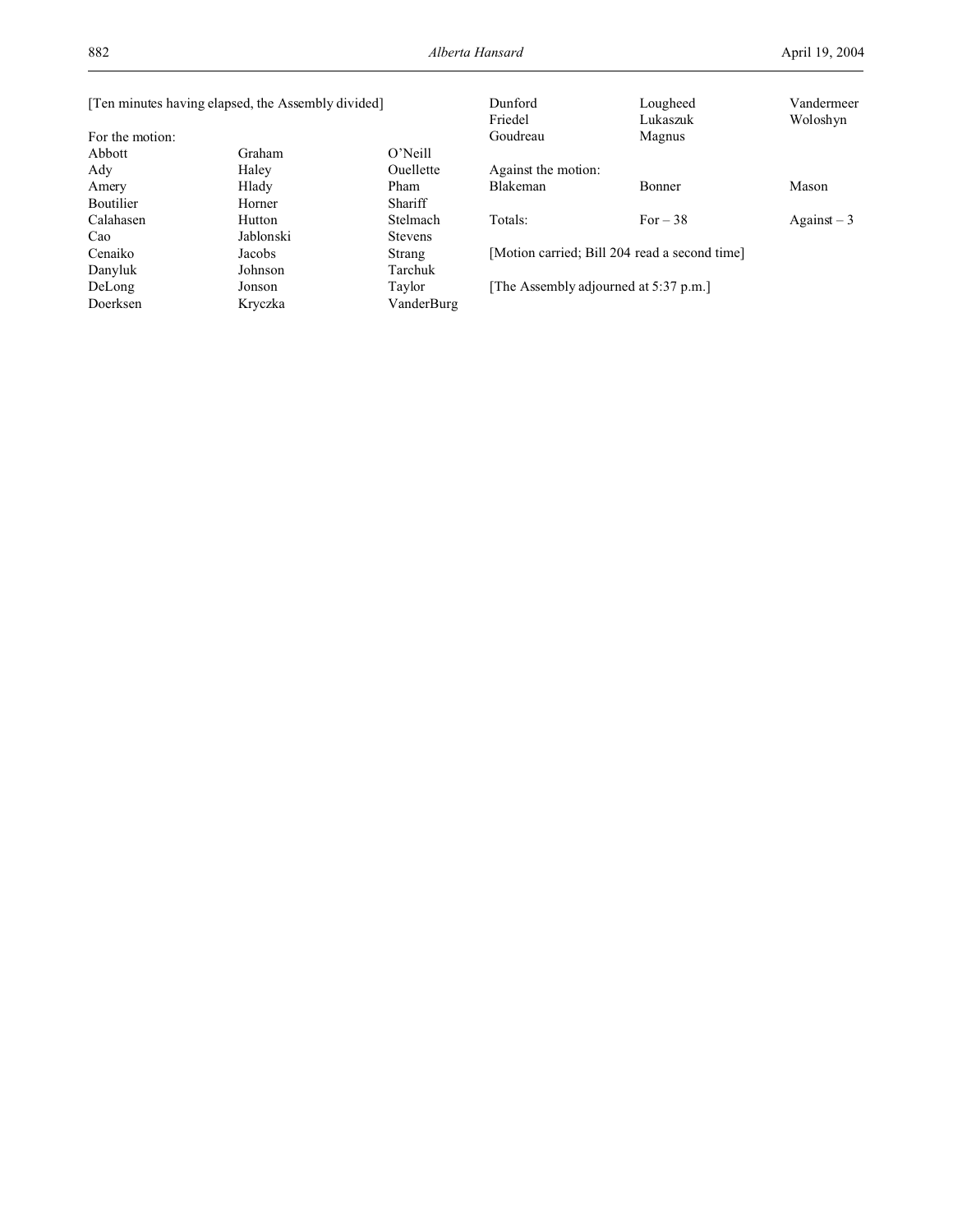[Ten minutes having elapsed, the Assembly divided]

For the motion:

| | | |
|---|---|---|
| Abbott | Graham | O'Neill |
| Ady | Haley | Ouellette |
| Amery | Hlady | Pham |
| Boutilier | Horner | Shariff |
| Calahasen | Hutton | Stelmach |
| Cao | Jablonski | Stevens |
| Cenaiko | Jacobs | Strang |
| Danyluk | Johnson | Tarchuk |
| DeLong | Jonson | Taylor |
| Doerksen | Kryczka | VanderBurg |
| Dunford | Lougheed | Vandermeer |
| Friedel | Lukaszuk | Woloshyn |
| Goudreau | Magnus | |

Against the motion:

| | | |
|---|---|---|
| Blakeman | Bonner | Mason |

| | | |
|---|---|---|
| Totals: | For – 38 | Against – 3 |

[Motion carried; Bill 204 read a second time]

[The Assembly adjourned at 5:37 p.m.]